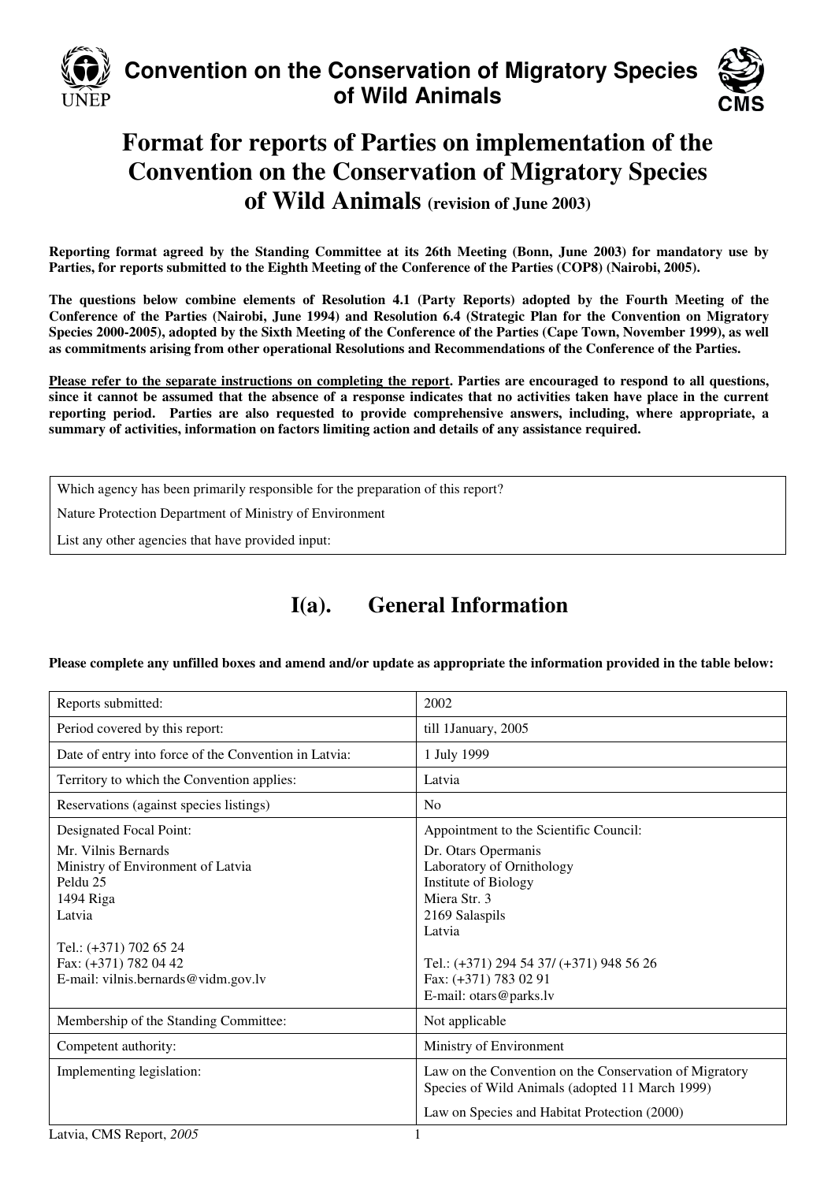# Convention on the Conservation of Migratory Species of Wild Animals

# Format for reports of Parties on implementation of the Convention on the Conservation of Migratory Species of Wild Animals (revision of June 2003)

**Reporting format agreed by the Standing Committee at its 26th Meeting (Bonn, June 2003) for mandatory use by Parties, for reports submitted to the Eighth Meeting of the Conference of the Parties (COP8) (Nairobi, 2005).**

**The questions below combine elements of Resolution 4.1 (Party Reports) adopted by the Fourth Meeting of the Conference of the Parties (Nairobi, June 1994) and Resolution 6.4 (Strategic Plan for the Convention on Migratory Species 2000-2005), adopted by the Sixth Meeting of the Conference of the Parties (Cape Town, November 1999), as well as commitments arising from other operational Resolutions and Recommendations of the Conference of the Parties.**

**Please refer to the separate instructions on completing the report. Parties are encouraged to respond to all questions, since it cannot be assumed that the absence of a response indicates that no activities taken have place in the current reporting period. Parties are also requested to provide comprehensive answers, including, where appropriate, a summary of activities, information on factors limiting action and details of any assistance required.**

| Which agency has been primarily responsible for the preparation of this report? |
|---|
| Nature Protection Department of Ministry of Environment |
| List any other agencies that have provided input: |

## I(a). General Information

**Please complete any unfilled boxes and amend and/or update as appropriate the information provided in the table below:**

| | |
|---|---|
| Reports submitted: | 2002 |
| Period covered by this report: | till 1January, 2005 |
| Date of entry into force of the Convention in Latvia: | 1 July 1999 |
| Territory to which the Convention applies: | Latvia |
| Reservations (against species listings) | No |
| Designated Focal Point:<br>Mr. Vilnis Bernards<br>Ministry of Environment of Latvia<br>Peldu 25<br>1494 Riga<br>Latvia<br><br>Tel.: (+371) 702 65 24<br>Fax: (+371) 782 04 42<br>E-mail: vilnis.bernards@vidm.gov.lv | Appointment to the Scientific Council:<br>Dr. Otars Opermanis<br>Laboratory of Ornithology<br>Institute of Biology<br>Miera Str. 3<br>2169 Salaspils<br>Latvia<br><br>Tel.: (+371) 294 54 37/ (+371) 948 56 26<br>Fax: (+371) 783 02 91<br>E-mail: otars@parks.lv |
| Membership of the Standing Committee: | Not applicable |
| Competent authority: | Ministry of Environment |
| Implementing legislation: | Law on the Convention on the Conservation of Migratory Species of Wild Animals (adopted 11 March 1999)<br><br>Law on Species and Habitat Protection (2000) |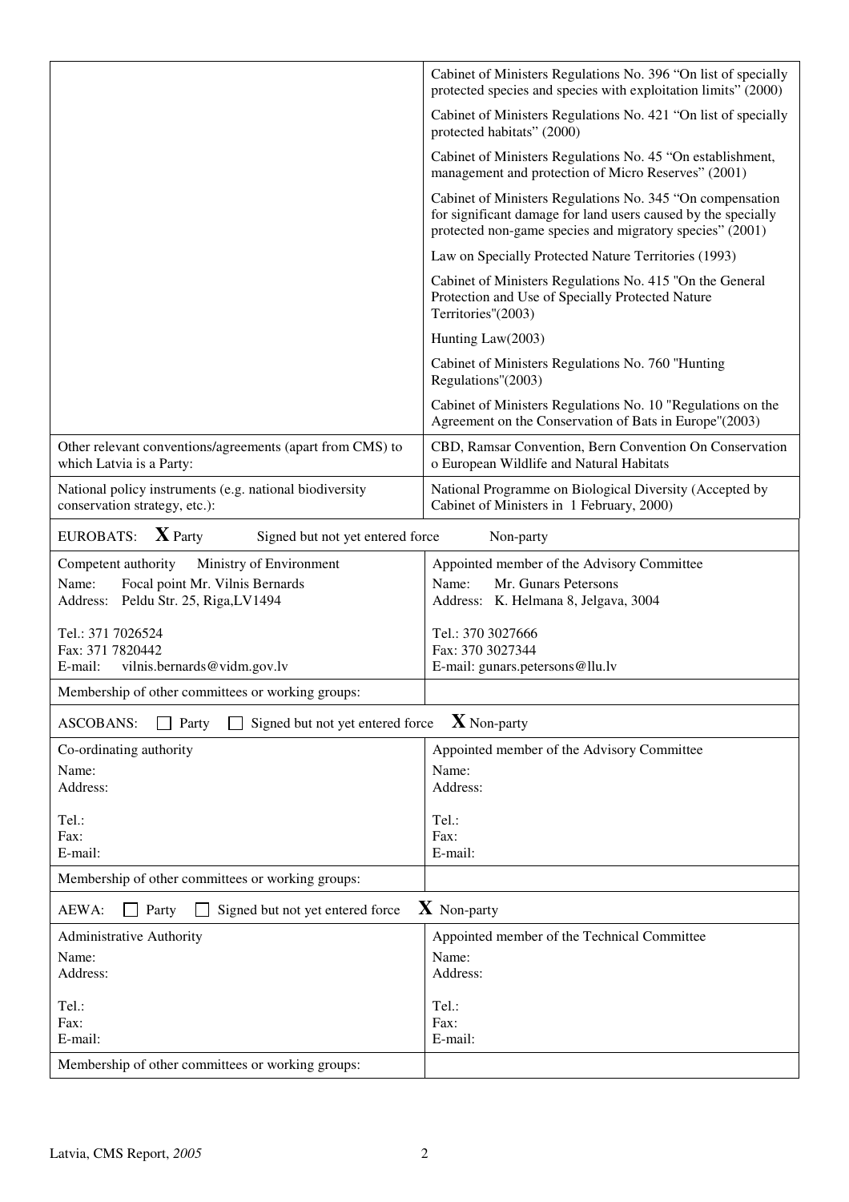| | |
|---|---|
| | Cabinet of Ministers Regulations No. 396 "On list of specially protected species and species with exploitation limits" (2000) |
| | Cabinet of Ministers Regulations No. 421 "On list of specially protected habitats" (2000) |
| | Cabinet of Ministers Regulations No. 45 "On establishment, management and protection of Micro Reserves" (2001) |
| | Cabinet of Ministers Regulations No. 345 "On compensation for significant damage for land users caused by the specially protected non-game species and migratory species" (2001) |
| | Law on Specially Protected Nature Territories (1993) |
| | Cabinet of Ministers Regulations No. 415 "On the General Protection and Use of Specially Protected Nature Territories"(2003) |
| | Hunting Law(2003) |
| | Cabinet of Ministers Regulations No. 760 "Hunting Regulations"(2003) |
| | Cabinet of Ministers Regulations No. 10 "Regulations on the Agreement on the Conservation of Bats in Europe"(2003) |
| Other relevant conventions/agreements (apart from CMS) to which Latvia is a Party: | CBD, Ramsar Convention, Bern Convention On Conservation o European Wildlife and Natural Habitats |
| National policy instruments (e.g. national biodiversity conservation strategy, etc.): | National Programme on Biological Diversity (Accepted by Cabinet of Ministers in 1 February, 2000) |

EUROBATS: **X** Party ☐ Signed but not yet entered force ☐ Non-party

| | |
|---|---|
| Competent authority Ministry of Environment<br>Name: Focal point Mr. Vilnis Bernards<br>Address: Peldu Str. 25, Riga,LV1494<br><br>Tel.: 371 7026524<br>Fax: 371 7820442<br>E-mail: vilnis.bernards@vidm.gov.lv | Appointed member of the Advisory Committee<br>Name: Mr. Gunars Petersons<br>Address: K. Helmana 8, Jelgava, 3004<br><br>Tel.: 370 3027666<br>Fax: 370 3027344<br>E-mail: gunars.petersons@llu.lv |
| Membership of other committees or working groups: | |

ASCOBANS: ☐ Party ☐ Signed but not yet entered force **X** Non-party

| | |
|---|---|
| Co-ordinating authority<br>Name:<br>Address:<br><br>Tel.:<br>Fax:<br>E-mail: | Appointed member of the Advisory Committee<br>Name:<br>Address:<br><br>Tel.:<br>Fax:<br>E-mail: |
| Membership of other committees or working groups: | |

AEWA: ☐ Party ☐ Signed but not yet entered force **X** Non-party

| | |
|---|---|
| Administrative Authority<br>Name:<br>Address:<br><br>Tel.:<br>Fax:<br>E-mail: | Appointed member of the Technical Committee<br>Name:<br>Address:<br><br>Tel.:<br>Fax:<br>E-mail: |
| Membership of other committees or working groups: | |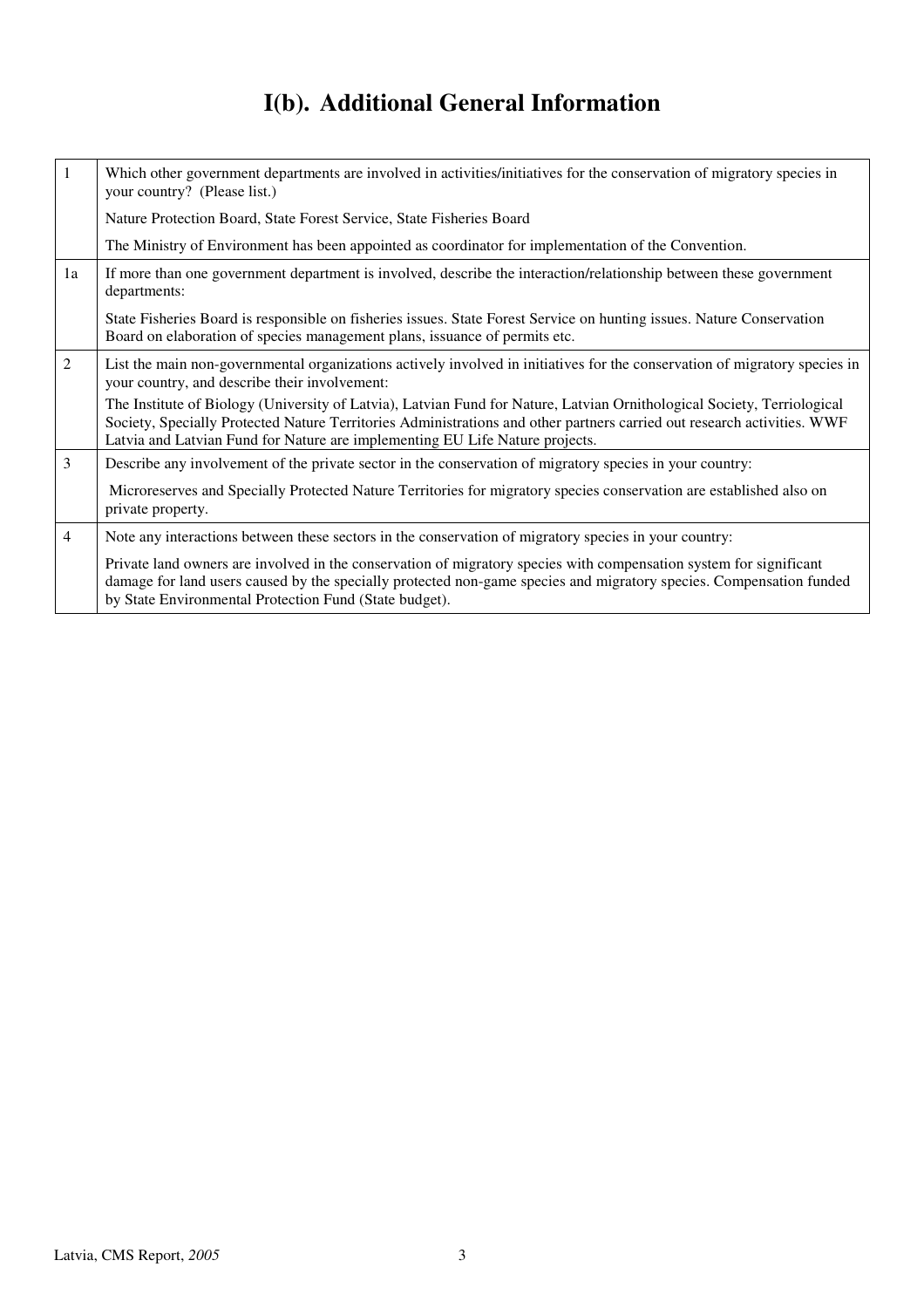# I(b). Additional General Information

| | |
|---|---|
| 1 | Which other government departments are involved in activities/initiatives for the conservation of migratory species in your country? (Please list.)<br><br>Nature Protection Board, State Forest Service, State Fisheries Board<br><br>The Ministry of Environment has been appointed as coordinator for implementation of the Convention. |
| 1a | If more than one government department is involved, describe the interaction/relationship between these government departments:<br><br>State Fisheries Board is responsible on fisheries issues. State Forest Service on hunting issues. Nature Conservation Board on elaboration of species management plans, issuance of permits etc. |
| 2 | List the main non-governmental organizations actively involved in initiatives for the conservation of migratory species in your country, and describe their involvement:<br><br>The Institute of Biology (University of Latvia), Latvian Fund for Nature, Latvian Ornithological Society, Terriological Society, Specially Protected Nature Territories Administrations and other partners carried out research activities. WWF Latvia and Latvian Fund for Nature are implementing EU Life Nature projects. |
| 3 | Describe any involvement of the private sector in the conservation of migratory species in your country:<br><br>Microreserves and Specially Protected Nature Territories for migratory species conservation are established also on private property. |
| 4 | Note any interactions between these sectors in the conservation of migratory species in your country:<br><br>Private land owners are involved in the conservation of migratory species with compensation system for significant damage for land users caused by the specially protected non-game species and migratory species. Compensation funded by State Environmental Protection Fund (State budget). |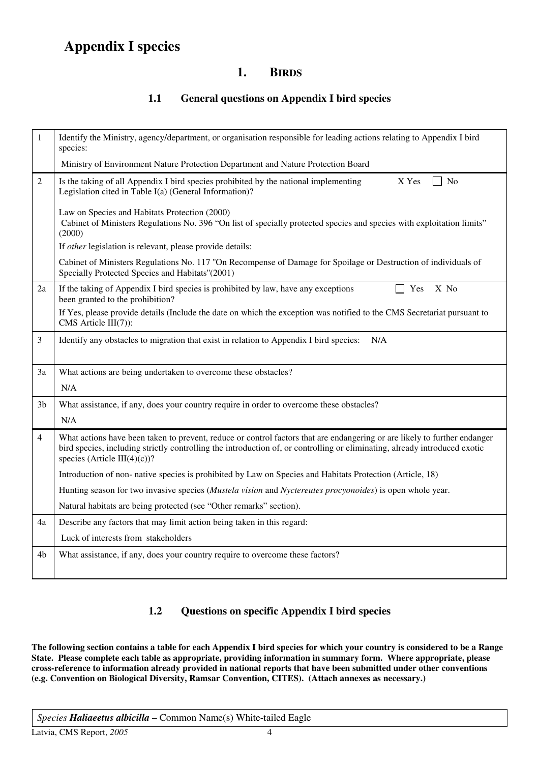# Appendix I species

## 1. BIRDS

### 1.1 General questions on Appendix I bird species

| | |
|---|---|
| 1 | Identify the Ministry, agency/department, or organisation responsible for leading actions relating to Appendix I bird species:<br>Ministry of Environment Nature Protection Department and Nature Protection Board |
| 2 | Is the taking of all Appendix I bird species prohibited by the national implementing Legislation cited in Table I(a) (General Information)? X Yes ☐ No<br>Law on Species and Habitats Protection (2000)<br>Cabinet of Ministers Regulations No. 396 "On list of specially protected species and species with exploitation limits" (2000)<br>If *other* legislation is relevant, please provide details:<br>Cabinet of Ministers Regulations No. 117 "On Recompense of Damage for Spoilage or Destruction of individuals of Specially Protected Species and Habitats"(2001) |
| 2a | If the taking of Appendix I bird species is prohibited by law, have any exceptions been granted to the prohibition? ☐ Yes X No<br>If Yes, please provide details (Include the date on which the exception was notified to the CMS Secretariat pursuant to CMS Article III(7)): |
| 3 | Identify any obstacles to migration that exist in relation to Appendix I bird species: N/A |
| 3a | What actions are being undertaken to overcome these obstacles?<br>N/A |
| 3b | What assistance, if any, does your country require in order to overcome these obstacles?<br>N/A |
| 4 | What actions have been taken to prevent, reduce or control factors that are endangering or are likely to further endanger bird species, including strictly controlling the introduction of, or controlling or eliminating, already introduced exotic species (Article III(4)(c))?<br>Introduction of non- native species is prohibited by Law on Species and Habitats Protection (Article, 18)<br>Hunting season for two invasive species (*Mustela vision* and *Nyctereutes procyonoides*) is open whole year.<br>Natural habitats are being protected (see "Other remarks" section). |
| 4a | Describe any factors that may limit action being taken in this regard:<br>Luck of interests from stakeholders |
| 4b | What assistance, if any, does your country require to overcome these factors? |

### 1.2 Questions on specific Appendix I bird species

**The following section contains a table for each Appendix I bird species for which your country is considered to be a Range State. Please complete each table as appropriate, providing information in summary form. Where appropriate, please cross-reference to information already provided in national reports that have been submitted under other conventions (e.g. Convention on Biological Diversity, Ramsar Convention, CITES). (Attach annexes as necessary.)**

| *Species* ***Haliaeetus albicilla*** – Common Name(s) White-tailed Eagle |
|---|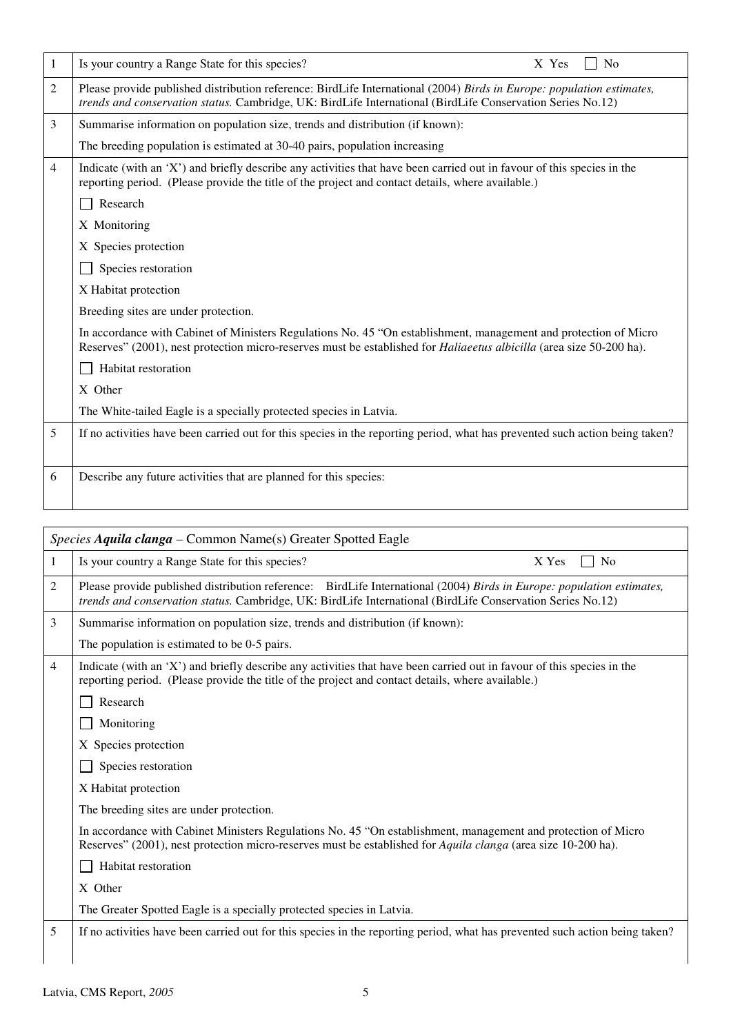| 1 | Is your country a Range State for this species? X Yes ☐ No |
|---|---|
| 2 | Please provide published distribution reference: BirdLife International (2004) *Birds in Europe: population estimates, trends and conservation status.* Cambridge, UK: BirdLife International (BirdLife Conservation Series No.12) |
| 3 | Summarise information on population size, trends and distribution (if known): |
| | The breeding population is estimated at 30-40 pairs, population increasing |
| 4 | Indicate (with an 'X') and briefly describe any activities that have been carried out in favour of this species in the reporting period. (Please provide the title of the project and contact details, where available.) |
| | ☐ Research |
| | X Monitoring |
| | X Species protection |
| | ☐ Species restoration |
| | X Habitat protection |
| | Breeding sites are under protection. |
| | In accordance with Cabinet of Ministers Regulations No. 45 "On establishment, management and protection of Micro Reserves" (2001), nest protection micro-reserves must be established for *Haliaeetus albicilla* (area size 50-200 ha). |
| | ☐ Habitat restoration |
| | X Other |
| | The White-tailed Eagle is a specially protected species in Latvia. |
| 5 | If no activities have been carried out for this species in the reporting period, what has prevented such action being taken? |
| 6 | Describe any future activities that are planned for this species: |

| *Species* ***Aquila clanga*** – Common Name(s) Greater Spotted Eagle | |
|---|---|
| 1 | Is your country a Range State for this species? X Yes ☐ No |
| 2 | Please provide published distribution reference: BirdLife International (2004) *Birds in Europe: population estimates, trends and conservation status.* Cambridge, UK: BirdLife International (BirdLife Conservation Series No.12) |
| 3 | Summarise information on population size, trends and distribution (if known): |
| | The population is estimated to be 0-5 pairs. |
| 4 | Indicate (with an 'X') and briefly describe any activities that have been carried out in favour of this species in the reporting period. (Please provide the title of the project and contact details, where available.) |
| | ☐ Research |
| | ☐ Monitoring |
| | X Species protection |
| | ☐ Species restoration |
| | X Habitat protection |
| | The breeding sites are under protection. |
| | In accordance with Cabinet Ministers Regulations No. 45 "On establishment, management and protection of Micro Reserves" (2001), nest protection micro-reserves must be established for *Aquila clanga* (area size 10-200 ha). |
| | ☐ Habitat restoration |
| | X Other |
| | The Greater Spotted Eagle is a specially protected species in Latvia. |
| 5 | If no activities have been carried out for this species in the reporting period, what has prevented such action being taken? |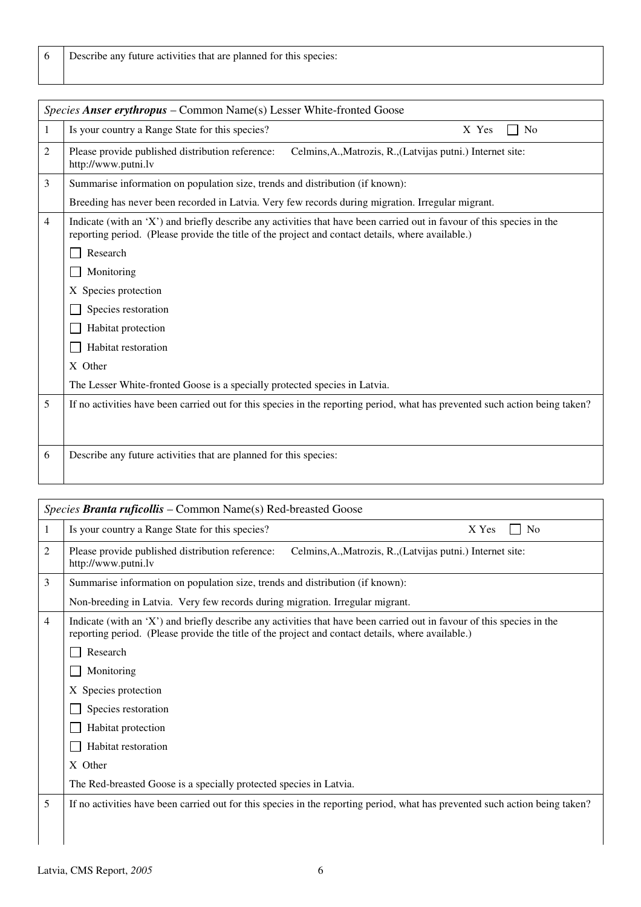| 6 | Describe any future activities that are planned for this species: |
|---|---|

| *Species* ***Anser erythropus*** – Common Name(s) Lesser White-fronted Goose | |
|---|---|
| 1 | Is your country a Range State for this species? X Yes ☐ No |
| 2 | Please provide published distribution reference: Celmins,A.,Matrozis, R.,(Latvijas putni.) Internet site: http://www.putni.lv |
| 3 | Summarise information on population size, trends and distribution (if known):<br>Breeding has never been recorded in Latvia. Very few records during migration. Irregular migrant. |
| 4 | Indicate (with an 'X') and briefly describe any activities that have been carried out in favour of this species in the reporting period. (Please provide the title of the project and contact details, where available.)<br>☐ Research<br>☐ Monitoring<br>X Species protection<br>☐ Species restoration<br>☐ Habitat protection<br>☐ Habitat restoration<br>X Other<br>The Lesser White-fronted Goose is a specially protected species in Latvia. |
| 5 | If no activities have been carried out for this species in the reporting period, what has prevented such action being taken? |
| 6 | Describe any future activities that are planned for this species: |

| *Species* ***Branta ruficollis*** – Common Name(s) Red-breasted Goose | |
|---|---|
| 1 | Is your country a Range State for this species? X Yes ☐ No |
| 2 | Please provide published distribution reference: Celmins,A.,Matrozis, R.,(Latvijas putni.) Internet site: http://www.putni.lv |
| 3 | Summarise information on population size, trends and distribution (if known):<br>Non-breeding in Latvia. Very few records during migration. Irregular migrant. |
| 4 | Indicate (with an 'X') and briefly describe any activities that have been carried out in favour of this species in the reporting period. (Please provide the title of the project and contact details, where available.)<br>☐ Research<br>☐ Monitoring<br>X Species protection<br>☐ Species restoration<br>☐ Habitat protection<br>☐ Habitat restoration<br>X Other<br>The Red-breasted Goose is a specially protected species in Latvia. |
| 5 | If no activities have been carried out for this species in the reporting period, what has prevented such action being taken? |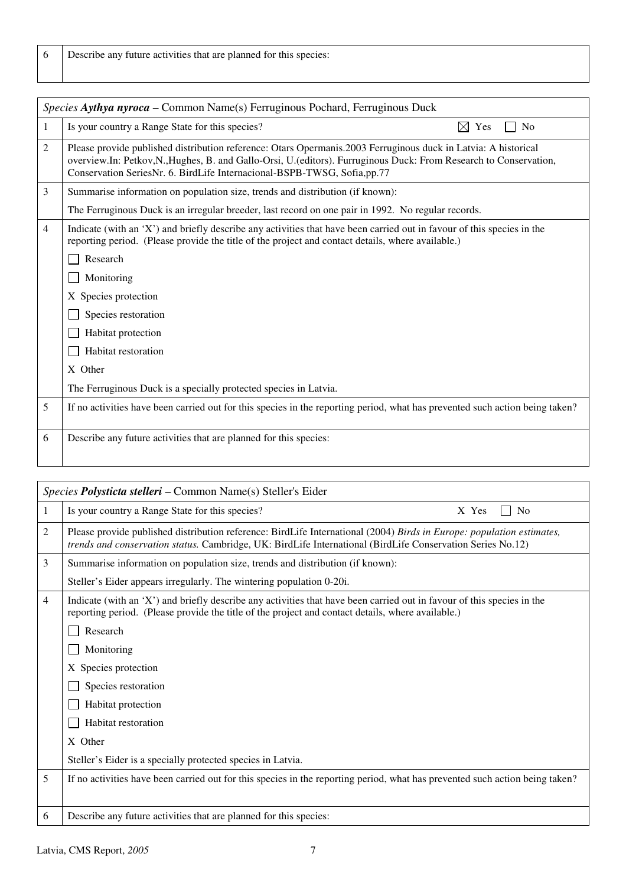| 6 | Describe any future activities that are planned for this species: |
|---|---|

| *Species* ***Aythya nyroca*** – Common Name(s) Ferruginous Pochard, Ferruginous Duck | |
|---|---|
| 1 | Is your country a Range State for this species? ☒ Yes ☐ No |
| 2 | Please provide published distribution reference: Otars Opermanis.2003 Ferruginous duck in Latvia: A historical overview.In: Petkov,N.,Hughes, B. and Gallo-Orsi, U.(editors). Furruginous Duck: From Research to Conservation, Conservation SeriesNr. 6. BirdLife Internacional-BSPB-TWSG, Sofia,pp.77 |
| 3 | Summarise information on population size, trends and distribution (if known):<br>The Ferruginous Duck is an irregular breeder, last record on one pair in 1992. No regular records. |
| 4 | Indicate (with an 'X') and briefly describe any activities that have been carried out in favour of this species in the reporting period. (Please provide the title of the project and contact details, where available.)<br>☐ Research<br>☐ Monitoring<br>X Species protection<br>☐ Species restoration<br>☐ Habitat protection<br>☐ Habitat restoration<br>X Other<br>The Ferruginous Duck is a specially protected species in Latvia. |
| 5 | If no activities have been carried out for this species in the reporting period, what has prevented such action being taken? |
| 6 | Describe any future activities that are planned for this species: |

| *Species* ***Polysticta stelleri*** – Common Name(s) Steller's Eider | |
|---|---|
| 1 | Is your country a Range State for this species? X Yes ☐ No |
| 2 | Please provide published distribution reference: BirdLife International (2004) *Birds in Europe: population estimates, trends and conservation status.* Cambridge, UK: BirdLife International (BirdLife Conservation Series No.12) |
| 3 | Summarise information on population size, trends and distribution (if known):<br>Steller's Eider appears irregularly. The wintering population 0-20i. |
| 4 | Indicate (with an 'X') and briefly describe any activities that have been carried out in favour of this species in the reporting period. (Please provide the title of the project and contact details, where available.)<br>☐ Research<br>☐ Monitoring<br>X Species protection<br>☐ Species restoration<br>☐ Habitat protection<br>☐ Habitat restoration<br>X Other<br>Steller's Eider is a specially protected species in Latvia. |
| 5 | If no activities have been carried out for this species in the reporting period, what has prevented such action being taken? |
| 6 | Describe any future activities that are planned for this species: |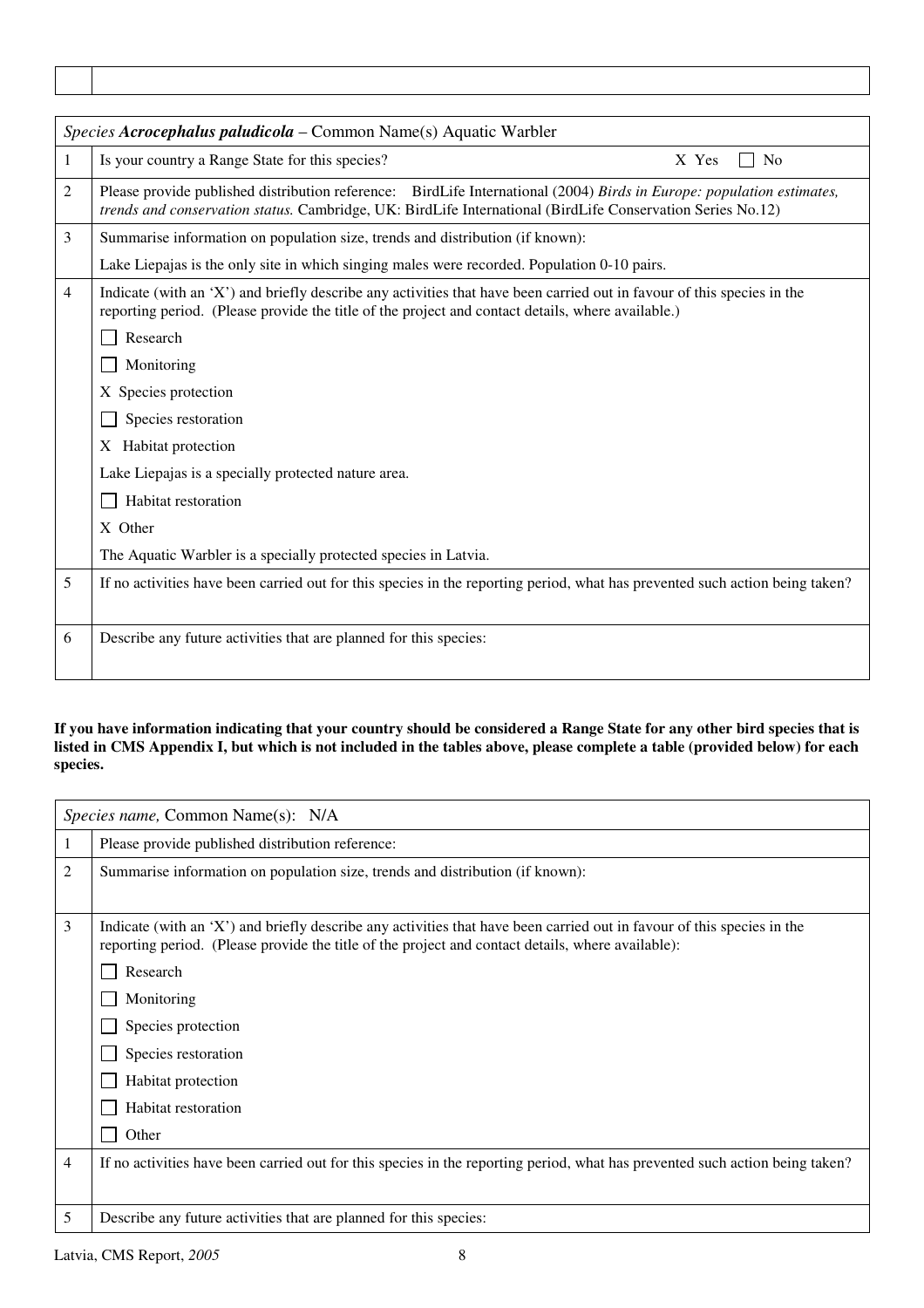| | |
|---|---|
| | |

| *Species* ***Acrocephalus paludicola*** – Common Name(s) Aquatic Warbler | |
|---|---|
| 1 | Is your country a Range State for this species? X Yes ☐ No |
| 2 | Please provide published distribution reference: BirdLife International (2004) *Birds in Europe: population estimates, trends and conservation status.* Cambridge, UK: BirdLife International (BirdLife Conservation Series No.12) |
| 3 | Summarise information on population size, trends and distribution (if known):<br>Lake Liepajas is the only site in which singing males were recorded. Population 0-10 pairs. |
| 4 | Indicate (with an 'X') and briefly describe any activities that have been carried out in favour of this species in the reporting period. (Please provide the title of the project and contact details, where available.)<br>☐ Research<br>☐ Monitoring<br>X Species protection<br>☐ Species restoration<br>X Habitat protection<br>Lake Liepajas is a specially protected nature area.<br>☐ Habitat restoration<br>X Other<br>The Aquatic Warbler is a specially protected species in Latvia. |
| 5 | If no activities have been carried out for this species in the reporting period, what has prevented such action being taken? |
| 6 | Describe any future activities that are planned for this species: |

**If you have information indicating that your country should be considered a Range State for any other bird species that is listed in CMS Appendix I, but which is not included in the tables above, please complete a table (provided below) for each species.**

| *Species name,* Common Name(s): N/A | |
|---|---|
| 1 | Please provide published distribution reference: |
| 2 | Summarise information on population size, trends and distribution (if known): |
| 3 | Indicate (with an 'X') and briefly describe any activities that have been carried out in favour of this species in the reporting period. (Please provide the title of the project and contact details, where available):<br>☐ Research<br>☐ Monitoring<br>☐ Species protection<br>☐ Species restoration<br>☐ Habitat protection<br>☐ Habitat restoration<br>☐ Other |
| 4 | If no activities have been carried out for this species in the reporting period, what has prevented such action being taken? |
| 5 | Describe any future activities that are planned for this species: |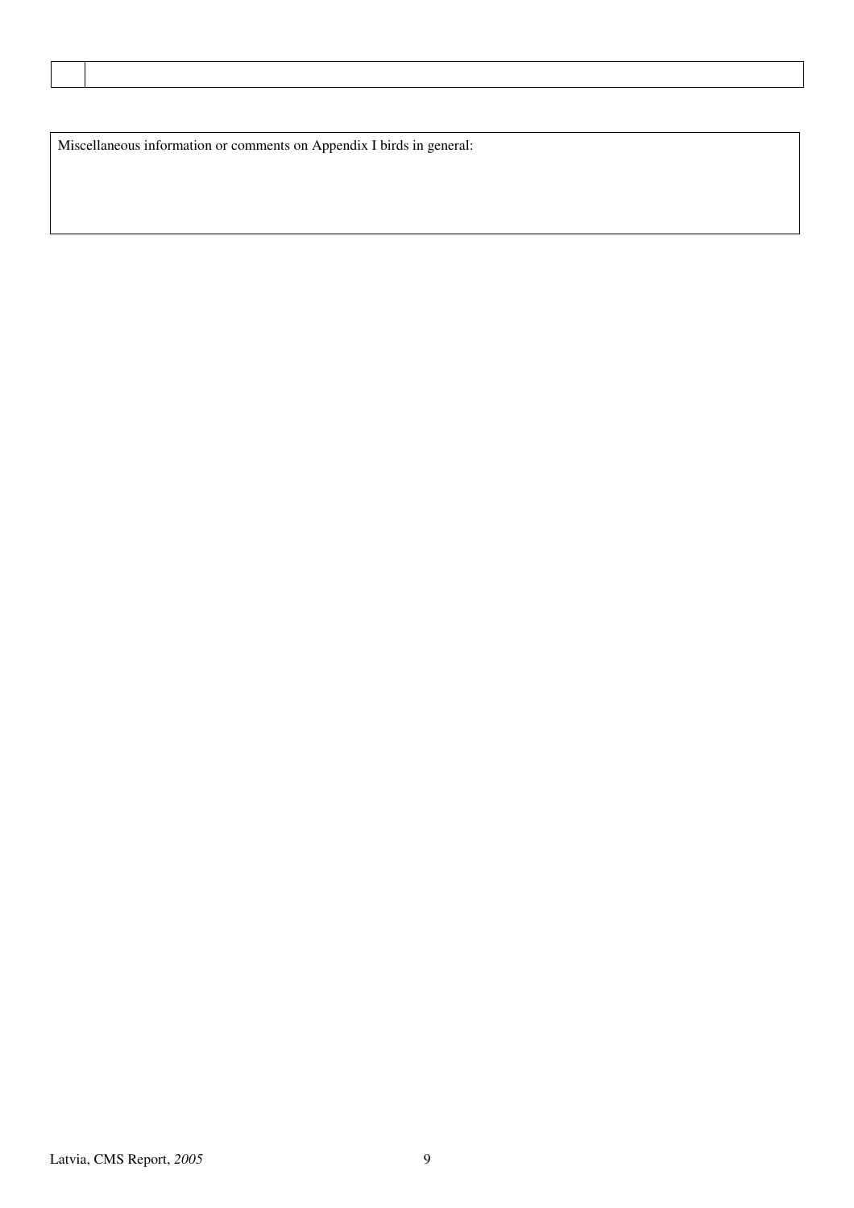| | |
|---|---|
| | |

| Miscellaneous information or comments on Appendix I birds in general: |
|---|
| |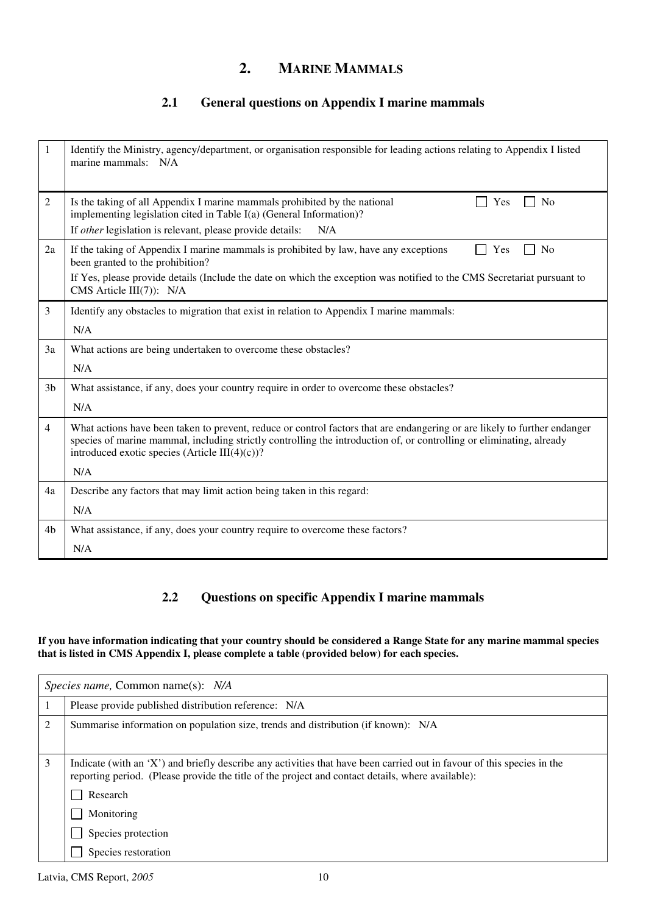## 2. MARINE MAMMALS

### 2.1 General questions on Appendix I marine mammals

| | |
|---|---|
| 1 | Identify the Ministry, agency/department, or organisation responsible for leading actions relating to Appendix I listed marine mammals: N/A |
| 2 | Is the taking of all Appendix I marine mammals prohibited by the national implementing legislation cited in Table I(a) (General Information)? ☐ Yes ☐ No<br>If *other* legislation is relevant, please provide details: N/A |
| 2a | If the taking of Appendix I marine mammals is prohibited by law, have any exceptions been granted to the prohibition? ☐ Yes ☐ No<br>If Yes, please provide details (Include the date on which the exception was notified to the CMS Secretariat pursuant to CMS Article III(7)): N/A |
| 3 | Identify any obstacles to migration that exist in relation to Appendix I marine mammals:<br>N/A |
| 3a | What actions are being undertaken to overcome these obstacles?<br>N/A |
| 3b | What assistance, if any, does your country require in order to overcome these obstacles?<br>N/A |
| 4 | What actions have been taken to prevent, reduce or control factors that are endangering or are likely to further endanger species of marine mammal, including strictly controlling the introduction of, or controlling or eliminating, already introduced exotic species (Article III(4)(c))?<br>N/A |
| 4a | Describe any factors that may limit action being taken in this regard:<br>N/A |
| 4b | What assistance, if any, does your country require to overcome these factors?<br>N/A |

### 2.2 Questions on specific Appendix I marine mammals

**If you have information indicating that your country should be considered a Range State for any marine mammal species that is listed in CMS Appendix I, please complete a table (provided below) for each species.**

| *Species name,* Common name(s): *N/A* | |
|---|---|
| 1 | Please provide published distribution reference: N/A |
| 2 | Summarise information on population size, trends and distribution (if known): N/A |
| 3 | Indicate (with an 'X') and briefly describe any activities that have been carried out in favour of this species in the reporting period. (Please provide the title of the project and contact details, where available):<br>☐ Research<br>☐ Monitoring<br>☐ Species protection<br>☐ Species restoration |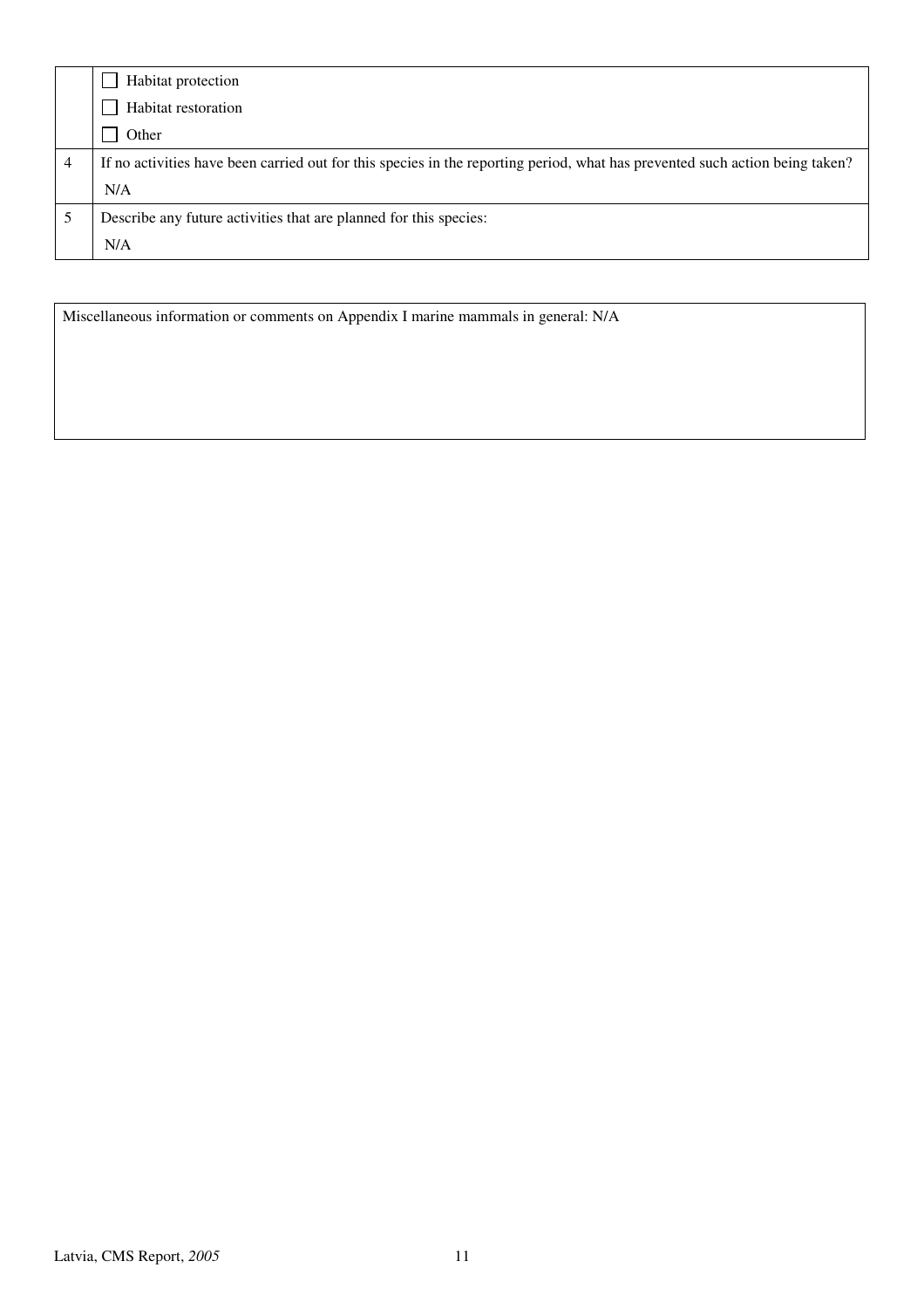|   |   |
|---|---|
|   | ☐ Habitat protection<br>☐ Habitat restoration<br>☐ Other |
| 4 | If no activities have been carried out for this species in the reporting period, what has prevented such action being taken?<br>N/A |
| 5 | Describe any future activities that are planned for this species:<br>N/A |

|   |
|---|
| Miscellaneous information or comments on Appendix I marine mammals in general: N/A |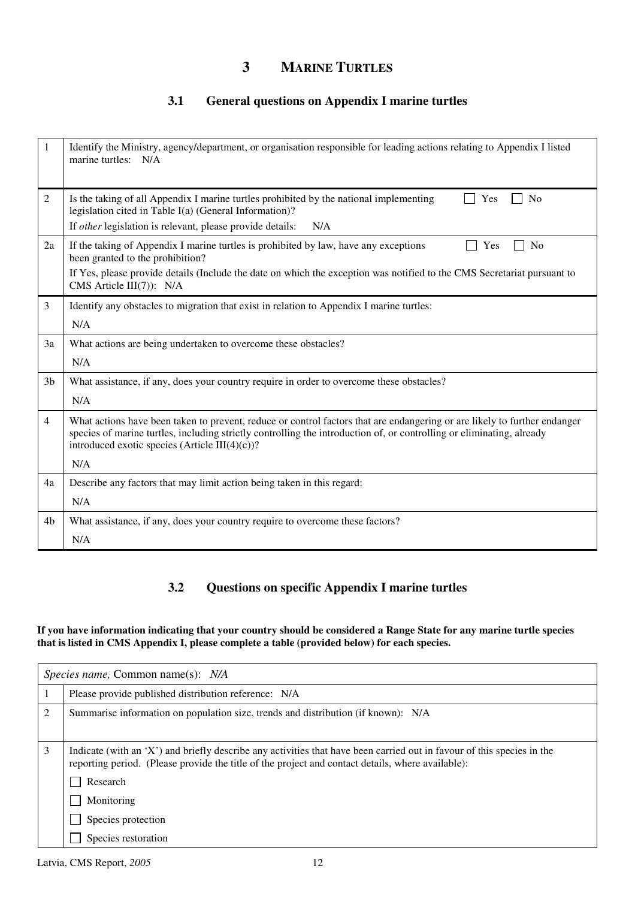# 3 MARINE TURTLES

## 3.1 General questions on Appendix I marine turtles

| | |
|---|---|
| 1 | Identify the Ministry, agency/department, or organisation responsible for leading actions relating to Appendix I listed marine turtles: N/A |
| 2 | Is the taking of all Appendix I marine turtles prohibited by the national implementing legislation cited in Table I(a) (General Information)? ☐ Yes ☐ No<br>If *other* legislation is relevant, please provide details: N/A |
| 2a | If the taking of Appendix I marine turtles is prohibited by law, have any exceptions been granted to the prohibition? ☐ Yes ☐ No<br>If Yes, please provide details (Include the date on which the exception was notified to the CMS Secretariat pursuant to CMS Article III(7)): N/A |
| 3 | Identify any obstacles to migration that exist in relation to Appendix I marine turtles:<br>N/A |
| 3a | What actions are being undertaken to overcome these obstacles?<br>N/A |
| 3b | What assistance, if any, does your country require in order to overcome these obstacles?<br>N/A |
| 4 | What actions have been taken to prevent, reduce or control factors that are endangering or are likely to further endanger species of marine turtles, including strictly controlling the introduction of, or controlling or eliminating, already introduced exotic species (Article III(4)(c))?<br>N/A |
| 4a | Describe any factors that may limit action being taken in this regard:<br>N/A |
| 4b | What assistance, if any, does your country require to overcome these factors?<br>N/A |

## 3.2 Questions on specific Appendix I marine turtles

**If you have information indicating that your country should be considered a Range State for any marine turtle species that is listed in CMS Appendix I, please complete a table (provided below) for each species.**

| *Species name,* Common name(s): *N/A* | |
|---|---|
| 1 | Please provide published distribution reference: N/A |
| 2 | Summarise information on population size, trends and distribution (if known): N/A |
| 3 | Indicate (with an 'X') and briefly describe any activities that have been carried out in favour of this species in the reporting period. (Please provide the title of the project and contact details, where available):<br>☐ Research<br>☐ Monitoring<br>☐ Species protection<br>☐ Species restoration |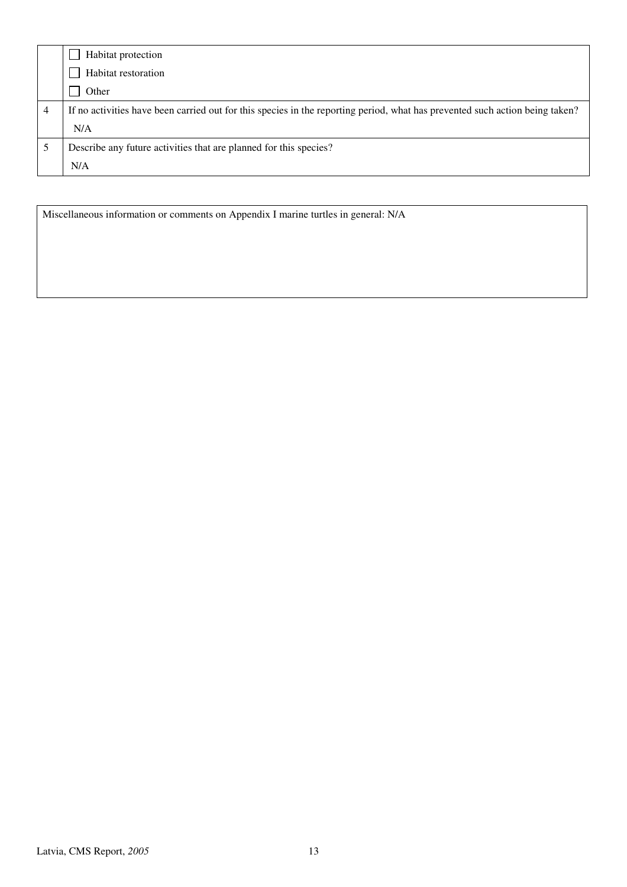| | |
|---|---|
| | ☐ Habitat protection<br>☐ Habitat restoration<br>☐ Other |
| 4 | If no activities have been carried out for this species in the reporting period, what has prevented such action being taken?<br>N/A |
| 5 | Describe any future activities that are planned for this species?<br>N/A |

| |
|---|
| Miscellaneous information or comments on Appendix I marine turtles in general: N/A |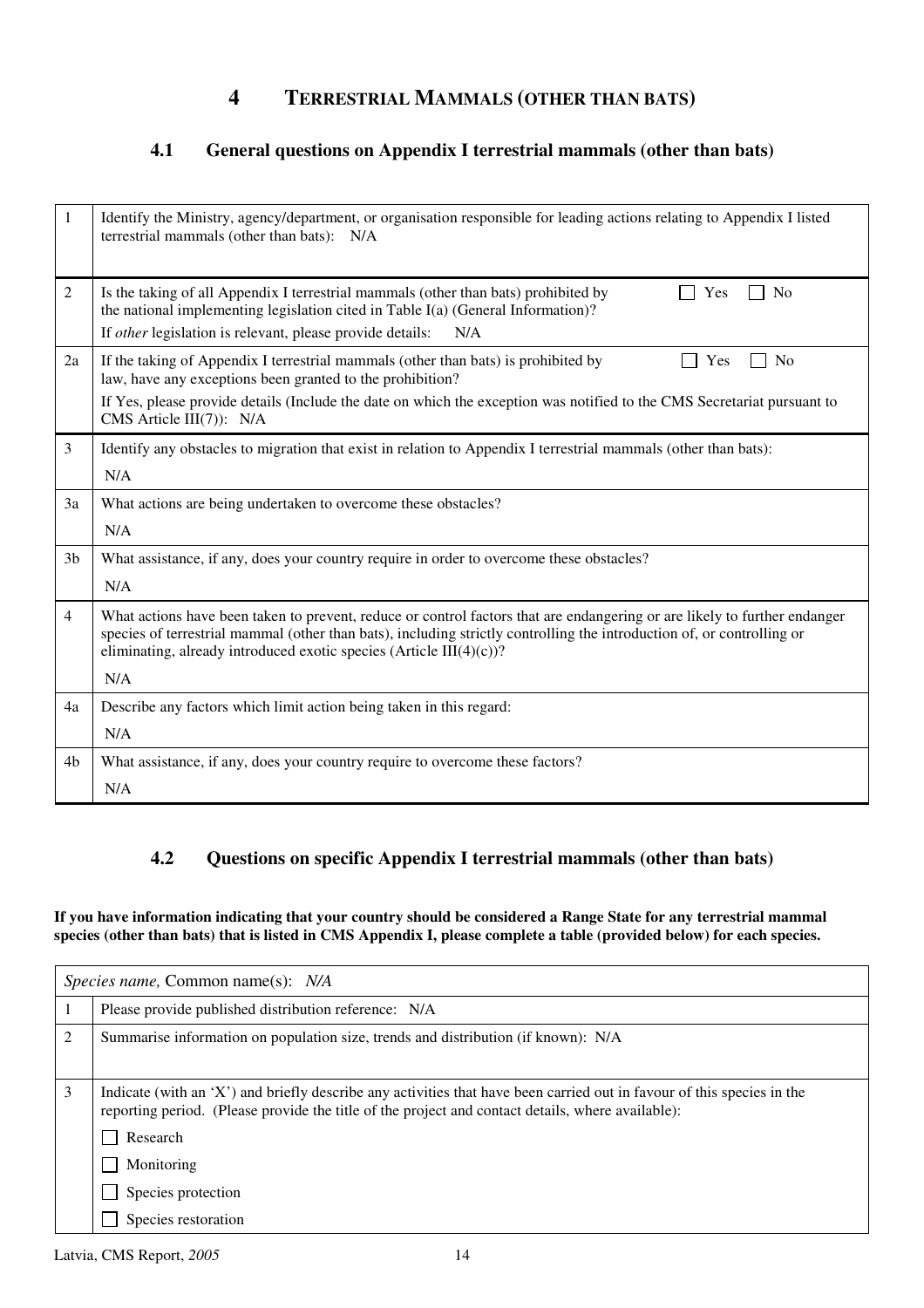# 4 TERRESTRIAL MAMMALS (OTHER THAN BATS)

## 4.1 General questions on Appendix I terrestrial mammals (other than bats)

| | |
|---|---|
| 1 | Identify the Ministry, agency/department, or organisation responsible for leading actions relating to Appendix I listed terrestrial mammals (other than bats): N/A |
| 2 | Is the taking of all Appendix I terrestrial mammals (other than bats) prohibited by the national implementing legislation cited in Table I(a) (General Information)? ☐ Yes ☐ No<br>If *other* legislation is relevant, please provide details: N/A |
| 2a | If the taking of Appendix I terrestrial mammals (other than bats) is prohibited by law, have any exceptions been granted to the prohibition? ☐ Yes ☐ No<br>If Yes, please provide details (Include the date on which the exception was notified to the CMS Secretariat pursuant to CMS Article III(7)): N/A |
| 3 | Identify any obstacles to migration that exist in relation to Appendix I terrestrial mammals (other than bats):<br>N/A |
| 3a | What actions are being undertaken to overcome these obstacles?<br>N/A |
| 3b | What assistance, if any, does your country require in order to overcome these obstacles?<br>N/A |
| 4 | What actions have been taken to prevent, reduce or control factors that are endangering or are likely to further endanger species of terrestrial mammal (other than bats), including strictly controlling the introduction of, or controlling or eliminating, already introduced exotic species (Article III(4)(c))?<br>N/A |
| 4a | Describe any factors which limit action being taken in this regard:<br>N/A |
| 4b | What assistance, if any, does your country require to overcome these factors?<br>N/A |

## 4.2 Questions on specific Appendix I terrestrial mammals (other than bats)

**If you have information indicating that your country should be considered a Range State for any terrestrial mammal species (other than bats) that is listed in CMS Appendix I, please complete a table (provided below) for each species.**

| *Species name,* Common name(s): *N/A* | |
|---|---|
| 1 | Please provide published distribution reference: N/A |
| 2 | Summarise information on population size, trends and distribution (if known): N/A |
| 3 | Indicate (with an 'X') and briefly describe any activities that have been carried out in favour of this species in the reporting period. (Please provide the title of the project and contact details, where available):<br>☐ Research<br>☐ Monitoring<br>☐ Species protection<br>☐ Species restoration |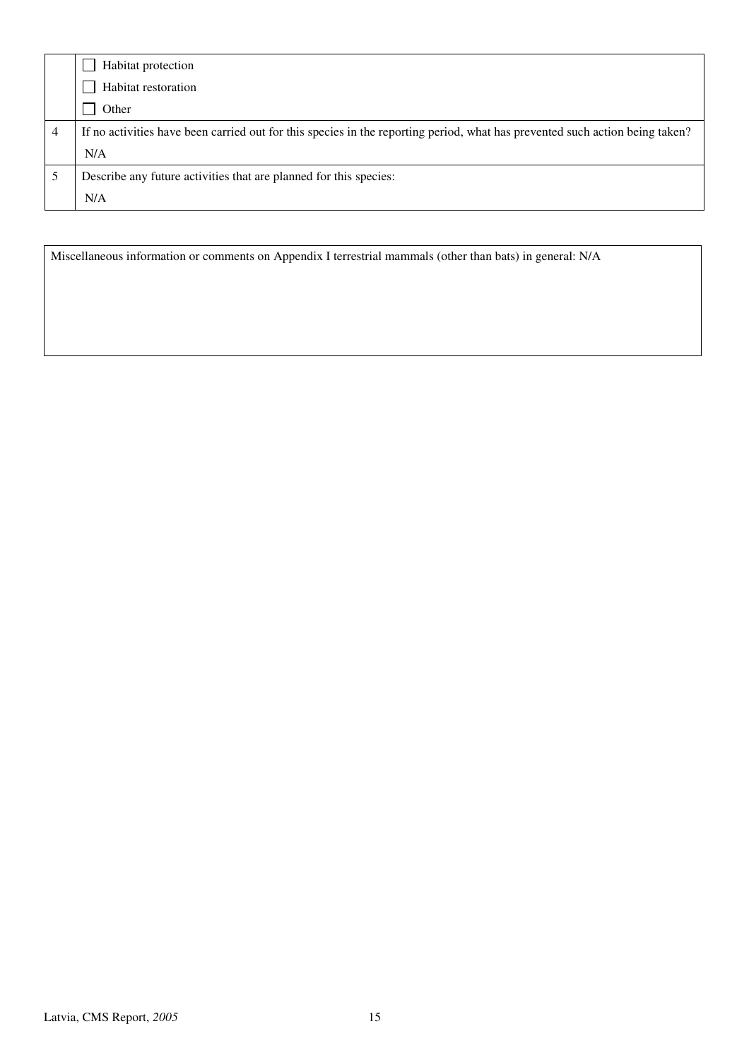|  |  |
|---|---|
|  | ☐ Habitat protection<br>☐ Habitat restoration<br>☐ Other |
| 4 | If no activities have been carried out for this species in the reporting period, what has prevented such action being taken?<br>N/A |
| 5 | Describe any future activities that are planned for this species:<br>N/A |

| Miscellaneous information or comments on Appendix I terrestrial mammals (other than bats) in general: N/A |
|---|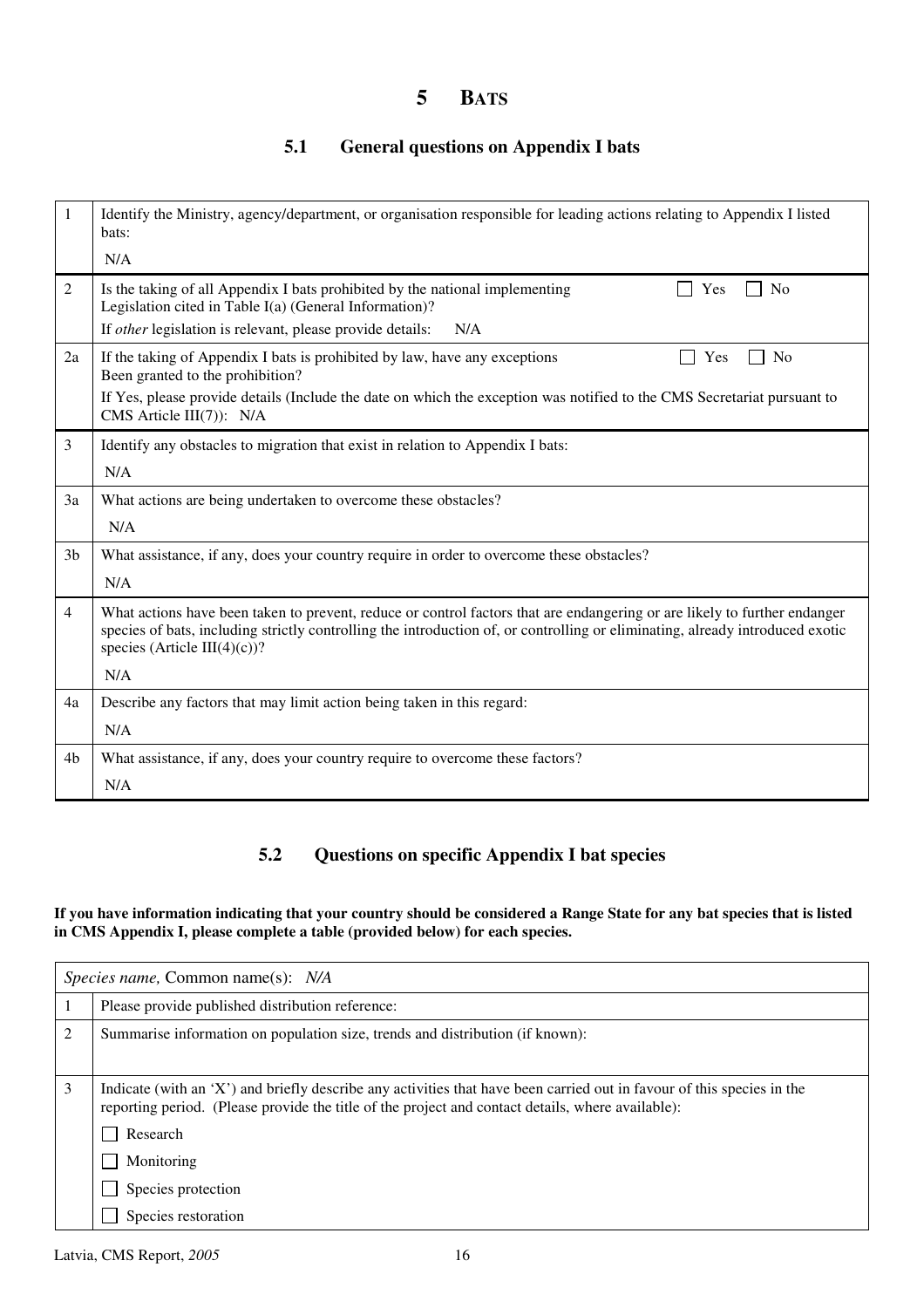# 5 BATS

## 5.1 General questions on Appendix I bats

| | |
|---|---|
| 1 | Identify the Ministry, agency/department, or organisation responsible for leading actions relating to Appendix I listed bats:<br>N/A |
| 2 | Is the taking of all Appendix I bats prohibited by the national implementing Legislation cited in Table I(a) (General Information)? ☐ Yes ☐ No<br>If *other* legislation is relevant, please provide details: N/A |
| 2a | If the taking of Appendix I bats is prohibited by law, have any exceptions Been granted to the prohibition? ☐ Yes ☐ No<br>If Yes, please provide details (Include the date on which the exception was notified to the CMS Secretariat pursuant to CMS Article III(7)): N/A |
| 3 | Identify any obstacles to migration that exist in relation to Appendix I bats:<br>N/A |
| 3a | What actions are being undertaken to overcome these obstacles?<br>N/A |
| 3b | What assistance, if any, does your country require in order to overcome these obstacles?<br>N/A |
| 4 | What actions have been taken to prevent, reduce or control factors that are endangering or are likely to further endanger species of bats, including strictly controlling the introduction of, or controlling or eliminating, already introduced exotic species (Article III(4)(c))?<br>N/A |
| 4a | Describe any factors that may limit action being taken in this regard:<br>N/A |
| 4b | What assistance, if any, does your country require to overcome these factors?<br>N/A |

## 5.2 Questions on specific Appendix I bat species

**If you have information indicating that your country should be considered a Range State for any bat species that is listed in CMS Appendix I, please complete a table (provided below) for each species.**

| *Species name,* Common name(s): *N/A* | |
|---|---|
| 1 | Please provide published distribution reference: |
| 2 | Summarise information on population size, trends and distribution (if known): |
| 3 | Indicate (with an 'X') and briefly describe any activities that have been carried out in favour of this species in the reporting period. (Please provide the title of the project and contact details, where available):<br>☐ Research<br>☐ Monitoring<br>☐ Species protection<br>☐ Species restoration |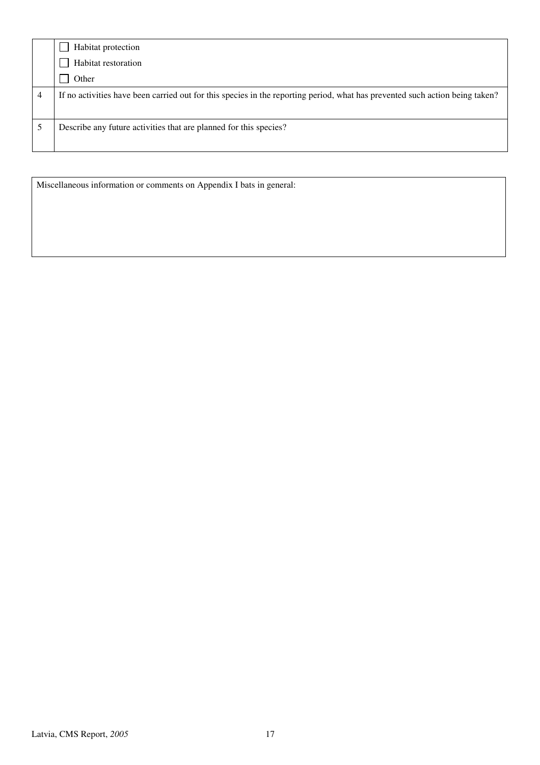| | |
|---|---|
| | ☐ Habitat protection<br>☐ Habitat restoration<br>☐ Other |
| 4 | If no activities have been carried out for this species in the reporting period, what has prevented such action being taken? |
| 5 | Describe any future activities that are planned for this species? |

| Miscellaneous information or comments on Appendix I bats in general: |
|---|
| |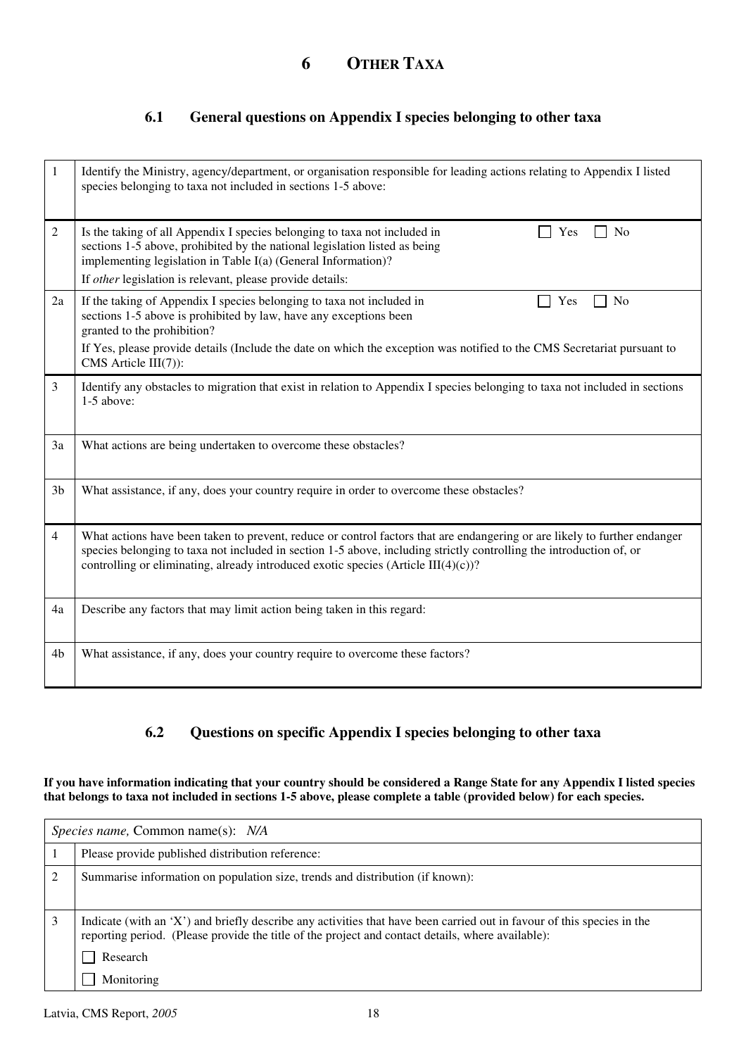# 6 OTHER TAXA

## 6.1 General questions on Appendix I species belonging to other taxa

| | |
|---|---|
| 1 | Identify the Ministry, agency/department, or organisation responsible for leading actions relating to Appendix I listed species belonging to taxa not included in sections 1-5 above: |
| 2 | Is the taking of all Appendix I species belonging to taxa not included in sections 1-5 above, prohibited by the national legislation listed as being implementing legislation in Table I(a) (General Information)? ☐ Yes ☐ No<br>If *other* legislation is relevant, please provide details: |
| 2a | If the taking of Appendix I species belonging to taxa not included in sections 1-5 above is prohibited by law, have any exceptions been granted to the prohibition? ☐ Yes ☐ No<br>If Yes, please provide details (Include the date on which the exception was notified to the CMS Secretariat pursuant to CMS Article III(7)): |
| 3 | Identify any obstacles to migration that exist in relation to Appendix I species belonging to taxa not included in sections 1-5 above: |
| 3a | What actions are being undertaken to overcome these obstacles? |
| 3b | What assistance, if any, does your country require in order to overcome these obstacles? |
| 4 | What actions have been taken to prevent, reduce or control factors that are endangering or are likely to further endanger species belonging to taxa not included in section 1-5 above, including strictly controlling the introduction of, or controlling or eliminating, already introduced exotic species (Article III(4)(c))? |
| 4a | Describe any factors that may limit action being taken in this regard: |
| 4b | What assistance, if any, does your country require to overcome these factors? |

## 6.2 Questions on specific Appendix I species belonging to other taxa

**If you have information indicating that your country should be considered a Range State for any Appendix I listed species that belongs to taxa not included in sections 1-5 above, please complete a table (provided below) for each species.**

| *Species name,* Common name(s): *N/A* | |
|---|---|
| 1 | Please provide published distribution reference: |
| 2 | Summarise information on population size, trends and distribution (if known): |
| 3 | Indicate (with an 'X') and briefly describe any activities that have been carried out in favour of this species in the reporting period. (Please provide the title of the project and contact details, where available):<br>☐ Research<br>☐ Monitoring |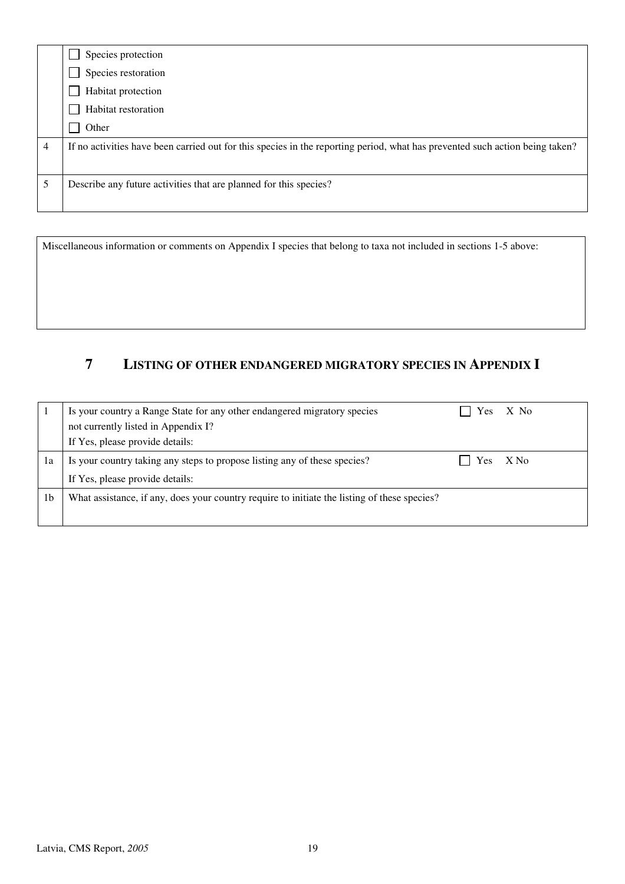| | |
|---|---|
| | ☐ Species protection<br>☐ Species restoration<br>☐ Habitat protection<br>☐ Habitat restoration<br>☐ Other |
| 4 | If no activities have been carried out for this species in the reporting period, what has prevented such action being taken? |
| 5 | Describe any future activities that are planned for this species? |

| |
|---|
| Miscellaneous information or comments on Appendix I species that belong to taxa not included in sections 1-5 above: |

## 7 LISTING OF OTHER ENDANGERED MIGRATORY SPECIES IN APPENDIX I

| | | |
|---|---|---|
| 1 | Is your country a Range State for any other endangered migratory species not currently listed in Appendix I?<br>If Yes, please provide details: | ☐ Yes X No |
| 1a | Is your country taking any steps to propose listing any of these species?<br>If Yes, please provide details: | ☐ Yes X No |
| 1b | What assistance, if any, does your country require to initiate the listing of these species? | |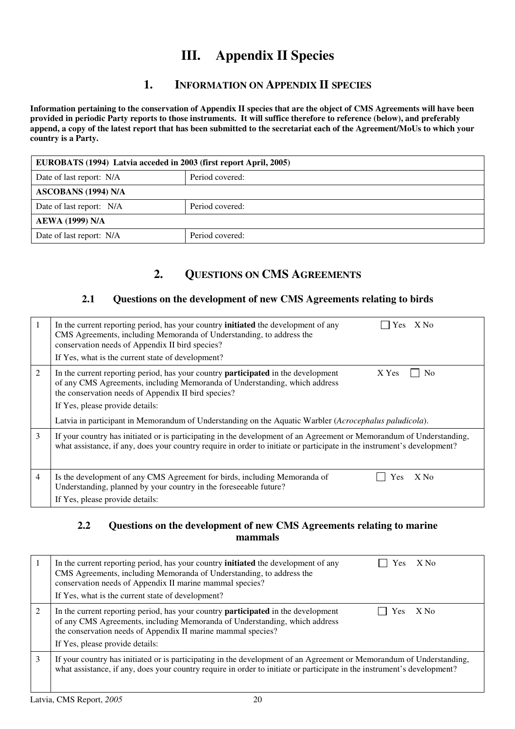# III. Appendix II Species

## 1. INFORMATION ON APPENDIX II SPECIES

**Information pertaining to the conservation of Appendix II species that are the object of CMS Agreements will have been provided in periodic Party reports to those instruments. It will suffice therefore to reference (below), and preferably append, a copy of the latest report that has been submitted to the secretariat each of the Agreement/MoUs to which your country is a Party.**

| **EUROBATS (1994) Latvia acceded in 2003 (first report April, 2005)** | |
|---|---|
| Date of last report: N/A | Period covered: |
| **ASCOBANS (1994) N/A** | |
| Date of last report: N/A | Period covered: |
| **AEWA (1999) N/A** | |
| Date of last report: N/A | Period covered: |

## 2. QUESTIONS ON CMS AGREEMENTS

### 2.1 Questions on the development of new CMS Agreements relating to birds

| | | |
|---|---|---|
| 1 | In the current reporting period, has your country **initiated** the development of any CMS Agreements, including Memoranda of Understanding, to address the conservation needs of Appendix II bird species?<br>If Yes, what is the current state of development? | ☐ Yes X No |
| 2 | In the current reporting period, has your country **participated** in the development of any CMS Agreements, including Memoranda of Understanding, which address the conservation needs of Appendix II bird species?<br>If Yes, please provide details:<br>Latvia in participant in Memorandum of Understanding on the Aquatic Warbler (*Acrocephalus paludicola*). | X Yes ☐ No |
| 3 | If your country has initiated or is participating in the development of an Agreement or Memorandum of Understanding, what assistance, if any, does your country require in order to initiate or participate in the instrument's development? | |
| 4 | Is the development of any CMS Agreement for birds, including Memoranda of Understanding, planned by your country in the foreseeable future?<br>If Yes, please provide details: | ☐ Yes X No |

### 2.2 Questions on the development of new CMS Agreements relating to marine mammals

| | | |
|---|---|---|
| 1 | In the current reporting period, has your country **initiated** the development of any CMS Agreements, including Memoranda of Understanding, to address the conservation needs of Appendix II marine mammal species?<br>If Yes, what is the current state of development? | ☐ Yes X No |
| 2 | In the current reporting period, has your country **participated** in the development of any CMS Agreements, including Memoranda of Understanding, which address the conservation needs of Appendix II marine mammal species?<br>If Yes, please provide details: | ☐ Yes X No |
| 3 | If your country has initiated or is participating in the development of an Agreement or Memorandum of Understanding, what assistance, if any, does your country require in order to initiate or participate in the instrument's development? | |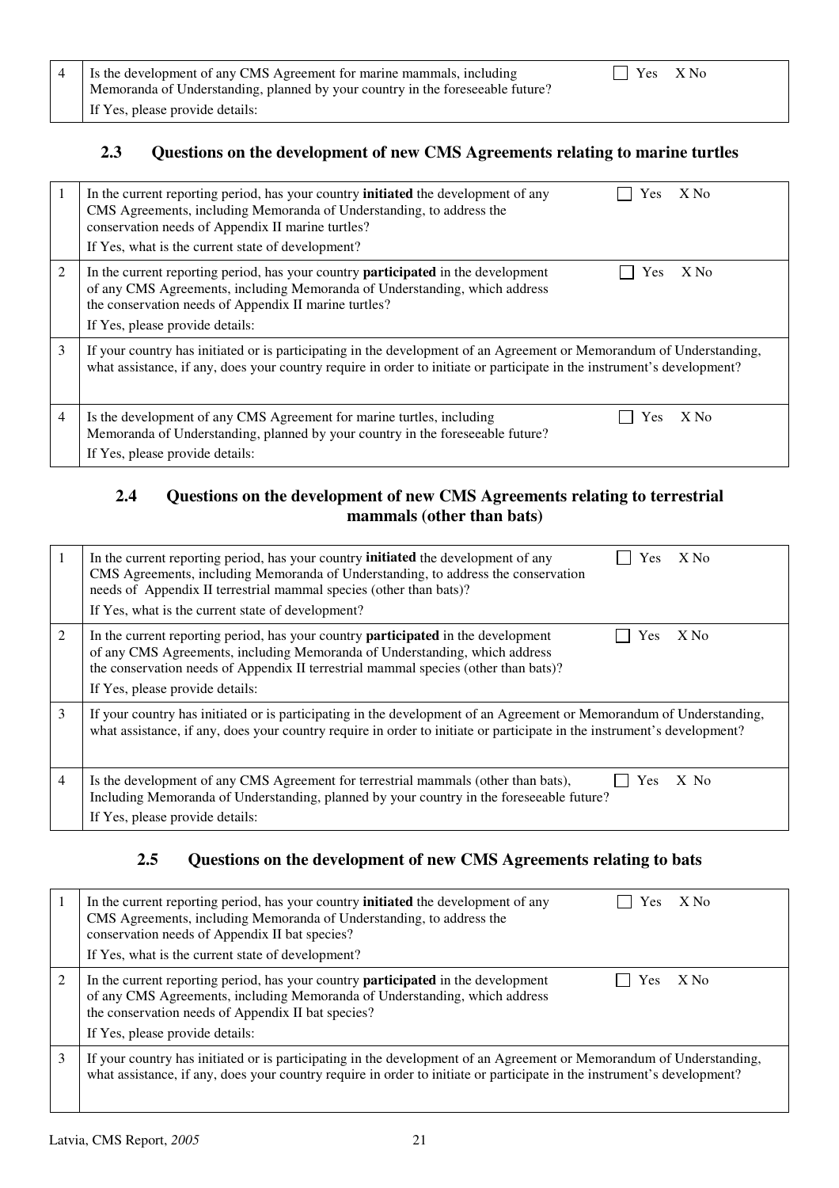| 4 | Is the development of any CMS Agreement for marine mammals, including Memoranda of Understanding, planned by your country in the foreseeable future?<br>If Yes, please provide details: | ☐ Yes X No |
|---|---|---|

### 2.3 Questions on the development of new CMS Agreements relating to marine turtles

| 1 | In the current reporting period, has your country **initiated** the development of any CMS Agreements, including Memoranda of Understanding, to address the conservation needs of Appendix II marine turtles?<br>If Yes, what is the current state of development? | ☐ Yes X No |
|---|---|---|
| 2 | In the current reporting period, has your country **participated** in the development of any CMS Agreements, including Memoranda of Understanding, which address the conservation needs of Appendix II marine turtles?<br>If Yes, please provide details: | ☐ Yes X No |
| 3 | If your country has initiated or is participating in the development of an Agreement or Memorandum of Understanding, what assistance, if any, does your country require in order to initiate or participate in the instrument's development? | |
| 4 | Is the development of any CMS Agreement for marine turtles, including Memoranda of Understanding, planned by your country in the foreseeable future?<br>If Yes, please provide details: | ☐ Yes X No |

### 2.4 Questions on the development of new CMS Agreements relating to terrestrial mammals (other than bats)

| 1 | In the current reporting period, has your country **initiated** the development of any CMS Agreements, including Memoranda of Understanding, to address the conservation needs of Appendix II terrestrial mammal species (other than bats)?<br>If Yes, what is the current state of development? | ☐ Yes X No |
|---|---|---|
| 2 | In the current reporting period, has your country **participated** in the development of any CMS Agreements, including Memoranda of Understanding, which address the conservation needs of Appendix II terrestrial mammal species (other than bats)?<br>If Yes, please provide details: | ☐ Yes X No |
| 3 | If your country has initiated or is participating in the development of an Agreement or Memorandum of Understanding, what assistance, if any, does your country require in order to initiate or participate in the instrument's development? | |
| 4 | Is the development of any CMS Agreement for terrestrial mammals (other than bats), Including Memoranda of Understanding, planned by your country in the foreseeable future?<br>If Yes, please provide details: | ☐ Yes X No |

### 2.5 Questions on the development of new CMS Agreements relating to bats

| 1 | In the current reporting period, has your country **initiated** the development of any CMS Agreements, including Memoranda of Understanding, to address the conservation needs of Appendix II bat species?<br>If Yes, what is the current state of development? | ☐ Yes X No |
|---|---|---|
| 2 | In the current reporting period, has your country **participated** in the development of any CMS Agreements, including Memoranda of Understanding, which address the conservation needs of Appendix II bat species?<br>If Yes, please provide details: | ☐ Yes X No |
| 3 | If your country has initiated or is participating in the development of an Agreement or Memorandum of Understanding, what assistance, if any, does your country require in order to initiate or participate in the instrument's development? | |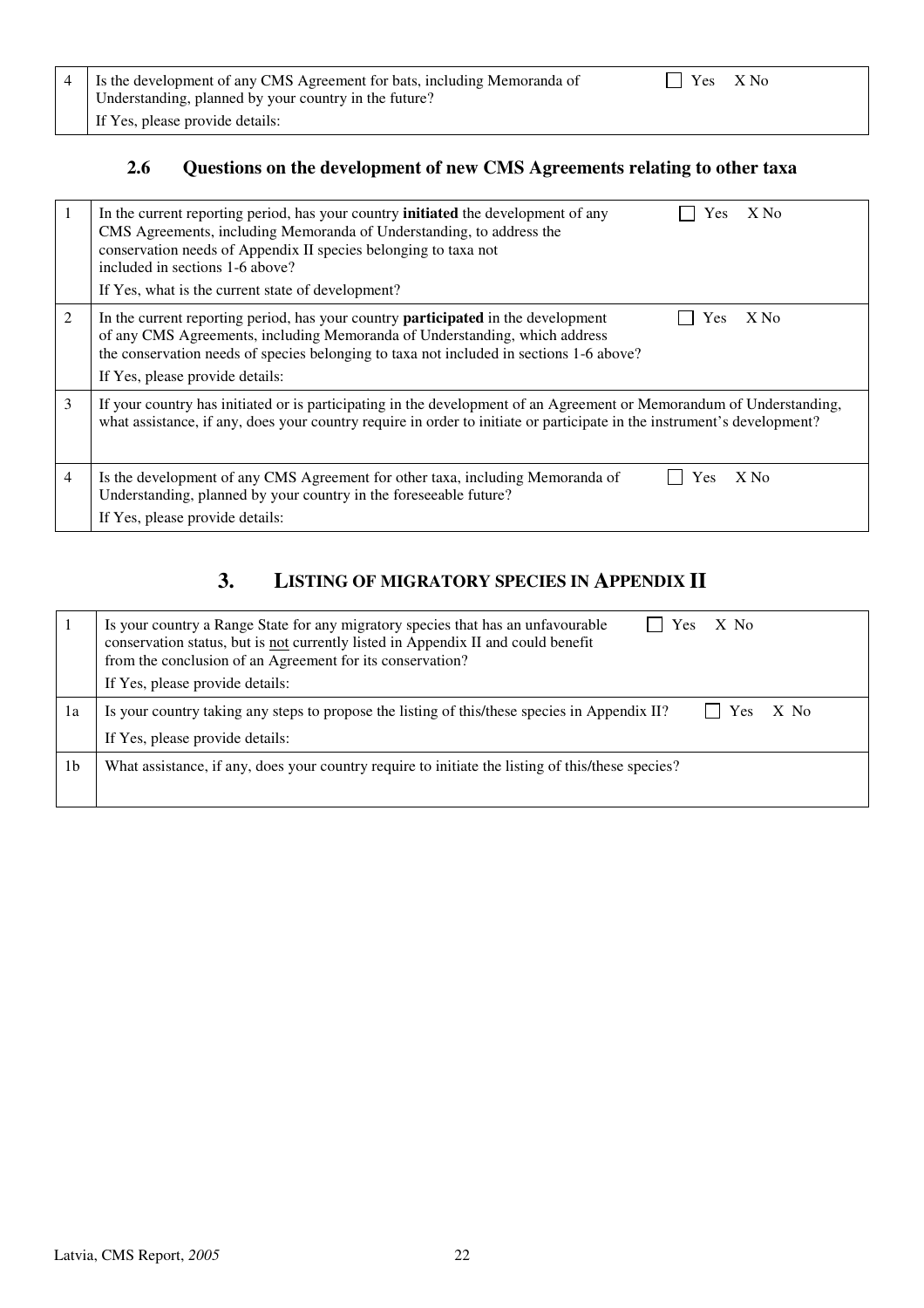| 4 | Is the development of any CMS Agreement for bats, including Memoranda of Understanding, planned by your country in the future?<br>If Yes, please provide details: | ☐ Yes X No |
|---|---|---|

### 2.6 Questions on the development of new CMS Agreements relating to other taxa

| | | |
|---|---|---|
| 1 | In the current reporting period, has your country **initiated** the development of any CMS Agreements, including Memoranda of Understanding, to address the conservation needs of Appendix II species belonging to taxa not included in sections 1-6 above?<br>If Yes, what is the current state of development? | ☐ Yes X No |
| 2 | In the current reporting period, has your country **participated** in the development of any CMS Agreements, including Memoranda of Understanding, which address the conservation needs of species belonging to taxa not included in sections 1-6 above?<br>If Yes, please provide details: | ☐ Yes X No |
| 3 | If your country has initiated or is participating in the development of an Agreement or Memorandum of Understanding, what assistance, if any, does your country require in order to initiate or participate in the instrument's development? | |
| 4 | Is the development of any CMS Agreement for other taxa, including Memoranda of Understanding, planned by your country in the foreseeable future?<br>If Yes, please provide details: | ☐ Yes X No |

## 3. LISTING OF MIGRATORY SPECIES IN APPENDIX II

| | | |
|---|---|---|
| 1 | Is your country a Range State for any migratory species that has an unfavourable conservation status, but is not currently listed in Appendix II and could benefit from the conclusion of an Agreement for its conservation?<br>If Yes, please provide details: | ☐ Yes X No |
| 1a | Is your country taking any steps to propose the listing of this/these species in Appendix II?<br>If Yes, please provide details: | ☐ Yes X No |
| 1b | What assistance, if any, does your country require to initiate the listing of this/these species? | |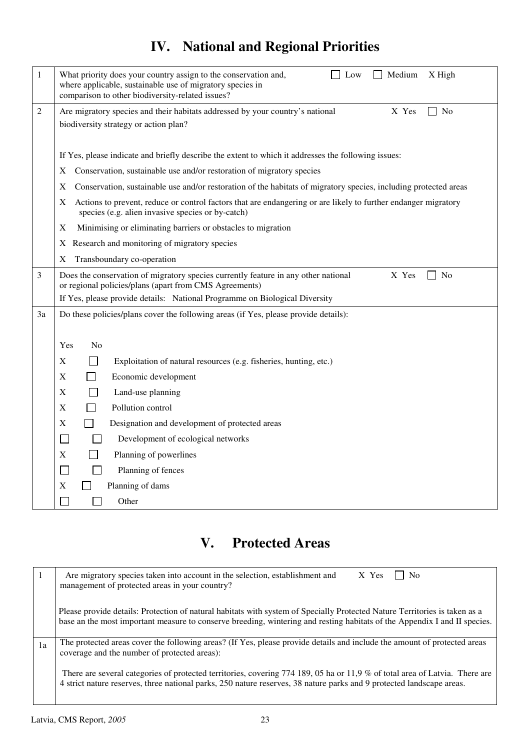# IV. National and Regional Priorities

| | |
|---|---|
| 1 | What priority does your country assign to the conservation and, where applicable, sustainable use of migratory species in comparison to other biodiversity-related issues? ☐ Low ☐ Medium X High |
| 2 | Are migratory species and their habitats addressed by your country's national biodiversity strategy or action plan? X Yes ☐ No<br><br>If Yes, please indicate and briefly describe the extent to which it addresses the following issues:<br>X Conservation, sustainable use and/or restoration of migratory species<br>X Conservation, sustainable use and/or restoration of the habitats of migratory species, including protected areas<br>X Actions to prevent, reduce or control factors that are endangering or are likely to further endanger migratory species (e.g. alien invasive species or by-catch)<br>X Minimising or eliminating barriers or obstacles to migration<br>X Research and monitoring of migratory species<br>X Transboundary co-operation |
| 3 | Does the conservation of migratory species currently feature in any other national or regional policies/plans (apart from CMS Agreements) X Yes ☐ No<br>If Yes, please provide details: National Programme on Biological Diversity |
| 3a | Do these policies/plans cover the following areas (if Yes, please provide details):<br><br>Yes No<br>X ☐ Exploitation of natural resources (e.g. fisheries, hunting, etc.)<br>X ☐ Economic development<br>X ☐ Land-use planning<br>X ☐ Pollution control<br>X ☐ Designation and development of protected areas<br>☐ ☐ Development of ecological networks<br>X ☐ Planning of powerlines<br>☐ ☐ Planning of fences<br>X ☐ Planning of dams<br>☐ ☐ Other |

# V. Protected Areas

| | |
|---|---|
| 1 | Are migratory species taken into account in the selection, establishment and management of protected areas in your country? X Yes ☐ No<br><br>Please provide details: Protection of natural habitats with system of Specially Protected Nature Territories is taken as a base an the most important measure to conserve breeding, wintering and resting habitats of the Appendix I and II species. |
| 1a | The protected areas cover the following areas? (If Yes, please provide details and include the amount of protected areas coverage and the number of protected areas):<br><br>There are several categories of protected territories, covering 774 189, 05 ha or 11,9 % of total area of Latvia. There are 4 strict nature reserves, three national parks, 250 nature reserves, 38 nature parks and 9 protected landscape areas. |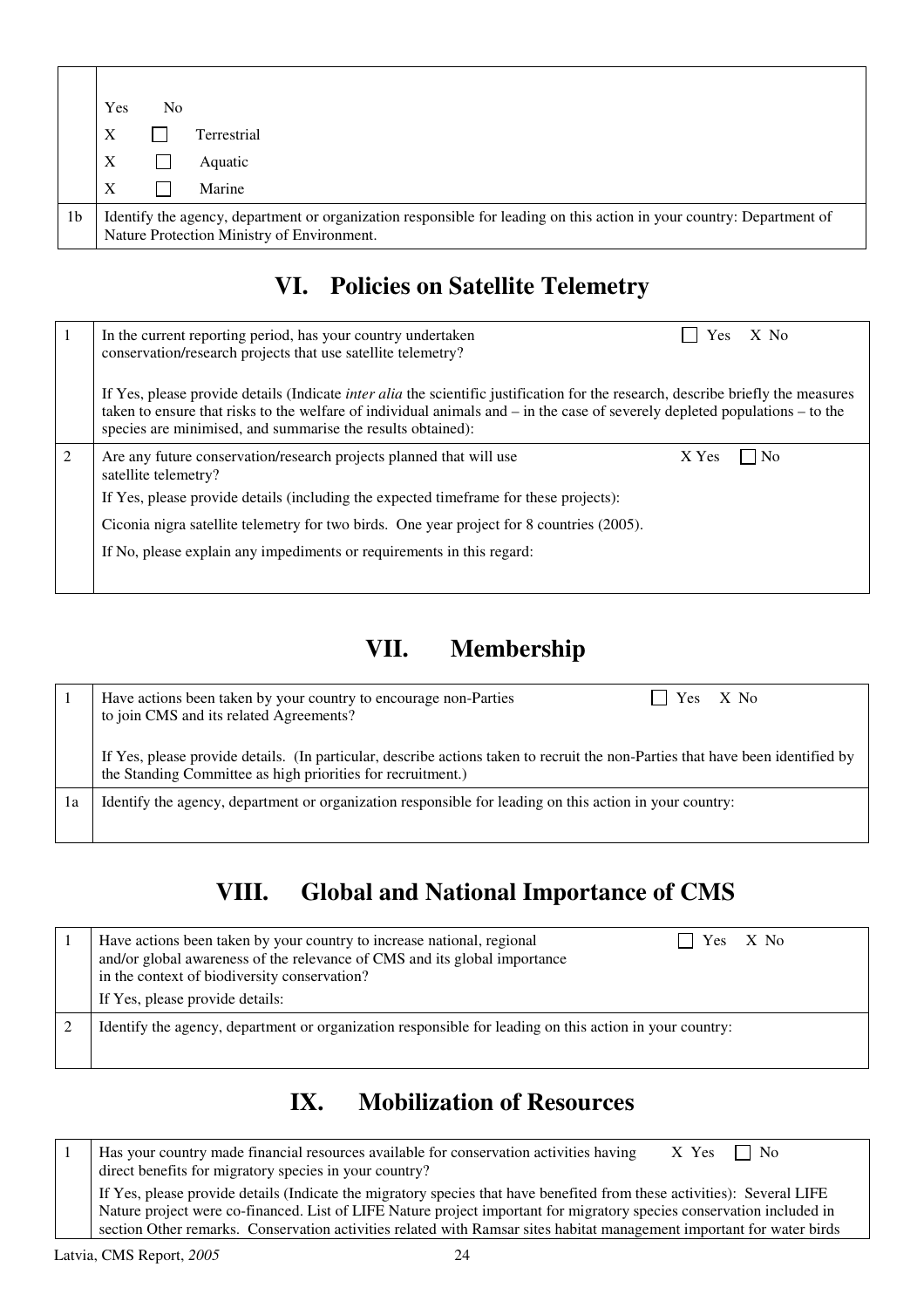| | |
|---|---|
| | Yes No<br>X ☐ Terrestrial<br>X ☐ Aquatic<br>X ☐ Marine |
| 1b | Identify the agency, department or organization responsible for leading on this action in your country: Department of Nature Protection Ministry of Environment. |

## VI. Policies on Satellite Telemetry

| | |
|---|---|
| 1 | In the current reporting period, has your country undertaken conservation/research projects that use satellite telemetry? ☐ Yes X No<br><br>If Yes, please provide details (Indicate *inter alia* the scientific justification for the research, describe briefly the measures taken to ensure that risks to the welfare of individual animals and – in the case of severely depleted populations – to the species are minimised, and summarise the results obtained): |
| 2 | Are any future conservation/research projects planned that will use satellite telemetry? X Yes ☐ No<br>If Yes, please provide details (including the expected timeframe for these projects):<br>Ciconia nigra satellite telemetry for two birds. One year project for 8 countries (2005).<br>If No, please explain any impediments or requirements in this regard: |

## VII. Membership

| | |
|---|---|
| 1 | Have actions been taken by your country to encourage non-Parties to join CMS and its related Agreements? ☐ Yes X No<br><br>If Yes, please provide details. (In particular, describe actions taken to recruit the non-Parties that have been identified by the Standing Committee as high priorities for recruitment.) |
| 1a | Identify the agency, department or organization responsible for leading on this action in your country: |

## VIII. Global and National Importance of CMS

| | |
|---|---|
| 1 | Have actions been taken by your country to increase national, regional and/or global awareness of the relevance of CMS and its global importance in the context of biodiversity conservation? ☐ Yes X No<br>If Yes, please provide details: |
| 2 | Identify the agency, department or organization responsible for leading on this action in your country: |

## IX. Mobilization of Resources

| | |
|---|---|
| 1 | Has your country made financial resources available for conservation activities having direct benefits for migratory species in your country? X Yes ☐ No<br>If Yes, please provide details (Indicate the migratory species that have benefited from these activities): Several LIFE Nature project were co-financed. List of LIFE Nature project important for migratory species conservation included in section Other remarks. Conservation activities related with Ramsar sites habitat management important for water birds |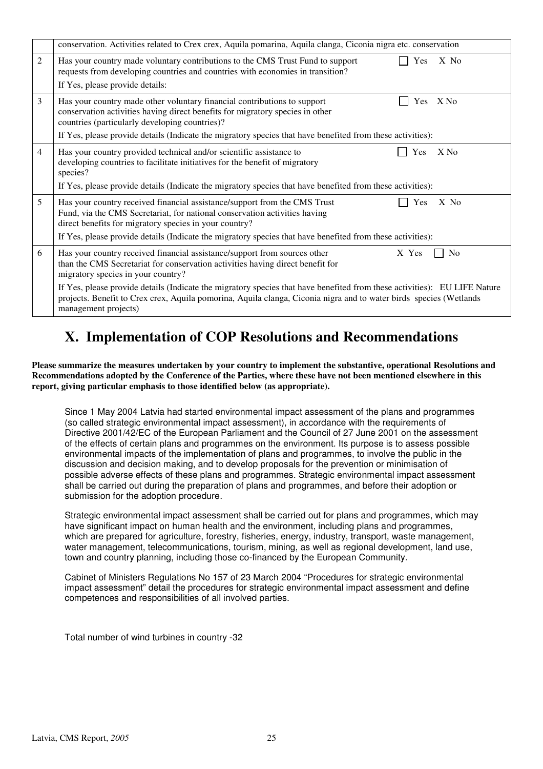| | | |
|---|---|---|
| | conservation. Activities related to Crex crex, Aquila pomarina, Aquila clanga, Ciconia nigra etc. conservation | |
| 2 | Has your country made voluntary contributions to the CMS Trust Fund to support requests from developing countries and countries with economies in transition?<br>If Yes, please provide details: | ☐ Yes X No |
| 3 | Has your country made other voluntary financial contributions to support conservation activities having direct benefits for migratory species in other countries (particularly developing countries)?<br>If Yes, please provide details (Indicate the migratory species that have benefited from these activities): | ☐ Yes X No |
| 4 | Has your country provided technical and/or scientific assistance to developing countries to facilitate initiatives for the benefit of migratory species?<br>If Yes, please provide details (Indicate the migratory species that have benefited from these activities): | ☐ Yes X No |
| 5 | Has your country received financial assistance/support from the CMS Trust Fund, via the CMS Secretariat, for national conservation activities having direct benefits for migratory species in your country?<br>If Yes, please provide details (Indicate the migratory species that have benefited from these activities): | ☐ Yes X No |
| 6 | Has your country received financial assistance/support from sources other than the CMS Secretariat for conservation activities having direct benefit for migratory species in your country?<br>If Yes, please provide details (Indicate the migratory species that have benefited from these activities): EU LIFE Nature projects. Benefit to Crex crex, Aquila pomorina, Aquila clanga, Ciconia nigra and to water birds species (Wetlands management projects) | X Yes ☐ No |

# X. Implementation of COP Resolutions and Recommendations

**Please summarize the measures undertaken by your country to implement the substantive, operational Resolutions and Recommendations adopted by the Conference of the Parties, where these have not been mentioned elsewhere in this report, giving particular emphasis to those identified below (as appropriate).**

Since 1 May 2004 Latvia had started environmental impact assessment of the plans and programmes (so called strategic environmental impact assessment), in accordance with the requirements of Directive 2001/42/EC of the European Parliament and the Council of 27 June 2001 on the assessment of the effects of certain plans and programmes on the environment. Its purpose is to assess possible environmental impacts of the implementation of plans and programmes, to involve the public in the discussion and decision making, and to develop proposals for the prevention or minimisation of possible adverse effects of these plans and programmes. Strategic environmental impact assessment shall be carried out during the preparation of plans and programmes, and before their adoption or submission for the adoption procedure.

Strategic environmental impact assessment shall be carried out for plans and programmes, which may have significant impact on human health and the environment, including plans and programmes, which are prepared for agriculture, forestry, fisheries, energy, industry, transport, waste management, water management, telecommunications, tourism, mining, as well as regional development, land use, town and country planning, including those co-financed by the European Community.

Cabinet of Ministers Regulations No 157 of 23 March 2004 "Procedures for strategic environmental impact assessment" detail the procedures for strategic environmental impact assessment and define competences and responsibilities of all involved parties.

Total number of wind turbines in country -32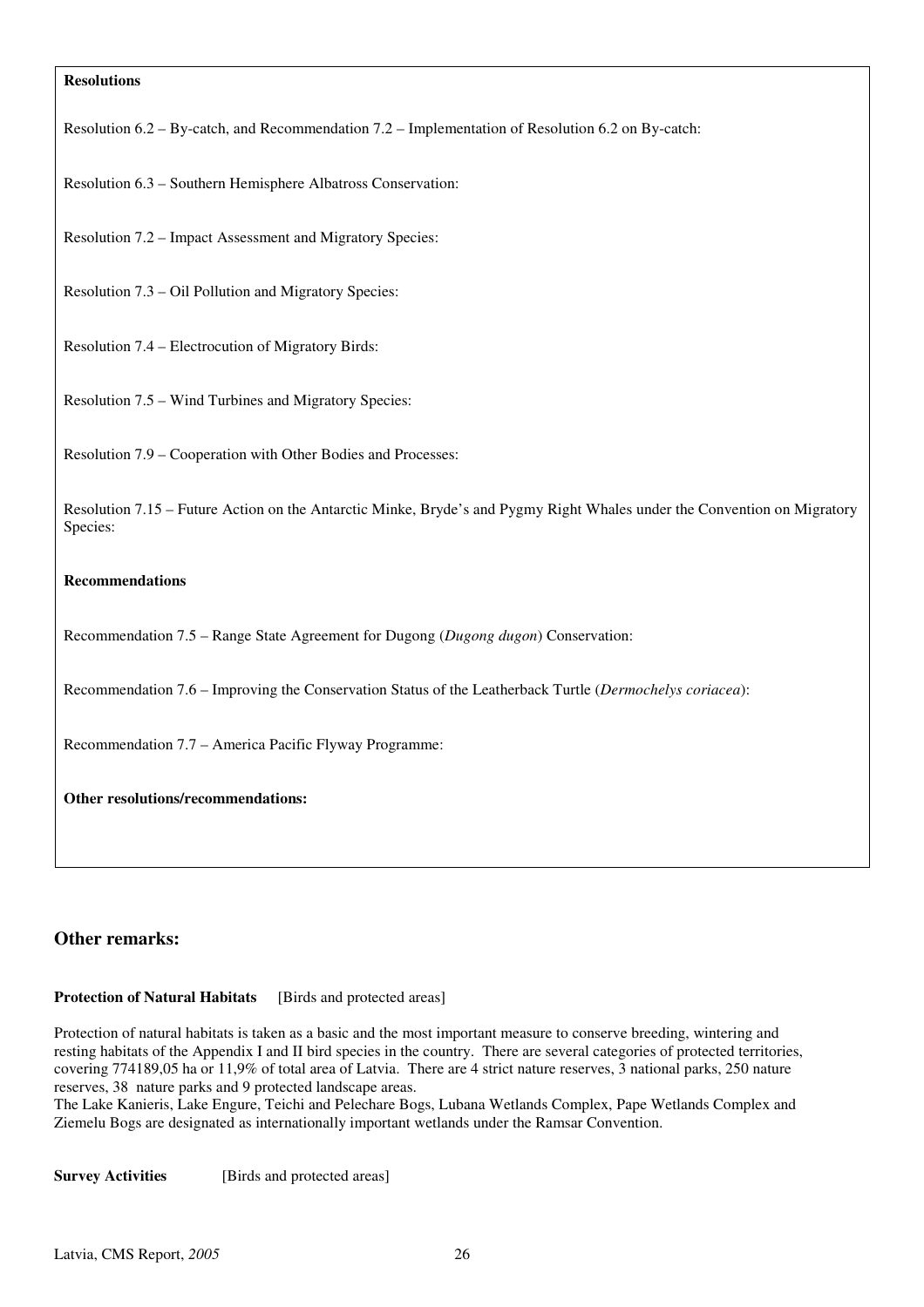**Resolutions**

Resolution 6.2 – By-catch, and Recommendation 7.2 – Implementation of Resolution 6.2 on By-catch:

Resolution 6.3 – Southern Hemisphere Albatross Conservation:

Resolution 7.2 – Impact Assessment and Migratory Species:

Resolution 7.3 – Oil Pollution and Migratory Species:

Resolution 7.4 – Electrocution of Migratory Birds:

Resolution 7.5 – Wind Turbines and Migratory Species:

Resolution 7.9 – Cooperation with Other Bodies and Processes:

Resolution 7.15 – Future Action on the Antarctic Minke, Bryde's and Pygmy Right Whales under the Convention on Migratory Species:

**Recommendations**

Recommendation 7.5 – Range State Agreement for Dugong (*Dugong dugon*) Conservation:

Recommendation 7.6 – Improving the Conservation Status of the Leatherback Turtle (*Dermochelys coriacea*):

Recommendation 7.7 – America Pacific Flyway Programme:

**Other resolutions/recommendations:**

## Other remarks:

**Protection of Natural Habitats** [Birds and protected areas]

Protection of natural habitats is taken as a basic and the most important measure to conserve breeding, wintering and resting habitats of the Appendix I and II bird species in the country. There are several categories of protected territories, covering 774189,05 ha or 11,9% of total area of Latvia. There are 4 strict nature reserves, 3 national parks, 250 nature reserves, 38 nature parks and 9 protected landscape areas.
The Lake Kanieris, Lake Engure, Teichi and Pelechare Bogs, Lubana Wetlands Complex, Pape Wetlands Complex and Ziemelu Bogs are designated as internationally important wetlands under the Ramsar Convention.

**Survey Activities** [Birds and protected areas]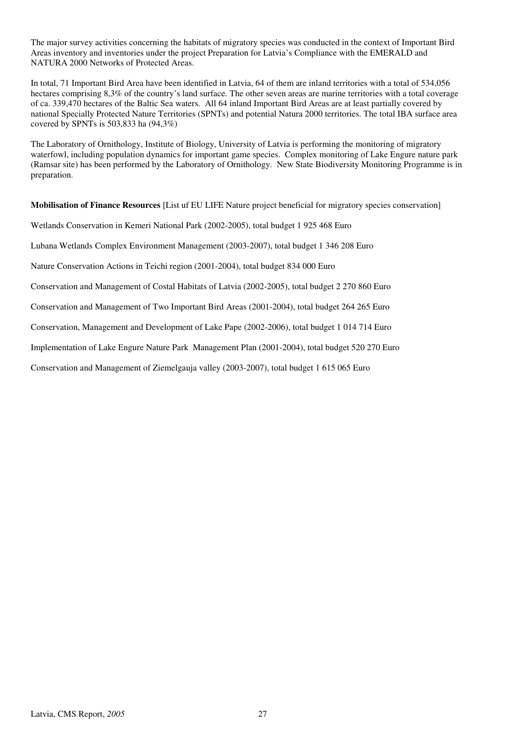The major survey activities concerning the habitats of migratory species was conducted in the context of Important Bird Areas inventory and inventories under the project Preparation for Latvia's Compliance with the EMERALD and NATURA 2000 Networks of Protected Areas.

In total, 71 Important Bird Area have been identified in Latvia, 64 of them are inland territories with a total of 534,056 hectares comprising 8,3% of the country's land surface. The other seven areas are marine territories with a total coverage of ca. 339,470 hectares of the Baltic Sea waters. All 64 inland Important Bird Areas are at least partially covered by national Specially Protected Nature Territories (SPNTs) and potential Natura 2000 territories. The total IBA surface area covered by SPNTs is 503,833 ha (94,3%)

The Laboratory of Ornithology, Institute of Biology, University of Latvia is performing the monitoring of migratory waterfowl, including population dynamics for important game species. Complex monitoring of Lake Engure nature park (Ramsar site) has been performed by the Laboratory of Ornithology. New State Biodiversity Monitoring Programme is in preparation.

**Mobilisation of Finance Resources** [List uf EU LIFE Nature project beneficial for migratory species conservation]

Wetlands Conservation in Kemeri National Park (2002-2005), total budget 1 925 468 Euro

Lubana Wetlands Complex Environment Management (2003-2007), total budget 1 346 208 Euro

Nature Conservation Actions in Teichi region (2001-2004), total budget 834 000 Euro

Conservation and Management of Costal Habitats of Latvia (2002-2005), total budget 2 270 860 Euro

Conservation and Management of Two Important Bird Areas (2001-2004), total budget 264 265 Euro

Conservation, Management and Development of Lake Pape (2002-2006), total budget 1 014 714 Euro

Implementation of Lake Engure Nature Park Management Plan (2001-2004), total budget 520 270 Euro

Conservation and Management of Ziemelgauja valley (2003-2007), total budget 1 615 065 Euro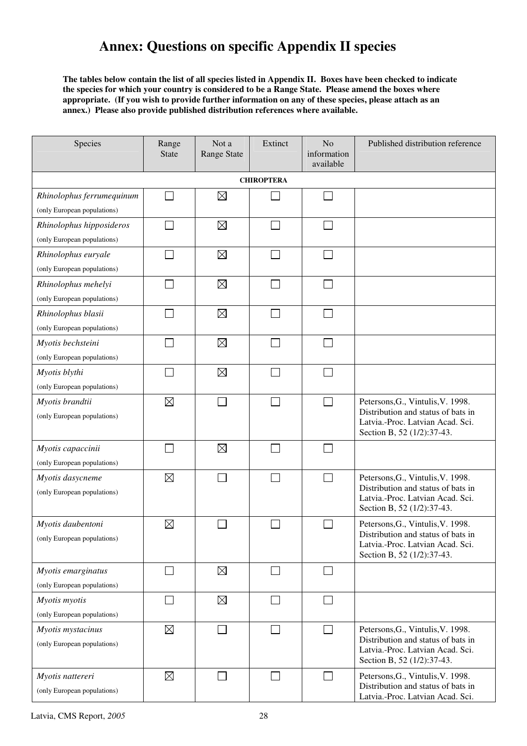# Annex: Questions on specific Appendix II species

**The tables below contain the list of all species listed in Appendix II. Boxes have been checked to indicate the species for which your country is considered to be a Range State. Please amend the boxes where appropriate. (If you wish to provide further information on any of these species, please attach as an annex.) Please also provide published distribution references where available.**

| Species | Range State | Not a Range State | Extinct | No information available | Published distribution reference |
|---|---|---|---|---|---|
| **CHIROPTERA** | | | | | |
| *Rhinolophus ferrumequinum* (only European populations) | ☐ | ☒ | ☐ | ☐ | |
| *Rhinolophus hipposideros* (only European populations) | ☐ | ☒ | ☐ | ☐ | |
| *Rhinolophus euryale* (only European populations) | ☐ | ☒ | ☐ | ☐ | |
| *Rhinolophus mehelyi* (only European populations) | ☐ | ☒ | ☐ | ☐ | |
| *Rhinolophus blasii* (only European populations) | ☐ | ☒ | ☐ | ☐ | |
| *Myotis bechsteini* (only European populations) | ☐ | ☒ | ☐ | ☐ | |
| *Myotis blythi* (only European populations) | ☐ | ☒ | ☐ | ☐ | |
| *Myotis brandtii* (only European populations) | ☒ | ☐ | ☐ | ☐ | Petersons,G., Vintulis,V. 1998. Distribution and status of bats in Latvia.-Proc. Latvian Acad. Sci. Section B, 52 (1/2):37-43. |
| *Myotis capaccinii* (only European populations) | ☐ | ☒ | ☐ | ☐ | |
| *Myotis dasycneme* (only European populations) | ☒ | ☐ | ☐ | ☐ | Petersons,G., Vintulis,V. 1998. Distribution and status of bats in Latvia.-Proc. Latvian Acad. Sci. Section B, 52 (1/2):37-43. |
| *Myotis daubentoni* (only European populations) | ☒ | ☐ | ☐ | ☐ | Petersons,G., Vintulis,V. 1998. Distribution and status of bats in Latvia.-Proc. Latvian Acad. Sci. Section B, 52 (1/2):37-43. |
| *Myotis emarginatus* (only European populations) | ☐ | ☒ | ☐ | ☐ | |
| *Myotis myotis* (only European populations) | ☐ | ☒ | ☐ | ☐ | |
| *Myotis mystacinus* (only European populations) | ☒ | ☐ | ☐ | ☐ | Petersons,G., Vintulis,V. 1998. Distribution and status of bats in Latvia.-Proc. Latvian Acad. Sci. Section B, 52 (1/2):37-43. |
| *Myotis nattereri* (only European populations) | ☒ | ☐ | ☐ | ☐ | Petersons,G., Vintulis,V. 1998. Distribution and status of bats in Latvia.-Proc. Latvian Acad. Sci. |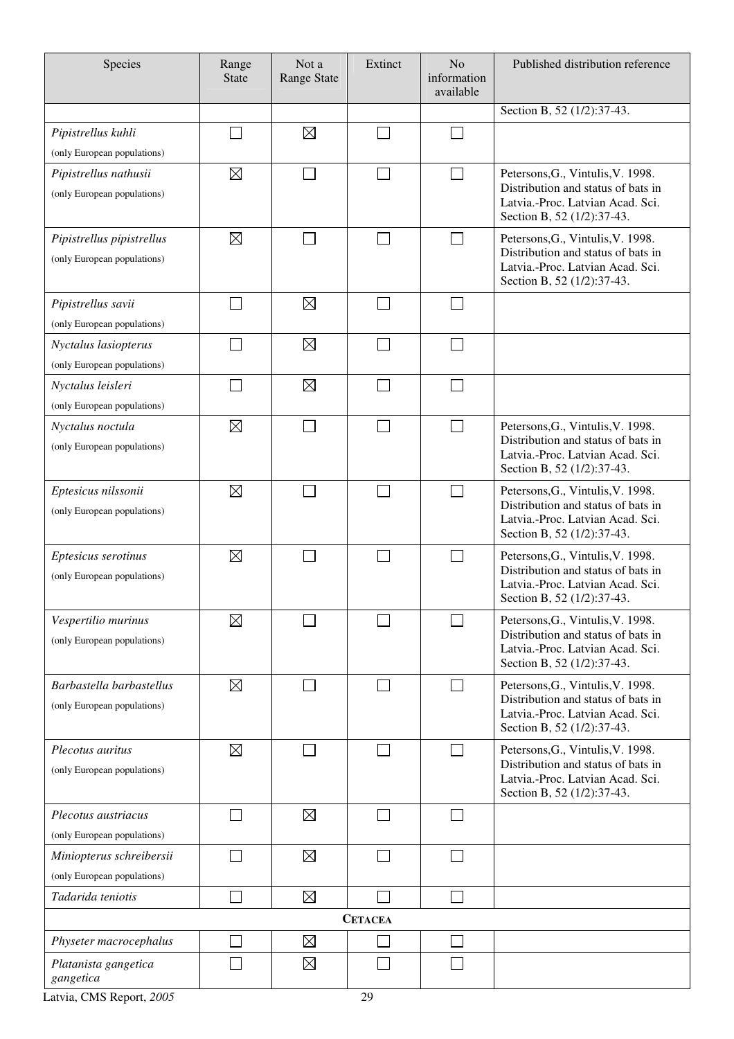| Species | Range State | Not a Range State | Extinct | No information available | Published distribution reference |
|---|---|---|---|---|---|
| | | | | | Section B, 52 (1/2):37-43. |
| *Pipistrellus kuhli* (only European populations) | ☐ | ☒ | ☐ | ☐ | |
| *Pipistrellus nathusii* (only European populations) | ☒ | ☐ | ☐ | ☐ | Petersons,G., Vintulis,V. 1998. Distribution and status of bats in Latvia.-Proc. Latvian Acad. Sci. Section B, 52 (1/2):37-43. |
| *Pipistrellus pipistrellus* (only European populations) | ☒ | ☐ | ☐ | ☐ | Petersons,G., Vintulis,V. 1998. Distribution and status of bats in Latvia.-Proc. Latvian Acad. Sci. Section B, 52 (1/2):37-43. |
| *Pipistrellus savii* (only European populations) | ☐ | ☒ | ☐ | ☐ | |
| *Nyctalus lasiopterus* (only European populations) | ☐ | ☒ | ☐ | ☐ | |
| *Nyctalus leisleri* (only European populations) | ☐ | ☒ | ☐ | ☐ | |
| *Nyctalus noctula* (only European populations) | ☒ | ☐ | ☐ | ☐ | Petersons,G., Vintulis,V. 1998. Distribution and status of bats in Latvia.-Proc. Latvian Acad. Sci. Section B, 52 (1/2):37-43. |
| *Eptesicus nilssonii* (only European populations) | ☒ | ☐ | ☐ | ☐ | Petersons,G., Vintulis,V. 1998. Distribution and status of bats in Latvia.-Proc. Latvian Acad. Sci. Section B, 52 (1/2):37-43. |
| *Eptesicus serotinus* (only European populations) | ☒ | ☐ | ☐ | ☐ | Petersons,G., Vintulis,V. 1998. Distribution and status of bats in Latvia.-Proc. Latvian Acad. Sci. Section B, 52 (1/2):37-43. |
| *Vespertilio murinus* (only European populations) | ☒ | ☐ | ☐ | ☐ | Petersons,G., Vintulis,V. 1998. Distribution and status of bats in Latvia.-Proc. Latvian Acad. Sci. Section B, 52 (1/2):37-43. |
| *Barbastella barbastellus* (only European populations) | ☒ | ☐ | ☐ | ☐ | Petersons,G., Vintulis,V. 1998. Distribution and status of bats in Latvia.-Proc. Latvian Acad. Sci. Section B, 52 (1/2):37-43. |
| *Plecotus auritus* (only European populations) | ☒ | ☐ | ☐ | ☐ | Petersons,G., Vintulis,V. 1998. Distribution and status of bats in Latvia.-Proc. Latvian Acad. Sci. Section B, 52 (1/2):37-43. |
| *Plecotus austriacus* (only European populations) | ☐ | ☒ | ☐ | ☐ | |
| *Miniopterus schreibersii* (only European populations) | ☐ | ☒ | ☐ | ☐ | |
| *Tadarida teniotis* | ☐ | ☒ | ☐ | ☐ | |
| **CETACEA** | | | | | |
| *Physeter macrocephalus* | ☐ | ☒ | ☐ | ☐ | |
| *Platanista gangetica gangetica* | ☐ | ☒ | ☐ | ☐ | |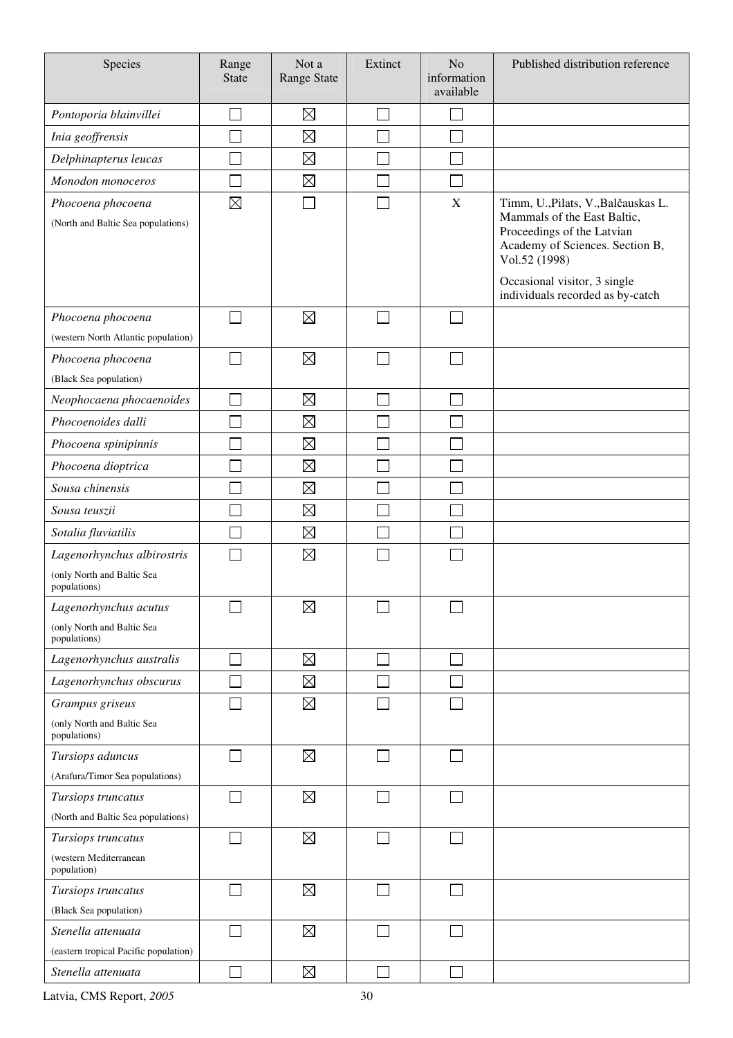| Species | Range State | Not a Range State | Extinct | No information available | Published distribution reference |
|---|---|---|---|---|---|
| *Pontoporia blainvillei* | ☐ | ☒ | ☐ | ☐ | |
| *Inia geoffrensis* | ☐ | ☒ | ☐ | ☐ | |
| *Delphinapterus leucas* | ☐ | ☒ | ☐ | ☐ | |
| *Monodon monoceros* | ☐ | ☒ | ☐ | ☐ | |
| *Phocoena phocoena* (North and Baltic Sea populations) | ☒ | ☐ | ☐ | X | Timm, U.,Pilats, V.,Balčauskas L. Mammals of the East Baltic, Proceedings of the Latvian Academy of Sciences. Section B, Vol.52 (1998) Occasional visitor, 3 single individuals recorded as by-catch |
| *Phocoena phocoena* (western North Atlantic population) | ☐ | ☒ | ☐ | ☐ | |
| *Phocoena phocoena* (Black Sea population) | ☐ | ☒ | ☐ | ☐ | |
| *Neophocaena phocaenoides* | ☐ | ☒ | ☐ | ☐ | |
| *Phocoenoides dalli* | ☐ | ☒ | ☐ | ☐ | |
| *Phocoena spinipinnis* | ☐ | ☒ | ☐ | ☐ | |
| *Phocoena dioptrica* | ☐ | ☒ | ☐ | ☐ | |
| *Sousa chinensis* | ☐ | ☒ | ☐ | ☐ | |
| *Sousa teuszii* | ☐ | ☒ | ☐ | ☐ | |
| *Sotalia fluviatilis* | ☐ | ☒ | ☐ | ☐ | |
| *Lagenorhynchus albirostris* (only North and Baltic Sea populations) | ☐ | ☒ | ☐ | ☐ | |
| *Lagenorhynchus acutus* (only North and Baltic Sea populations) | ☐ | ☒ | ☐ | ☐ | |
| *Lagenorhynchus australis* | ☐ | ☒ | ☐ | ☐ | |
| *Lagenorhynchus obscurus* | ☐ | ☒ | ☐ | ☐ | |
| *Grampus griseus* (only North and Baltic Sea populations) | ☐ | ☒ | ☐ | ☐ | |
| *Tursiops aduncus* (Arafura/Timor Sea populations) | ☐ | ☒ | ☐ | ☐ | |
| *Tursiops truncatus* (North and Baltic Sea populations) | ☐ | ☒ | ☐ | ☐ | |
| *Tursiops truncatus* (western Mediterranean population) | ☐ | ☒ | ☐ | ☐ | |
| *Tursiops truncatus* (Black Sea population) | ☐ | ☒ | ☐ | ☐ | |
| *Stenella attenuata* (eastern tropical Pacific population) | ☐ | ☒ | ☐ | ☐ | |
| *Stenella attenuata* | ☐ | ☒ | ☐ | ☐ | |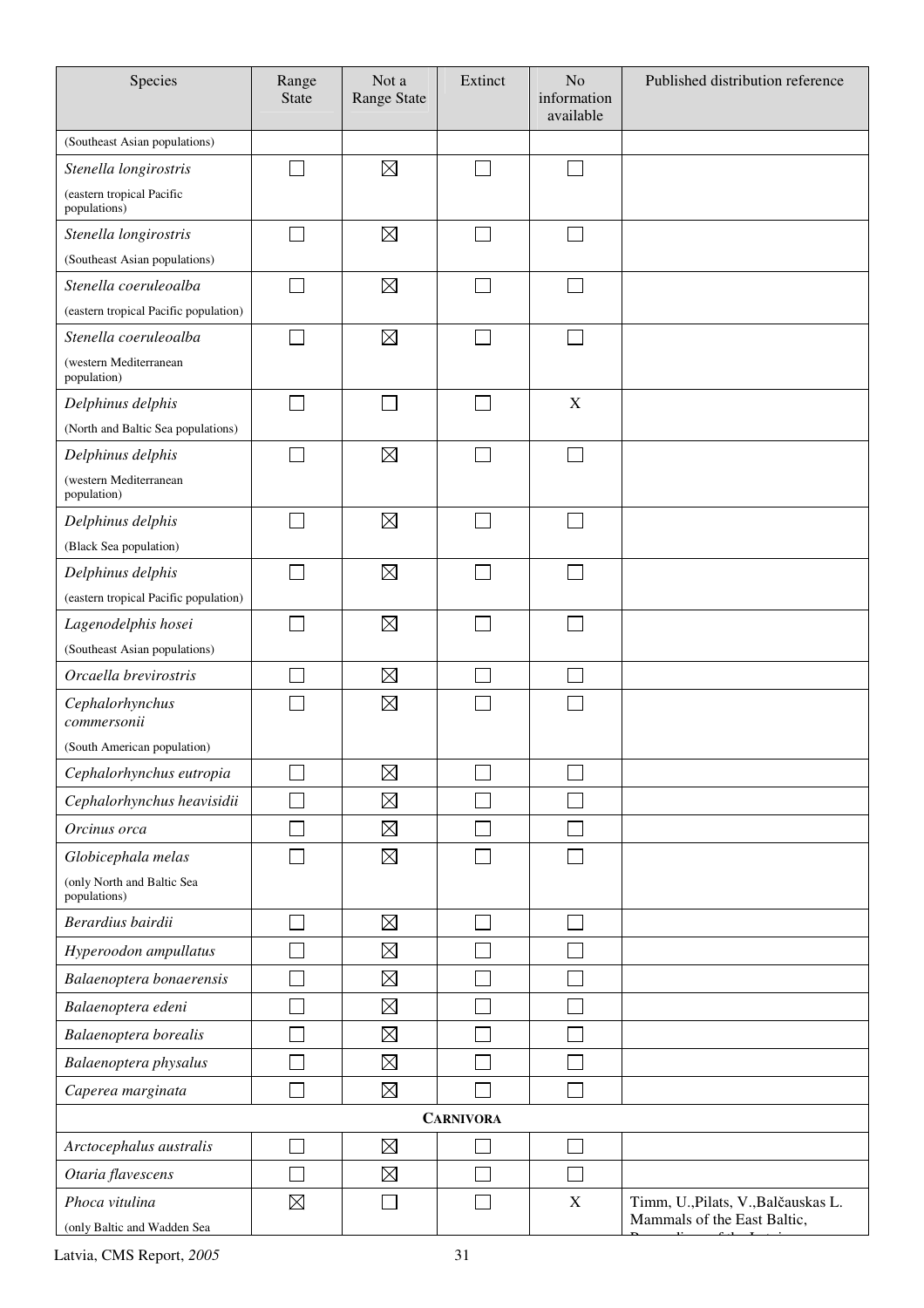| Species | Range State | Not a Range State | Extinct | No information available | Published distribution reference |
|---|---|---|---|---|---|
| (Southeast Asian populations) | | | | | |
| *Stenella longirostris* (eastern tropical Pacific populations) | ☐ | ☒ | ☐ | ☐ | |
| *Stenella longirostris* (Southeast Asian populations) | ☐ | ☒ | ☐ | ☐ | |
| *Stenella coeruleoalba* (eastern tropical Pacific population) | ☐ | ☒ | ☐ | ☐ | |
| *Stenella coeruleoalba* (western Mediterranean population) | ☐ | ☒ | ☐ | ☐ | |
| *Delphinus delphis* (North and Baltic Sea populations) | ☐ | ☐ | ☐ | X | |
| *Delphinus delphis* (western Mediterranean population) | ☐ | ☒ | ☐ | ☐ | |
| *Delphinus delphis* (Black Sea population) | ☐ | ☒ | ☐ | ☐ | |
| *Delphinus delphis* (eastern tropical Pacific population) | ☐ | ☒ | ☐ | ☐ | |
| *Lagenodelphis hosei* (Southeast Asian populations) | ☐ | ☒ | ☐ | ☐ | |
| *Orcaella brevirostris* | ☐ | ☒ | ☐ | ☐ | |
| *Cephalorhynchus commersonii* (South American population) | ☐ | ☒ | ☐ | ☐ | |
| *Cephalorhynchus eutropia* | ☐ | ☒ | ☐ | ☐ | |
| *Cephalorhynchus heavisidii* | ☐ | ☒ | ☐ | ☐ | |
| *Orcinus orca* | ☐ | ☒ | ☐ | ☐ | |
| *Globicephala melas* (only North and Baltic Sea populations) | ☐ | ☒ | ☐ | ☐ | |
| *Berardius bairdii* | ☐ | ☒ | ☐ | ☐ | |
| *Hyperoodon ampullatus* | ☐ | ☒ | ☐ | ☐ | |
| *Balaenoptera bonaerensis* | ☐ | ☒ | ☐ | ☐ | |
| *Balaenoptera edeni* | ☐ | ☒ | ☐ | ☐ | |
| *Balaenoptera borealis* | ☐ | ☒ | ☐ | ☐ | |
| *Balaenoptera physalus* | ☐ | ☒ | ☐ | ☐ | |
| *Caperea marginata* | ☐ | ☒ | ☐ | ☐ | |
| **CARNIVORA** | | | | | |
| *Arctocephalus australis* | ☐ | ☒ | ☐ | ☐ | |
| *Otaria flavescens* | ☐ | ☒ | ☐ | ☐ | |
| *Phoca vitulina* (only Baltic and Wadden Sea | ☒ | ☐ | ☐ | X | Timm, U.,Pilats, V.,Balčauskas L. Mammals of the East Baltic, |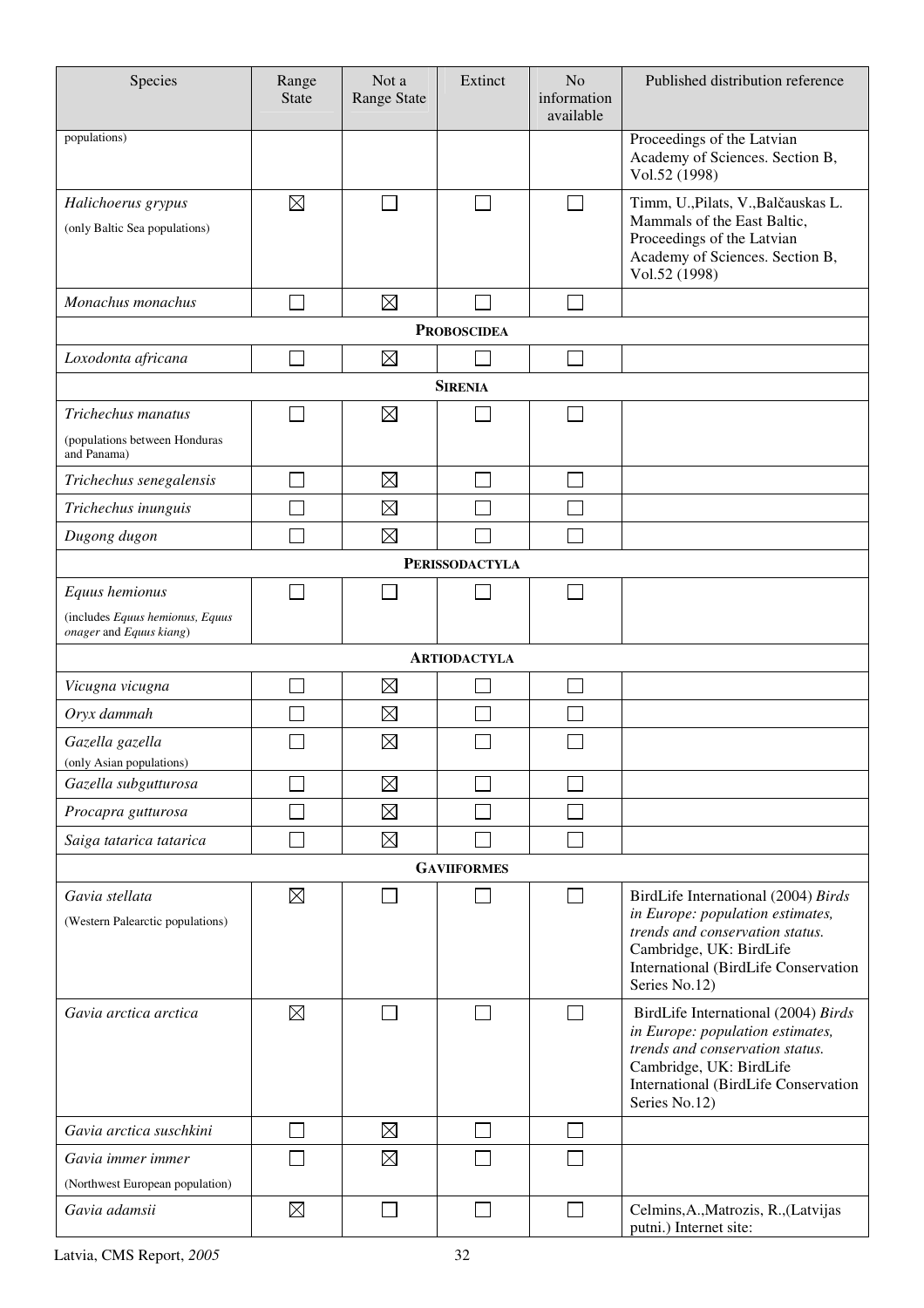| Species | Range State | Not a Range State | Extinct | No information available | Published distribution reference |
|---|---|---|---|---|---|
| populations) | | | | | Proceedings of the Latvian Academy of Sciences. Section B, Vol.52 (1998) |
| *Halichoerus grypus* (only Baltic Sea populations) | ☒ | ☐ | ☐ | ☐ | Timm, U.,Pilats, V.,Balčauskas L. Mammals of the East Baltic, Proceedings of the Latvian Academy of Sciences. Section B, Vol.52 (1998) |
| *Monachus monachus* | ☐ | ☒ | ☐ | ☐ | |
| **PROBOSCIDEA** | | | | | |
| *Loxodonta africana* | ☐ | ☒ | ☐ | ☐ | |
| **SIRENIA** | | | | | |
| *Trichechus manatus* (populations between Honduras and Panama) | ☐ | ☒ | ☐ | ☐ | |
| *Trichechus senegalensis* | ☐ | ☒ | ☐ | ☐ | |
| *Trichechus inunguis* | ☐ | ☒ | ☐ | ☐ | |
| *Dugong dugon* | ☐ | ☒ | ☐ | ☐ | |
| **PERISSODACTYLA** | | | | | |
| *Equus hemionus* (includes *Equus hemionus, Equus onager* and *Equus kiang*) | ☐ | ☐ | ☐ | ☐ | |
| **ARTIODACTYLA** | | | | | |
| *Vicugna vicugna* | ☐ | ☒ | ☐ | ☐ | |
| *Oryx dammah* | ☐ | ☒ | ☐ | ☐ | |
| *Gazella gazella* (only Asian populations) | ☐ | ☒ | ☐ | ☐ | |
| *Gazella subgutturosa* | ☐ | ☒ | ☐ | ☐ | |
| *Procapra gutturosa* | ☐ | ☒ | ☐ | ☐ | |
| *Saiga tatarica tatarica* | ☐ | ☒ | ☐ | ☐ | |
| **GAVIIFORMES** | | | | | |
| *Gavia stellata* (Western Palearctic populations) | ☒ | ☐ | ☐ | ☐ | BirdLife International (2004) *Birds in Europe: population estimates, trends and conservation status.* Cambridge, UK: BirdLife International (BirdLife Conservation Series No.12) |
| *Gavia arctica arctica* | ☒ | ☐ | ☐ | ☐ | BirdLife International (2004) *Birds in Europe: population estimates, trends and conservation status.* Cambridge, UK: BirdLife International (BirdLife Conservation Series No.12) |
| *Gavia arctica suschkini* | ☐ | ☒ | ☐ | ☐ | |
| *Gavia immer immer* (Northwest European population) | ☐ | ☒ | ☐ | ☐ | |
| *Gavia adamsii* | ☒ | ☐ | ☐ | ☐ | Celmins,A.,Matrozis, R.,(Latvijas putni.) Internet site: |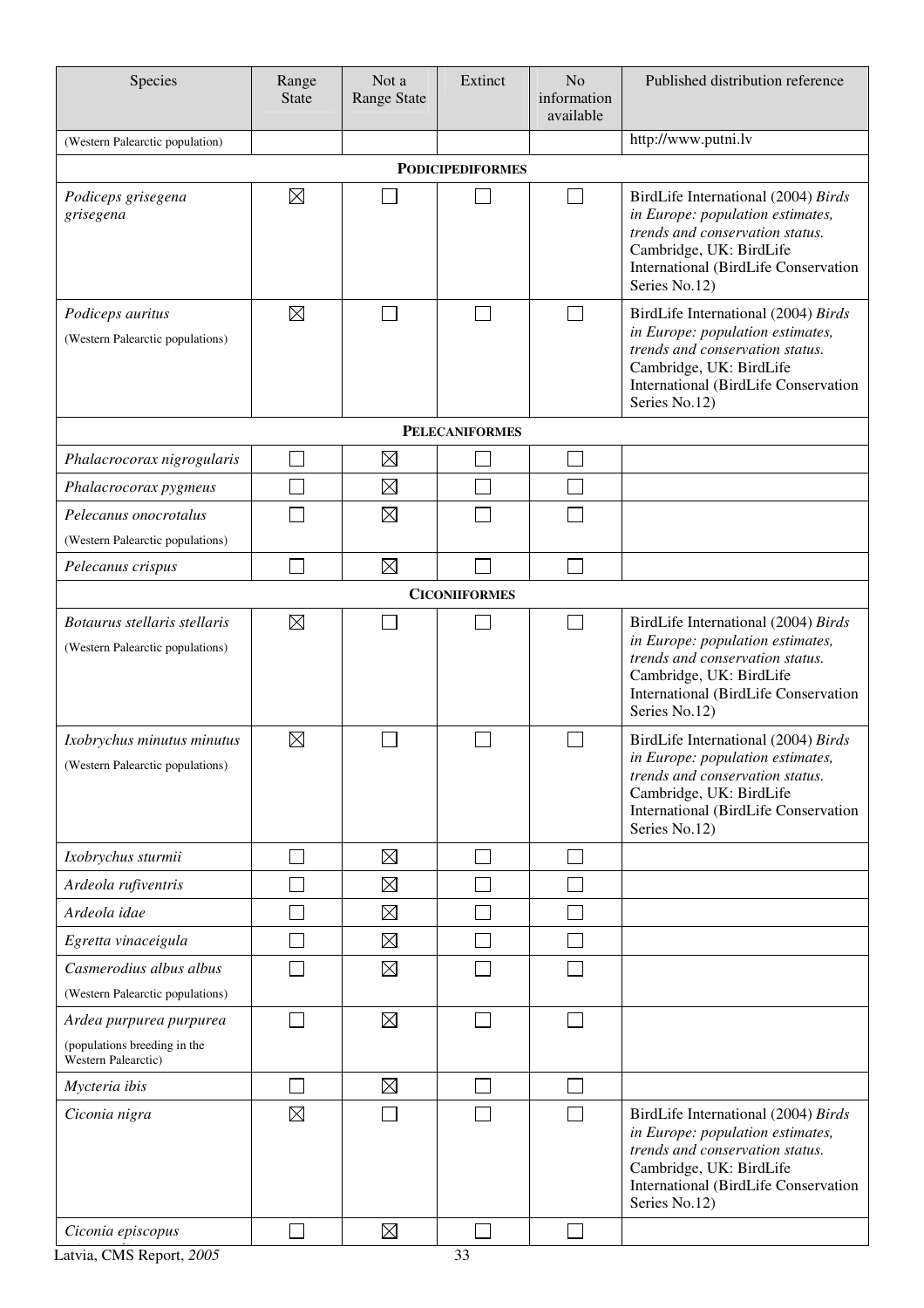| Species | Range State | Not a Range State | Extinct | No information available | Published distribution reference |
|---|---|---|---|---|---|
| (Western Palearctic population) | | | | | http://www.putni.lv |
| **PODICIPEDIFORMES** | | | | | |
| *Podiceps grisegena grisegena* | ☒ | ☐ | ☐ | ☐ | BirdLife International (2004) *Birds in Europe: population estimates, trends and conservation status.* Cambridge, UK: BirdLife International (BirdLife Conservation Series No.12) |
| *Podiceps auritus* (Western Palearctic populations) | ☒ | ☐ | ☐ | ☐ | BirdLife International (2004) *Birds in Europe: population estimates, trends and conservation status.* Cambridge, UK: BirdLife International (BirdLife Conservation Series No.12) |
| **PELECANIFORMES** | | | | | |
| *Phalacrocorax nigrogularis* | ☐ | ☒ | ☐ | ☐ | |
| *Phalacrocorax pygmeus* | ☐ | ☒ | ☐ | ☐ | |
| *Pelecanus onocrotalus* (Western Palearctic populations) | ☐ | ☒ | ☐ | ☐ | |
| *Pelecanus crispus* | ☐ | ☒ | ☐ | ☐ | |
| **CICONIIFORMES** | | | | | |
| *Botaurus stellaris stellaris* (Western Palearctic populations) | ☒ | ☐ | ☐ | ☐ | BirdLife International (2004) *Birds in Europe: population estimates, trends and conservation status.* Cambridge, UK: BirdLife International (BirdLife Conservation Series No.12) |
| *Ixobrychus minutus minutus* (Western Palearctic populations) | ☒ | ☐ | ☐ | ☐ | BirdLife International (2004) *Birds in Europe: population estimates, trends and conservation status.* Cambridge, UK: BirdLife International (BirdLife Conservation Series No.12) |
| *Ixobrychus sturmii* | ☐ | ☒ | ☐ | ☐ | |
| *Ardeola rufiventris* | ☐ | ☒ | ☐ | ☐ | |
| *Ardeola idae* | ☐ | ☒ | ☐ | ☐ | |
| *Egretta vinaceigula* | ☐ | ☒ | ☐ | ☐ | |
| *Casmerodius albus albus* (Western Palearctic populations) | ☐ | ☒ | ☐ | ☐ | |
| *Ardea purpurea purpurea* (populations breeding in the Western Palearctic) | ☐ | ☒ | ☐ | ☐ | |
| *Mycteria ibis* | ☐ | ☒ | ☐ | ☐ | |
| *Ciconia nigra* | ☒ | ☐ | ☐ | ☐ | BirdLife International (2004) *Birds in Europe: population estimates, trends and conservation status.* Cambridge, UK: BirdLife International (BirdLife Conservation Series No.12) |
| *Ciconia episcopus* | ☐ | ☒ | ☐ | ☐ | |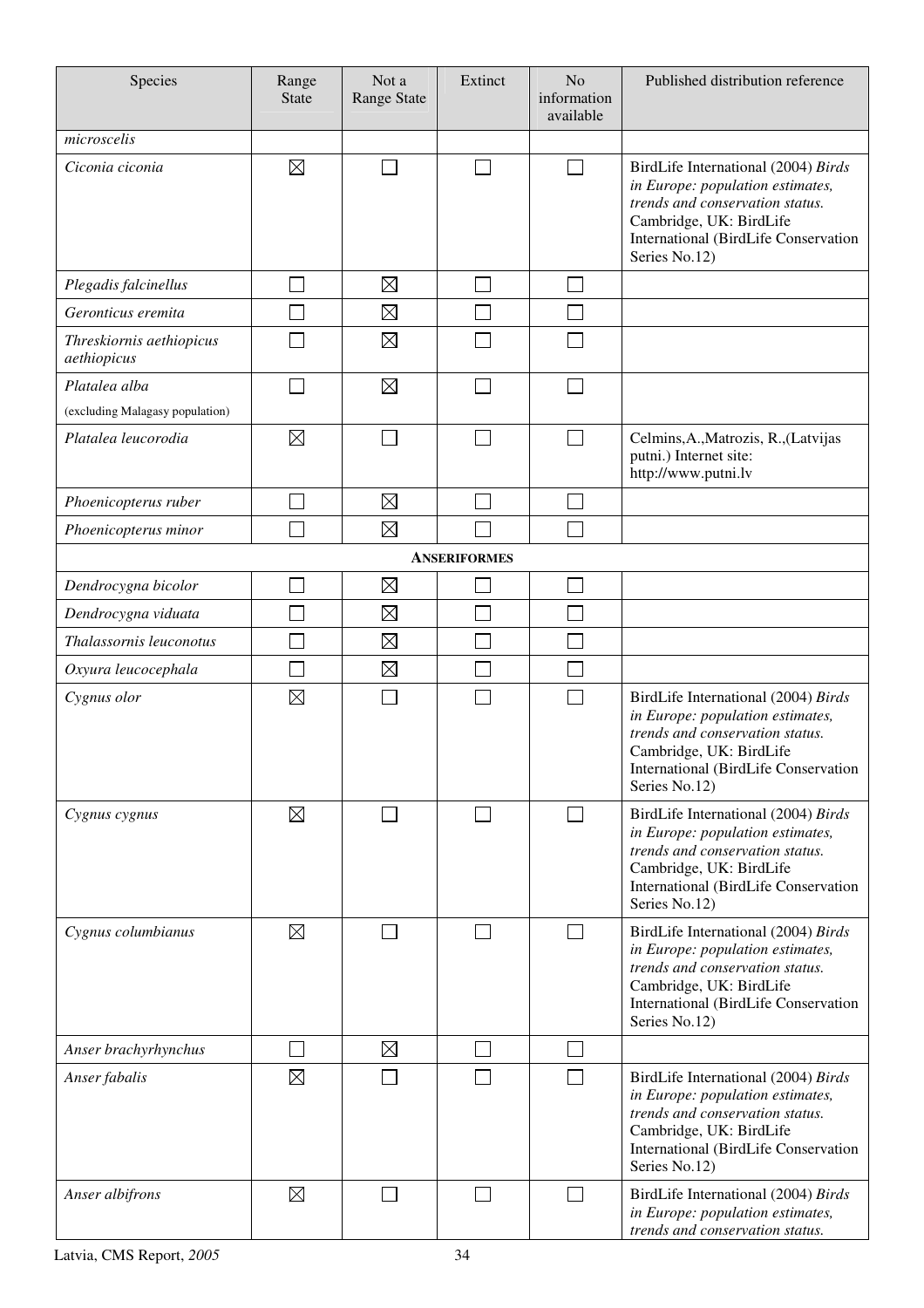| Species | Range State | Not a Range State | Extinct | No information available | Published distribution reference |
|---|---|---|---|---|---|
| *microscelis* | | | | | |
| *Ciconia ciconia* | ☒ | ☐ | ☐ | ☐ | BirdLife International (2004) *Birds in Europe: population estimates, trends and conservation status.* Cambridge, UK: BirdLife International (BirdLife Conservation Series No.12) |
| *Plegadis falcinellus* | ☐ | ☒ | ☐ | ☐ | |
| *Geronticus eremita* | ☐ | ☒ | ☐ | ☐ | |
| *Threskiornis aethiopicus aethiopicus* | ☐ | ☒ | ☐ | ☐ | |
| *Platalea alba* (excluding Malagasy population) | ☐ | ☒ | ☐ | ☐ | |
| *Platalea leucorodia* | ☒ | ☐ | ☐ | ☐ | Celmins,A.,Matrozis, R.,(Latvijas putni.) Internet site: http://www.putni.lv |
| *Phoenicopterus ruber* | ☐ | ☒ | ☐ | ☐ | |
| *Phoenicopterus minor* | ☐ | ☒ | ☐ | ☐ | |
| **ANSERIFORMES** | | | | | |
| *Dendrocygna bicolor* | ☐ | ☒ | ☐ | ☐ | |
| *Dendrocygna viduata* | ☐ | ☒ | ☐ | ☐ | |
| *Thalassornis leuconotus* | ☐ | ☒ | ☐ | ☐ | |
| *Oxyura leucocephala* | ☐ | ☒ | ☐ | ☐ | |
| *Cygnus olor* | ☒ | ☐ | ☐ | ☐ | BirdLife International (2004) *Birds in Europe: population estimates, trends and conservation status.* Cambridge, UK: BirdLife International (BirdLife Conservation Series No.12) |
| *Cygnus cygnus* | ☒ | ☐ | ☐ | ☐ | BirdLife International (2004) *Birds in Europe: population estimates, trends and conservation status.* Cambridge, UK: BirdLife International (BirdLife Conservation Series No.12) |
| *Cygnus columbianus* | ☒ | ☐ | ☐ | ☐ | BirdLife International (2004) *Birds in Europe: population estimates, trends and conservation status.* Cambridge, UK: BirdLife International (BirdLife Conservation Series No.12) |
| *Anser brachyrhynchus* | ☐ | ☒ | ☐ | ☐ | |
| *Anser fabalis* | ☒ | ☐ | ☐ | ☐ | BirdLife International (2004) *Birds in Europe: population estimates, trends and conservation status.* Cambridge, UK: BirdLife International (BirdLife Conservation Series No.12) |
| *Anser albifrons* | ☒ | ☐ | ☐ | ☐ | BirdLife International (2004) *Birds in Europe: population estimates, trends and conservation status.* |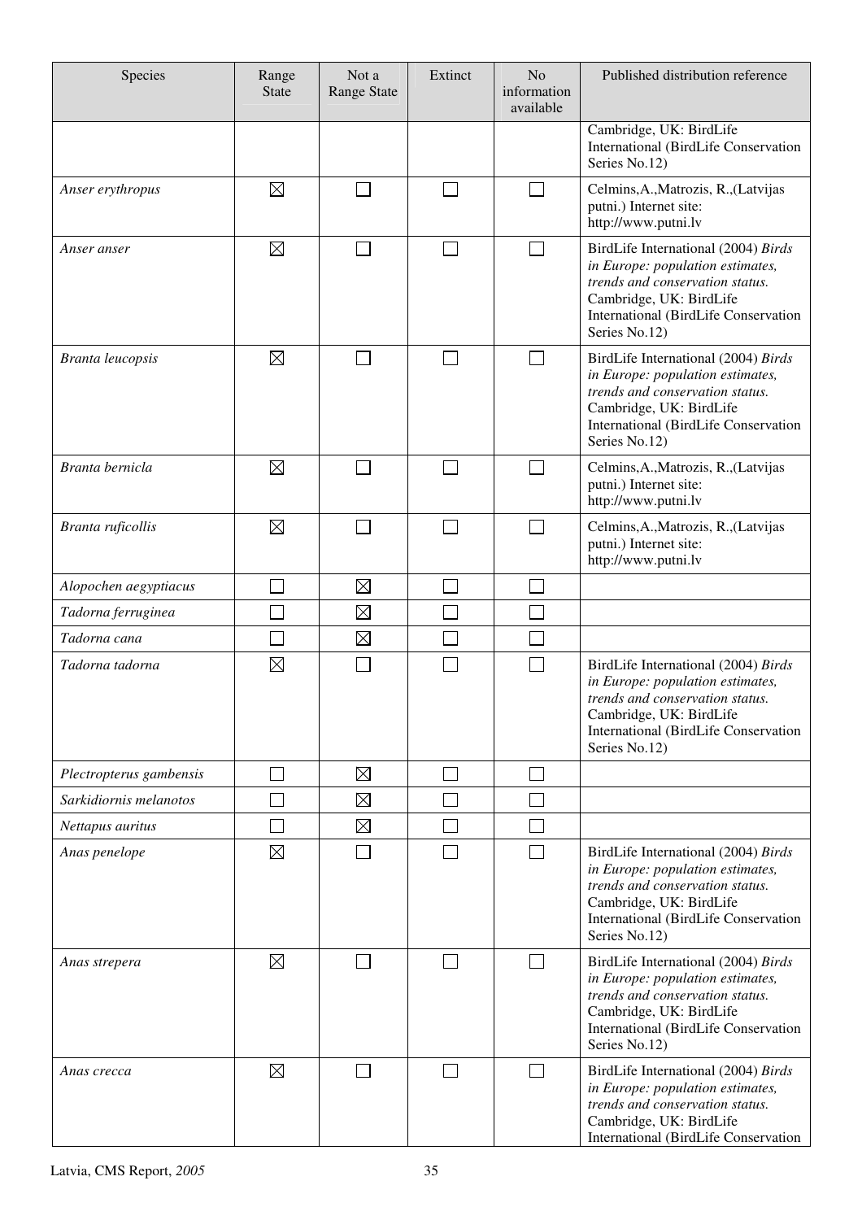| Species | Range State | Not a Range State | Extinct | No information available | Published distribution reference |
|---|---|---|---|---|---|
| | | | | | Cambridge, UK: BirdLife International (BirdLife Conservation Series No.12) |
| *Anser erythropus* | ☒ | ☐ | ☐ | ☐ | Celmins,A.,Matrozis, R.,(Latvijas putni.) Internet site: http://www.putni.lv |
| *Anser anser* | ☒ | ☐ | ☐ | ☐ | BirdLife International (2004) *Birds in Europe: population estimates, trends and conservation status.* Cambridge, UK: BirdLife International (BirdLife Conservation Series No.12) |
| *Branta leucopsis* | ☒ | ☐ | ☐ | ☐ | BirdLife International (2004) *Birds in Europe: population estimates, trends and conservation status.* Cambridge, UK: BirdLife International (BirdLife Conservation Series No.12) |
| *Branta bernicla* | ☒ | ☐ | ☐ | ☐ | Celmins,A.,Matrozis, R.,(Latvijas putni.) Internet site: http://www.putni.lv |
| *Branta ruficollis* | ☒ | ☐ | ☐ | ☐ | Celmins,A.,Matrozis, R.,(Latvijas putni.) Internet site: http://www.putni.lv |
| *Alopochen aegyptiacus* | ☐ | ☒ | ☐ | ☐ | |
| *Tadorna ferruginea* | ☐ | ☒ | ☐ | ☐ | |
| *Tadorna cana* | ☐ | ☒ | ☐ | ☐ | |
| *Tadorna tadorna* | ☒ | ☐ | ☐ | ☐ | BirdLife International (2004) *Birds in Europe: population estimates, trends and conservation status.* Cambridge, UK: BirdLife International (BirdLife Conservation Series No.12) |
| *Plectropterus gambensis* | ☐ | ☒ | ☐ | ☐ | |
| *Sarkidiornis melanotos* | ☐ | ☒ | ☐ | ☐ | |
| *Nettapus auritus* | ☐ | ☒ | ☐ | ☐ | |
| *Anas penelope* | ☒ | ☐ | ☐ | ☐ | BirdLife International (2004) *Birds in Europe: population estimates, trends and conservation status.* Cambridge, UK: BirdLife International (BirdLife Conservation Series No.12) |
| *Anas strepera* | ☒ | ☐ | ☐ | ☐ | BirdLife International (2004) *Birds in Europe: population estimates, trends and conservation status.* Cambridge, UK: BirdLife International (BirdLife Conservation Series No.12) |
| *Anas crecca* | ☒ | ☐ | ☐ | ☐ | BirdLife International (2004) *Birds in Europe: population estimates, trends and conservation status.* Cambridge, UK: BirdLife International (BirdLife Conservation |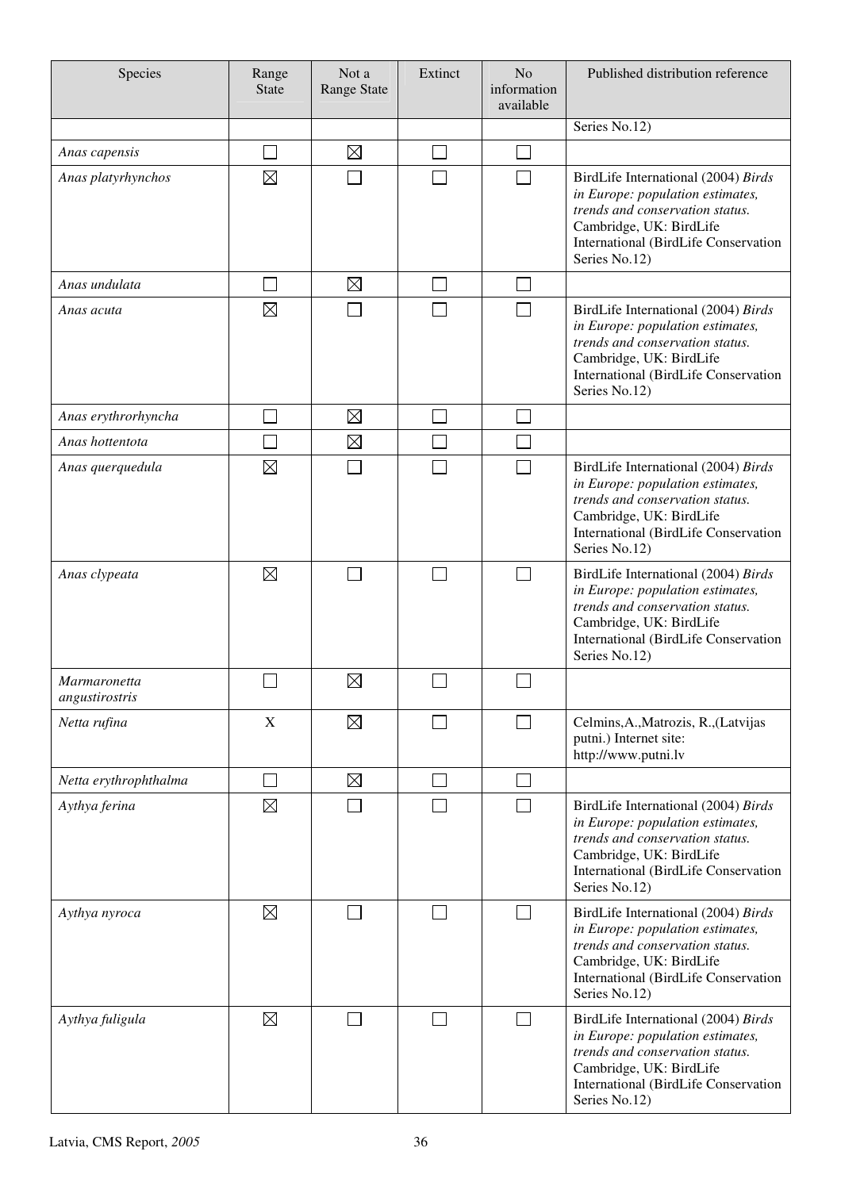| Species | Range State | Not a Range State | Extinct | No information available | Published distribution reference |
|---|---|---|---|---|---|
| | | | | | Series No.12) |
| *Anas capensis* | ☐ | ☒ | ☐ | ☐ | |
| *Anas platyrhynchos* | ☒ | ☐ | ☐ | ☐ | BirdLife International (2004) *Birds in Europe: population estimates, trends and conservation status.* Cambridge, UK: BirdLife International (BirdLife Conservation Series No.12) |
| *Anas undulata* | ☐ | ☒ | ☐ | ☐ | |
| *Anas acuta* | ☒ | ☐ | ☐ | ☐ | BirdLife International (2004) *Birds in Europe: population estimates, trends and conservation status.* Cambridge, UK: BirdLife International (BirdLife Conservation Series No.12) |
| *Anas erythrorhyncha* | ☐ | ☒ | ☐ | ☐ | |
| *Anas hottentota* | ☐ | ☒ | ☐ | ☐ | |
| *Anas querquedula* | ☒ | ☐ | ☐ | ☐ | BirdLife International (2004) *Birds in Europe: population estimates, trends and conservation status.* Cambridge, UK: BirdLife International (BirdLife Conservation Series No.12) |
| *Anas clypeata* | ☒ | ☐ | ☐ | ☐ | BirdLife International (2004) *Birds in Europe: population estimates, trends and conservation status.* Cambridge, UK: BirdLife International (BirdLife Conservation Series No.12) |
| *Marmaronetta angustirostris* | ☐ | ☒ | ☐ | ☐ | |
| *Netta rufina* | X | ☒ | ☐ | ☐ | Celmins,A.,Matrozis, R.,(Latvijas putni.) Internet site: http://www.putni.lv |
| *Netta erythrophthalma* | ☐ | ☒ | ☐ | ☐ | |
| *Aythya ferina* | ☒ | ☐ | ☐ | ☐ | BirdLife International (2004) *Birds in Europe: population estimates, trends and conservation status.* Cambridge, UK: BirdLife International (BirdLife Conservation Series No.12) |
| *Aythya nyroca* | ☒ | ☐ | ☐ | ☐ | BirdLife International (2004) *Birds in Europe: population estimates, trends and conservation status.* Cambridge, UK: BirdLife International (BirdLife Conservation Series No.12) |
| *Aythya fuligula* | ☒ | ☐ | ☐ | ☐ | BirdLife International (2004) *Birds in Europe: population estimates, trends and conservation status.* Cambridge, UK: BirdLife International (BirdLife Conservation Series No.12) |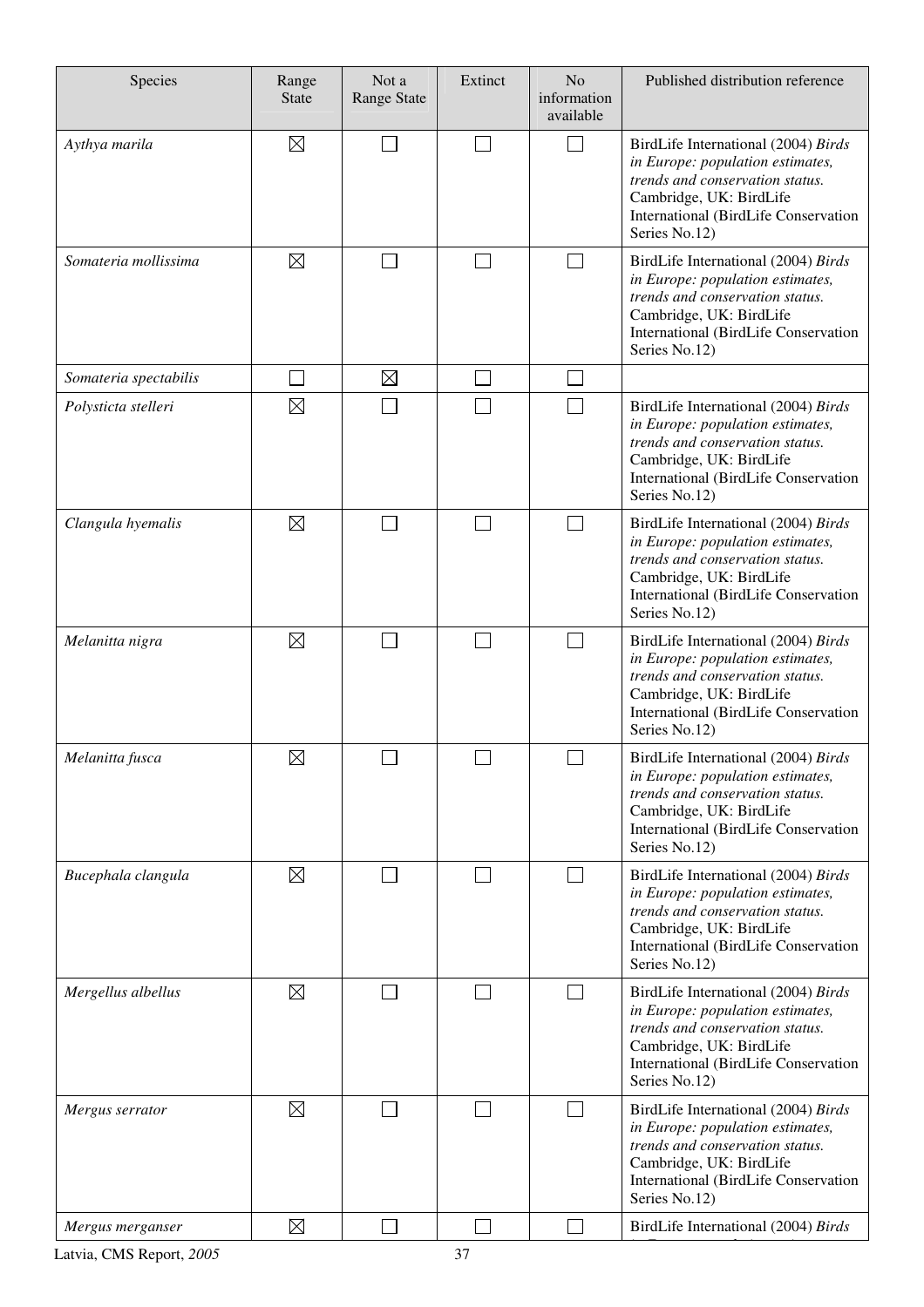| Species | Range State | Not a Range State | Extinct | No information available | Published distribution reference |
|---|---|---|---|---|---|
| *Aythya marila* | ☒ | ☐ | ☐ | ☐ | BirdLife International (2004) *Birds in Europe: population estimates, trends and conservation status.* Cambridge, UK: BirdLife International (BirdLife Conservation Series No.12) |
| *Somateria mollissima* | ☒ | ☐ | ☐ | ☐ | BirdLife International (2004) *Birds in Europe: population estimates, trends and conservation status.* Cambridge, UK: BirdLife International (BirdLife Conservation Series No.12) |
| *Somateria spectabilis* | ☐ | ☒ | ☐ | ☐ | |
| *Polysticta stelleri* | ☒ | ☐ | ☐ | ☐ | BirdLife International (2004) *Birds in Europe: population estimates, trends and conservation status.* Cambridge, UK: BirdLife International (BirdLife Conservation Series No.12) |
| *Clangula hyemalis* | ☒ | ☐ | ☐ | ☐ | BirdLife International (2004) *Birds in Europe: population estimates, trends and conservation status.* Cambridge, UK: BirdLife International (BirdLife Conservation Series No.12) |
| *Melanitta nigra* | ☒ | ☐ | ☐ | ☐ | BirdLife International (2004) *Birds in Europe: population estimates, trends and conservation status.* Cambridge, UK: BirdLife International (BirdLife Conservation Series No.12) |
| *Melanitta fusca* | ☒ | ☐ | ☐ | ☐ | BirdLife International (2004) *Birds in Europe: population estimates, trends and conservation status.* Cambridge, UK: BirdLife International (BirdLife Conservation Series No.12) |
| *Bucephala clangula* | ☒ | ☐ | ☐ | ☐ | BirdLife International (2004) *Birds in Europe: population estimates, trends and conservation status.* Cambridge, UK: BirdLife International (BirdLife Conservation Series No.12) |
| *Mergellus albellus* | ☒ | ☐ | ☐ | ☐ | BirdLife International (2004) *Birds in Europe: population estimates, trends and conservation status.* Cambridge, UK: BirdLife International (BirdLife Conservation Series No.12) |
| *Mergus serrator* | ☒ | ☐ | ☐ | ☐ | BirdLife International (2004) *Birds in Europe: population estimates, trends and conservation status.* Cambridge, UK: BirdLife International (BirdLife Conservation Series No.12) |
| *Mergus merganser* | ☒ | ☐ | ☐ | ☐ | BirdLife International (2004) *Birds* |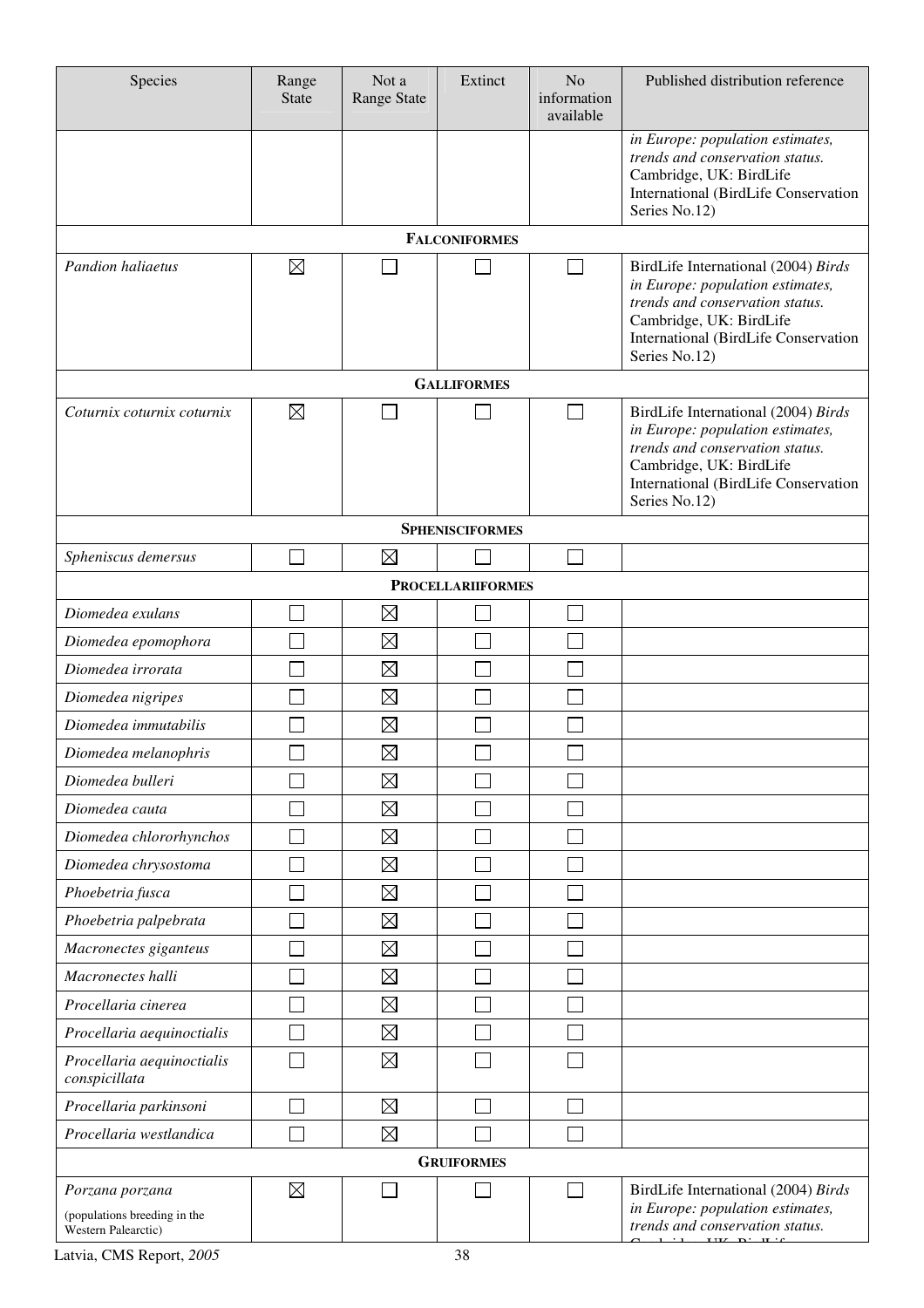| Species | Range State | Not a Range State | Extinct | No information available | Published distribution reference |
|---|---|---|---|---|---|
| | | | | | *in Europe: population estimates, trends and conservation status.* Cambridge, UK: BirdLife International (BirdLife Conservation Series No.12) |
| **FALCONIFORMES** | | | | | |
| *Pandion haliaetus* | ☒ | ☐ | ☐ | ☐ | BirdLife International (2004) *Birds in Europe: population estimates, trends and conservation status.* Cambridge, UK: BirdLife International (BirdLife Conservation Series No.12) |
| **GALLIFORMES** | | | | | |
| *Coturnix coturnix coturnix* | ☒ | ☐ | ☐ | ☐ | BirdLife International (2004) *Birds in Europe: population estimates, trends and conservation status.* Cambridge, UK: BirdLife International (BirdLife Conservation Series No.12) |
| **SPHENISCIFORMES** | | | | | |
| *Spheniscus demersus* | ☐ | ☒ | ☐ | ☐ | |
| **PROCELLARIIFORMES** | | | | | |
| *Diomedea exulans* | ☐ | ☒ | ☐ | ☐ | |
| *Diomedea epomophora* | ☐ | ☒ | ☐ | ☐ | |
| *Diomedea irrorata* | ☐ | ☒ | ☐ | ☐ | |
| *Diomedea nigripes* | ☐ | ☒ | ☐ | ☐ | |
| *Diomedea immutabilis* | ☐ | ☒ | ☐ | ☐ | |
| *Diomedea melanophris* | ☐ | ☒ | ☐ | ☐ | |
| *Diomedea bulleri* | ☐ | ☒ | ☐ | ☐ | |
| *Diomedea cauta* | ☐ | ☒ | ☐ | ☐ | |
| *Diomedea chlororhynchos* | ☐ | ☒ | ☐ | ☐ | |
| *Diomedea chrysostoma* | ☐ | ☒ | ☐ | ☐ | |
| *Phoebetria fusca* | ☐ | ☒ | ☐ | ☐ | |
| *Phoebetria palpebrata* | ☐ | ☒ | ☐ | ☐ | |
| *Macronectes giganteus* | ☐ | ☒ | ☐ | ☐ | |
| *Macronectes halli* | ☐ | ☒ | ☐ | ☐ | |
| *Procellaria cinerea* | ☐ | ☒ | ☐ | ☐ | |
| *Procellaria aequinoctialis* | ☐ | ☒ | ☐ | ☐ | |
| *Procellaria aequinoctialis conspicillata* | ☐ | ☒ | ☐ | ☐ | |
| *Procellaria parkinsoni* | ☐ | ☒ | ☐ | ☐ | |
| *Procellaria westlandica* | ☐ | ☒ | ☐ | ☐ | |
| **GRUIFORMES** | | | | | |
| *Porzana porzana* (populations breeding in the Western Palearctic) | ☒ | ☐ | ☐ | ☐ | BirdLife International (2004) *Birds in Europe: population estimates, trends and conservation status.* Cambridge, UK: BirdLife |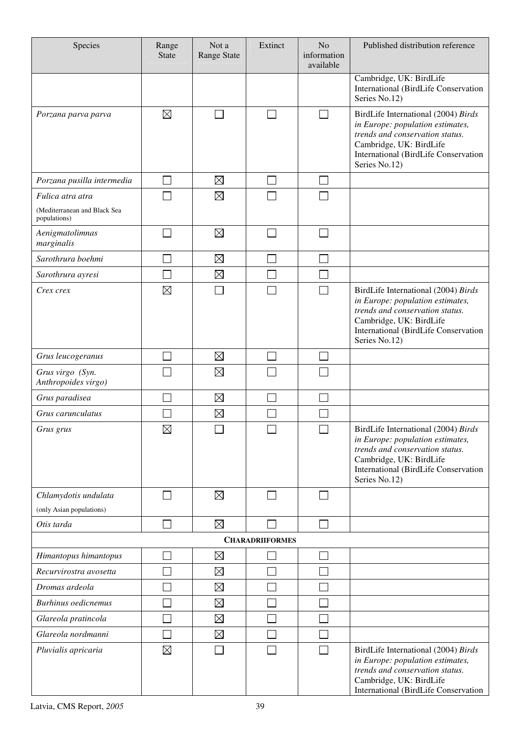| Species | Range State | Not a Range State | Extinct | No information available | Published distribution reference |
|---|---|---|---|---|---|
| | | | | | Cambridge, UK: BirdLife International (BirdLife Conservation Series No.12) |
| *Porzana parva parva* | ☒ | ☐ | ☐ | ☐ | BirdLife International (2004) *Birds in Europe: population estimates, trends and conservation status.* Cambridge, UK: BirdLife International (BirdLife Conservation Series No.12) |
| *Porzana pusilla intermedia* | ☐ | ☒ | ☐ | ☐ | |
| *Fulica atra atra* (Mediterranean and Black Sea populations) | ☐ | ☒ | ☐ | ☐ | |
| *Aenigmatolimnas marginalis* | ☐ | ☒ | ☐ | ☐ | |
| *Sarothrura boehmi* | ☐ | ☒ | ☐ | ☐ | |
| *Sarothrura ayresi* | ☐ | ☒ | ☐ | ☐ | |
| *Crex crex* | ☒ | ☐ | ☐ | ☐ | BirdLife International (2004) *Birds in Europe: population estimates, trends and conservation status.* Cambridge, UK: BirdLife International (BirdLife Conservation Series No.12) |
| *Grus leucogeranus* | ☐ | ☒ | ☐ | ☐ | |
| *Grus virgo (Syn. Anthropoides virgo)* | ☐ | ☒ | ☐ | ☐ | |
| *Grus paradisea* | ☐ | ☒ | ☐ | ☐ | |
| *Grus carunculatus* | ☐ | ☒ | ☐ | ☐ | |
| *Grus grus* | ☒ | ☐ | ☐ | ☐ | BirdLife International (2004) *Birds in Europe: population estimates, trends and conservation status.* Cambridge, UK: BirdLife International (BirdLife Conservation Series No.12) |
| *Chlamydotis undulata* (only Asian populations) | ☐ | ☒ | ☐ | ☐ | |
| *Otis tarda* | ☐ | ☒ | ☐ | ☐ | |
| | | | **CHARADRIIFORMES** | | |
| *Himantopus himantopus* | ☐ | ☒ | ☐ | ☐ | |
| *Recurvirostra avosetta* | ☐ | ☒ | ☐ | ☐ | |
| *Dromas ardeola* | ☐ | ☒ | ☐ | ☐ | |
| *Burhinus oedicnemus* | ☐ | ☒ | ☐ | ☐ | |
| *Glareola pratincola* | ☐ | ☒ | ☐ | ☐ | |
| *Glareola nordmanni* | ☐ | ☒ | ☐ | ☐ | |
| *Pluvialis apricaria* | ☒ | ☐ | ☐ | ☐ | BirdLife International (2004) *Birds in Europe: population estimates, trends and conservation status.* Cambridge, UK: BirdLife International (BirdLife Conservation |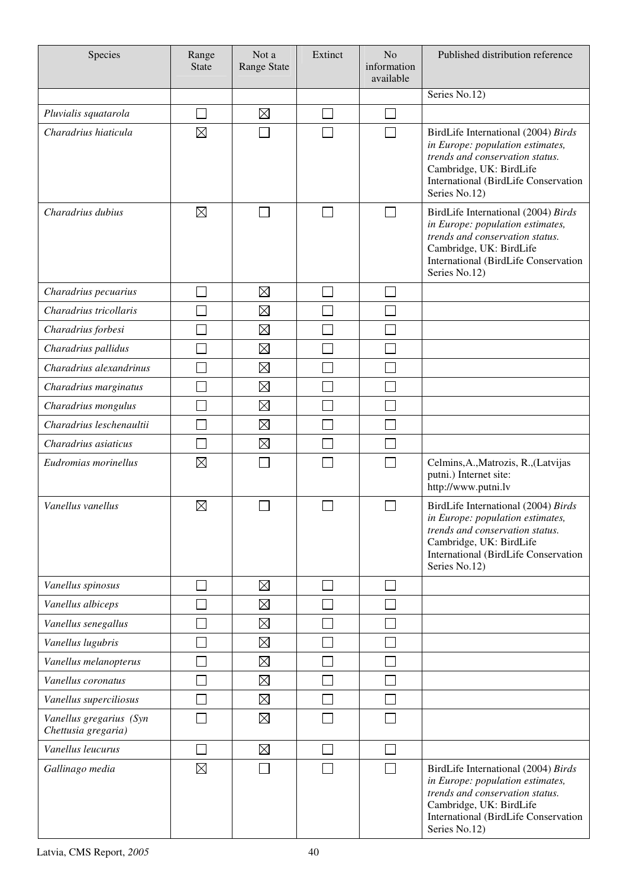| Species | Range State | Not a Range State | Extinct | No information available | Published distribution reference |
|---|---|---|---|---|---|
| | | | | | Series No.12) |
| *Pluvialis squatarola* | ☐ | ☒ | ☐ | ☐ | |
| *Charadrius hiaticula* | ☒ | ☐ | ☐ | ☐ | BirdLife International (2004) *Birds in Europe: population estimates, trends and conservation status.* Cambridge, UK: BirdLife International (BirdLife Conservation Series No.12) |
| *Charadrius dubius* | ☒ | ☐ | ☐ | ☐ | BirdLife International (2004) *Birds in Europe: population estimates, trends and conservation status.* Cambridge, UK: BirdLife International (BirdLife Conservation Series No.12) |
| *Charadrius pecuarius* | ☐ | ☒ | ☐ | ☐ | |
| *Charadrius tricollaris* | ☐ | ☒ | ☐ | ☐ | |
| *Charadrius forbesi* | ☐ | ☒ | ☐ | ☐ | |
| *Charadrius pallidus* | ☐ | ☒ | ☐ | ☐ | |
| *Charadrius alexandrinus* | ☐ | ☒ | ☐ | ☐ | |
| *Charadrius marginatus* | ☐ | ☒ | ☐ | ☐ | |
| *Charadrius mongulus* | ☐ | ☒ | ☐ | ☐ | |
| *Charadrius leschenaultii* | ☐ | ☒ | ☐ | ☐ | |
| *Charadrius asiaticus* | ☐ | ☒ | ☐ | ☐ | |
| *Eudromias morinellus* | ☒ | ☐ | ☐ | ☐ | Celmins,A.,Matrozis, R.,(Latvijas putni.) Internet site: http://www.putni.lv |
| *Vanellus vanellus* | ☒ | ☐ | ☐ | ☐ | BirdLife International (2004) *Birds in Europe: population estimates, trends and conservation status.* Cambridge, UK: BirdLife International (BirdLife Conservation Series No.12) |
| *Vanellus spinosus* | ☐ | ☒ | ☐ | ☐ | |
| *Vanellus albiceps* | ☐ | ☒ | ☐ | ☐ | |
| *Vanellus senegallus* | ☐ | ☒ | ☐ | ☐ | |
| *Vanellus lugubris* | ☐ | ☒ | ☐ | ☐ | |
| *Vanellus melanopterus* | ☐ | ☒ | ☐ | ☐ | |
| *Vanellus coronatus* | ☐ | ☒ | ☐ | ☐ | |
| *Vanellus superciliosus* | ☐ | ☒ | ☐ | ☐ | |
| *Vanellus gregarius (Syn Chettusia gregaria)* | ☐ | ☒ | ☐ | ☐ | |
| *Vanellus leucurus* | ☐ | ☒ | ☐ | ☐ | |
| *Gallinago media* | ☒ | ☐ | ☐ | ☐ | BirdLife International (2004) *Birds in Europe: population estimates, trends and conservation status.* Cambridge, UK: BirdLife International (BirdLife Conservation Series No.12) |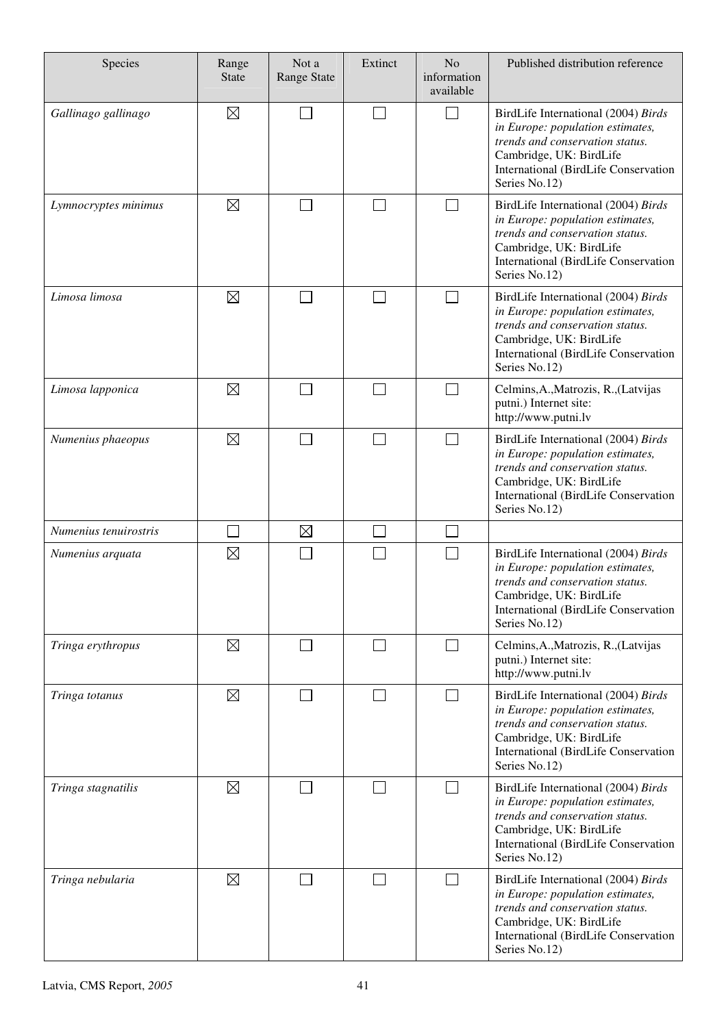| Species | Range State | Not a Range State | Extinct | No information available | Published distribution reference |
|---|---|---|---|---|---|
| *Gallinago gallinago* | ☒ | ☐ | ☐ | ☐ | BirdLife International (2004) *Birds in Europe: population estimates, trends and conservation status.* Cambridge, UK: BirdLife International (BirdLife Conservation Series No.12) |
| *Lymnocryptes minimus* | ☒ | ☐ | ☐ | ☐ | BirdLife International (2004) *Birds in Europe: population estimates, trends and conservation status.* Cambridge, UK: BirdLife International (BirdLife Conservation Series No.12) |
| *Limosa limosa* | ☒ | ☐ | ☐ | ☐ | BirdLife International (2004) *Birds in Europe: population estimates, trends and conservation status.* Cambridge, UK: BirdLife International (BirdLife Conservation Series No.12) |
| *Limosa lapponica* | ☒ | ☐ | ☐ | ☐ | Celmins,A.,Matrozis, R.,(Latvijas putni.) Internet site: http://www.putni.lv |
| *Numenius phaeopus* | ☒ | ☐ | ☐ | ☐ | BirdLife International (2004) *Birds in Europe: population estimates, trends and conservation status.* Cambridge, UK: BirdLife International (BirdLife Conservation Series No.12) |
| *Numenius tenuirostris* | ☐ | ☒ | ☐ | ☐ | |
| *Numenius arquata* | ☒ | ☐ | ☐ | ☐ | BirdLife International (2004) *Birds in Europe: population estimates, trends and conservation status.* Cambridge, UK: BirdLife International (BirdLife Conservation Series No.12) |
| *Tringa erythropus* | ☒ | ☐ | ☐ | ☐ | Celmins,A.,Matrozis, R.,(Latvijas putni.) Internet site: http://www.putni.lv |
| *Tringa totanus* | ☒ | ☐ | ☐ | ☐ | BirdLife International (2004) *Birds in Europe: population estimates, trends and conservation status.* Cambridge, UK: BirdLife International (BirdLife Conservation Series No.12) |
| *Tringa stagnatilis* | ☒ | ☐ | ☐ | ☐ | BirdLife International (2004) *Birds in Europe: population estimates, trends and conservation status.* Cambridge, UK: BirdLife International (BirdLife Conservation Series No.12) |
| *Tringa nebularia* | ☒ | ☐ | ☐ | ☐ | BirdLife International (2004) *Birds in Europe: population estimates, trends and conservation status.* Cambridge, UK: BirdLife International (BirdLife Conservation Series No.12) |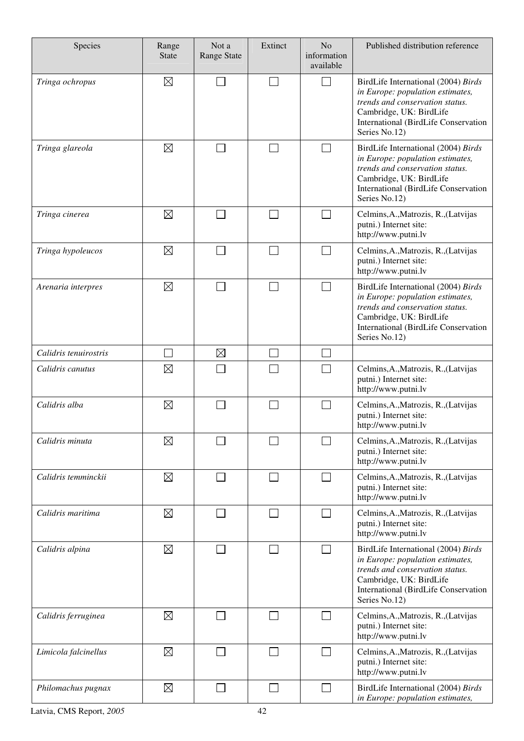| Species | Range State | Not a Range State | Extinct | No information available | Published distribution reference |
|---|---|---|---|---|---|
| *Tringa ochropus* | ☒ | ☐ | ☐ | ☐ | BirdLife International (2004) *Birds in Europe: population estimates, trends and conservation status.* Cambridge, UK: BirdLife International (BirdLife Conservation Series No.12) |
| *Tringa glareola* | ☒ | ☐ | ☐ | ☐ | BirdLife International (2004) *Birds in Europe: population estimates, trends and conservation status.* Cambridge, UK: BirdLife International (BirdLife Conservation Series No.12) |
| *Tringa cinerea* | ☒ | ☐ | ☐ | ☐ | Celmins,A.,Matrozis, R.,(Latvijas putni.) Internet site: http://www.putni.lv |
| *Tringa hypoleucos* | ☒ | ☐ | ☐ | ☐ | Celmins,A.,Matrozis, R.,(Latvijas putni.) Internet site: http://www.putni.lv |
| *Arenaria interpres* | ☒ | ☐ | ☐ | ☐ | BirdLife International (2004) *Birds in Europe: population estimates, trends and conservation status.* Cambridge, UK: BirdLife International (BirdLife Conservation Series No.12) |
| *Calidris tenuirostris* | ☐ | ☒ | ☐ | ☐ | |
| *Calidris canutus* | ☒ | ☐ | ☐ | ☐ | Celmins,A.,Matrozis, R.,(Latvijas putni.) Internet site: http://www.putni.lv |
| *Calidris alba* | ☒ | ☐ | ☐ | ☐ | Celmins,A.,Matrozis, R.,(Latvijas putni.) Internet site: http://www.putni.lv |
| *Calidris minuta* | ☒ | ☐ | ☐ | ☐ | Celmins,A.,Matrozis, R.,(Latvijas putni.) Internet site: http://www.putni.lv |
| *Calidris temminckii* | ☒ | ☐ | ☐ | ☐ | Celmins,A.,Matrozis, R.,(Latvijas putni.) Internet site: http://www.putni.lv |
| *Calidris maritima* | ☒ | ☐ | ☐ | ☐ | Celmins,A.,Matrozis, R.,(Latvijas putni.) Internet site: http://www.putni.lv |
| *Calidris alpina* | ☒ | ☐ | ☐ | ☐ | BirdLife International (2004) *Birds in Europe: population estimates, trends and conservation status.* Cambridge, UK: BirdLife International (BirdLife Conservation Series No.12) |
| *Calidris ferruginea* | ☒ | ☐ | ☐ | ☐ | Celmins,A.,Matrozis, R.,(Latvijas putni.) Internet site: http://www.putni.lv |
| *Limicola falcinellus* | ☒ | ☐ | ☐ | ☐ | Celmins,A.,Matrozis, R.,(Latvijas putni.) Internet site: http://www.putni.lv |
| *Philomachus pugnax* | ☒ | ☐ | ☐ | ☐ | BirdLife International (2004) *Birds in Europe: population estimates,* |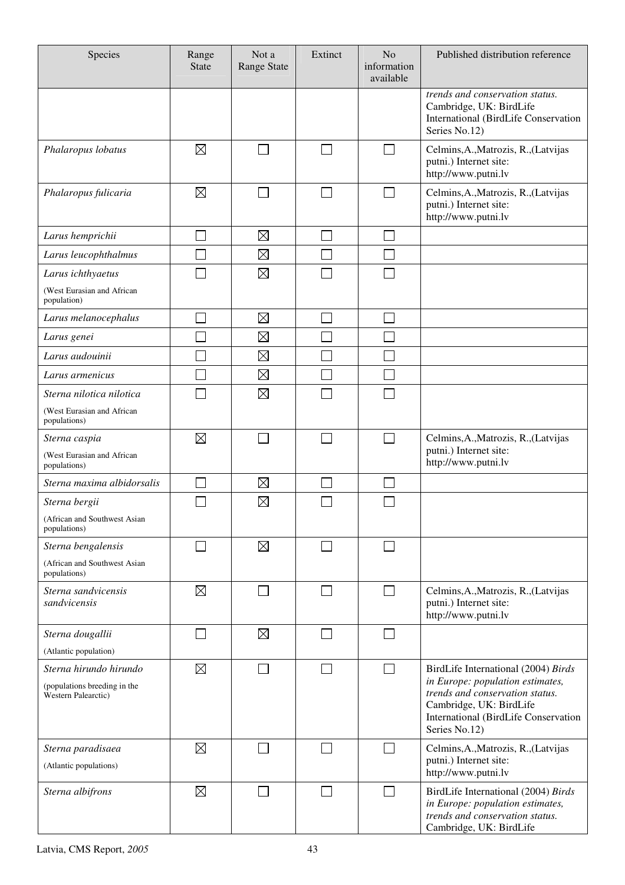| Species | Range State | Not a Range State | Extinct | No information available | Published distribution reference |
|---|---|---|---|---|---|
| | | | | | *trends and conservation status.* Cambridge, UK: BirdLife International (BirdLife Conservation Series No.12) |
| *Phalaropus lobatus* | ☒ | ☐ | ☐ | ☐ | Celmins,A.,Matrozis, R.,(Latvijas putni.) Internet site: http://www.putni.lv |
| *Phalaropus fulicaria* | ☒ | ☐ | ☐ | ☐ | Celmins,A.,Matrozis, R.,(Latvijas putni.) Internet site: http://www.putni.lv |
| *Larus hemprichii* | ☐ | ☒ | ☐ | ☐ | |
| *Larus leucophthalmus* | ☐ | ☒ | ☐ | ☐ | |
| *Larus ichthyaetus* (West Eurasian and African population) | ☐ | ☒ | ☐ | ☐ | |
| *Larus melanocephalus* | ☐ | ☒ | ☐ | ☐ | |
| *Larus genei* | ☐ | ☒ | ☐ | ☐ | |
| *Larus audouinii* | ☐ | ☒ | ☐ | ☐ | |
| *Larus armenicus* | ☐ | ☒ | ☐ | ☐ | |
| *Sterna nilotica nilotica* (West Eurasian and African populations) | ☐ | ☒ | ☐ | ☐ | |
| *Sterna caspia* (West Eurasian and African populations) | ☒ | ☐ | ☐ | ☐ | Celmins,A.,Matrozis, R.,(Latvijas putni.) Internet site: http://www.putni.lv |
| *Sterna maxima albidorsalis* | ☐ | ☒ | ☐ | ☐ | |
| *Sterna bergii* (African and Southwest Asian populations) | ☐ | ☒ | ☐ | ☐ | |
| *Sterna bengalensis* (African and Southwest Asian populations) | ☐ | ☒ | ☐ | ☐ | |
| *Sterna sandvicensis sandvicensis* | ☒ | ☐ | ☐ | ☐ | Celmins,A.,Matrozis, R.,(Latvijas putni.) Internet site: http://www.putni.lv |
| *Sterna dougallii* (Atlantic population) | ☐ | ☒ | ☐ | ☐ | |
| *Sterna hirundo hirundo* (populations breeding in the Western Palearctic) | ☒ | ☐ | ☐ | ☐ | BirdLife International (2004) *Birds in Europe: population estimates, trends and conservation status.* Cambridge, UK: BirdLife International (BirdLife Conservation Series No.12) |
| *Sterna paradisaea* (Atlantic populations) | ☒ | ☐ | ☐ | ☐ | Celmins,A.,Matrozis, R.,(Latvijas putni.) Internet site: http://www.putni.lv |
| *Sterna albifrons* | ☒ | ☐ | ☐ | ☐ | BirdLife International (2004) *Birds in Europe: population estimates, trends and conservation status.* Cambridge, UK: BirdLife |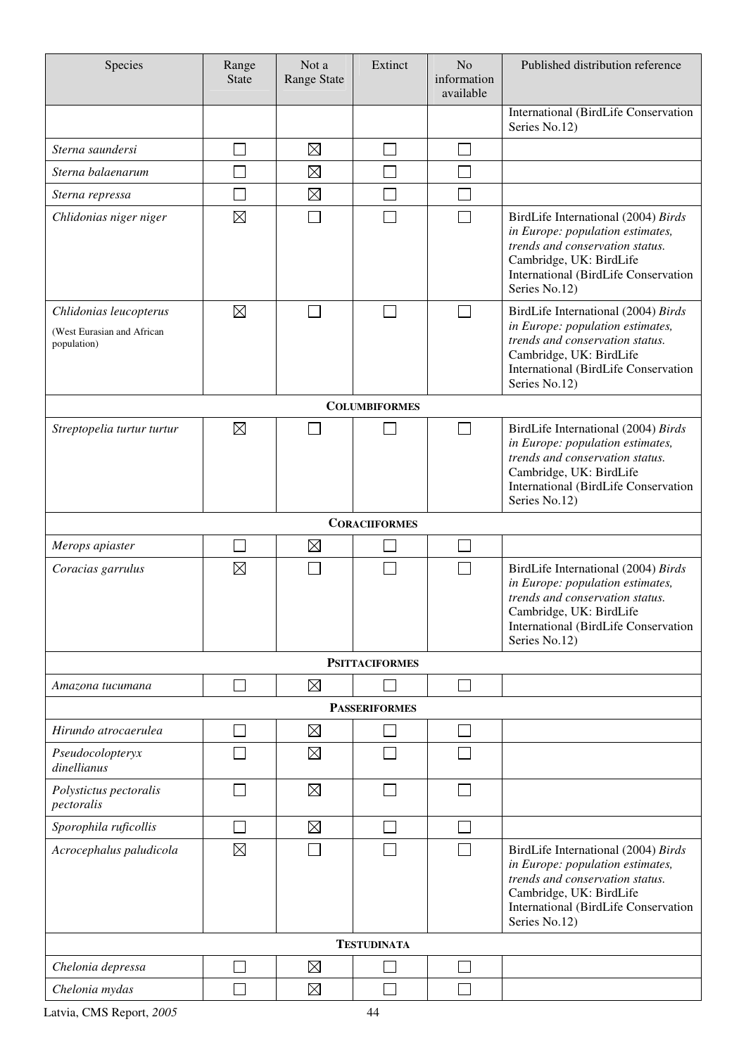| Species | Range State | Not a Range State | Extinct | No information available | Published distribution reference |
|---|---|---|---|---|---|
| | | | | | International (BirdLife Conservation Series No.12) |
| *Sterna saundersi* | ☐ | ☒ | ☐ | ☐ | |
| *Sterna balaenarum* | ☐ | ☒ | ☐ | ☐ | |
| *Sterna repressa* | ☐ | ☒ | ☐ | ☐ | |
| *Chlidonias niger niger* | ☒ | ☐ | ☐ | ☐ | BirdLife International (2004) *Birds in Europe: population estimates, trends and conservation status.* Cambridge, UK: BirdLife International (BirdLife Conservation Series No.12) |
| *Chlidonias leucopterus* (West Eurasian and African population) | ☒ | ☐ | ☐ | ☐ | BirdLife International (2004) *Birds in Europe: population estimates, trends and conservation status.* Cambridge, UK: BirdLife International (BirdLife Conservation Series No.12) |
| **COLUMBIFORMES** | | | | | |
| *Streptopelia turtur turtur* | ☒ | ☐ | ☐ | ☐ | BirdLife International (2004) *Birds in Europe: population estimates, trends and conservation status.* Cambridge, UK: BirdLife International (BirdLife Conservation Series No.12) |
| **CORACIIFORMES** | | | | | |
| *Merops apiaster* | ☐ | ☒ | ☐ | ☐ | |
| *Coracias garrulus* | ☒ | ☐ | ☐ | ☐ | BirdLife International (2004) *Birds in Europe: population estimates, trends and conservation status.* Cambridge, UK: BirdLife International (BirdLife Conservation Series No.12) |
| **PSITTACIFORMES** | | | | | |
| *Amazona tucumana* | ☐ | ☒ | ☐ | ☐ | |
| **PASSERIFORMES** | | | | | |
| *Hirundo atrocaerulea* | ☐ | ☒ | ☐ | ☐ | |
| *Pseudocolopteryx dinellianus* | ☐ | ☒ | ☐ | ☐ | |
| *Polystictus pectoralis pectoralis* | ☐ | ☒ | ☐ | ☐ | |
| *Sporophila ruficollis* | ☐ | ☒ | ☐ | ☐ | |
| *Acrocephalus paludicola* | ☒ | ☐ | ☐ | ☐ | BirdLife International (2004) *Birds in Europe: population estimates, trends and conservation status.* Cambridge, UK: BirdLife International (BirdLife Conservation Series No.12) |
| **TESTUDINATA** | | | | | |
| *Chelonia depressa* | ☐ | ☒ | ☐ | ☐ | |
| *Chelonia mydas* | ☐ | ☒ | ☐ | ☐ | |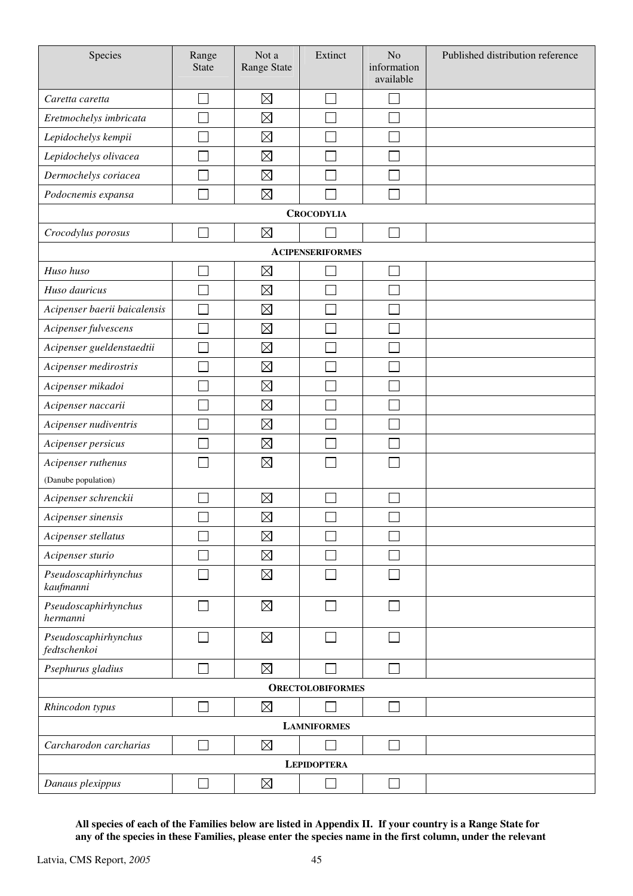| Species | Range State | Not a Range State | Extinct | No information available | Published distribution reference |
|---|---|---|---|---|---|
| *Caretta caretta* | ☐ | ☒ | ☐ | ☐ | |
| *Eretmochelys imbricata* | ☐ | ☒ | ☐ | ☐ | |
| *Lepidochelys kempii* | ☐ | ☒ | ☐ | ☐ | |
| *Lepidochelys olivacea* | ☐ | ☒ | ☐ | ☐ | |
| *Dermochelys coriacea* | ☐ | ☒ | ☐ | ☐ | |
| *Podocnemis expansa* | ☐ | ☒ | ☐ | ☐ | |
| **CROCODYLIA** | | | | | |
| *Crocodylus porosus* | ☐ | ☒ | ☐ | ☐ | |
| **ACIPENSERIFORMES** | | | | | |
| *Huso huso* | ☐ | ☒ | ☐ | ☐ | |
| *Huso dauricus* | ☐ | ☒ | ☐ | ☐ | |
| *Acipenser baerii baicalensis* | ☐ | ☒ | ☐ | ☐ | |
| *Acipenser fulvescens* | ☐ | ☒ | ☐ | ☐ | |
| *Acipenser gueldenstaedtii* | ☐ | ☒ | ☐ | ☐ | |
| *Acipenser medirostris* | ☐ | ☒ | ☐ | ☐ | |
| *Acipenser mikadoi* | ☐ | ☒ | ☐ | ☐ | |
| *Acipenser naccarii* | ☐ | ☒ | ☐ | ☐ | |
| *Acipenser nudiventris* | ☐ | ☒ | ☐ | ☐ | |
| *Acipenser persicus* | ☐ | ☒ | ☐ | ☐ | |
| *Acipenser ruthenus* (Danube population) | ☐ | ☒ | ☐ | ☐ | |
| *Acipenser schrenckii* | ☐ | ☒ | ☐ | ☐ | |
| *Acipenser sinensis* | ☐ | ☒ | ☐ | ☐ | |
| *Acipenser stellatus* | ☐ | ☒ | ☐ | ☐ | |
| *Acipenser sturio* | ☐ | ☒ | ☐ | ☐ | |
| *Pseudoscaphirhynchus kaufmanni* | ☐ | ☒ | ☐ | ☐ | |
| *Pseudoscaphirhynchus hermanni* | ☐ | ☒ | ☐ | ☐ | |
| *Pseudoscaphirhynchus fedtschenkoi* | ☐ | ☒ | ☐ | ☐ | |
| *Psephurus gladius* | ☐ | ☒ | ☐ | ☐ | |
| **ORECTOLOBIFORMES** | | | | | |
| *Rhincodon typus* | ☐ | ☒ | ☐ | ☐ | |
| **LAMNIFORMES** | | | | | |
| *Carcharodon carcharias* | ☐ | ☒ | ☐ | ☐ | |
| **LEPIDOPTERA** | | | | | |
| *Danaus plexippus* | ☐ | ☒ | ☐ | ☐ | |

**All species of each of the Families below are listed in Appendix II. If your country is a Range State for any of the species in these Families, please enter the species name in the first column, under the relevant**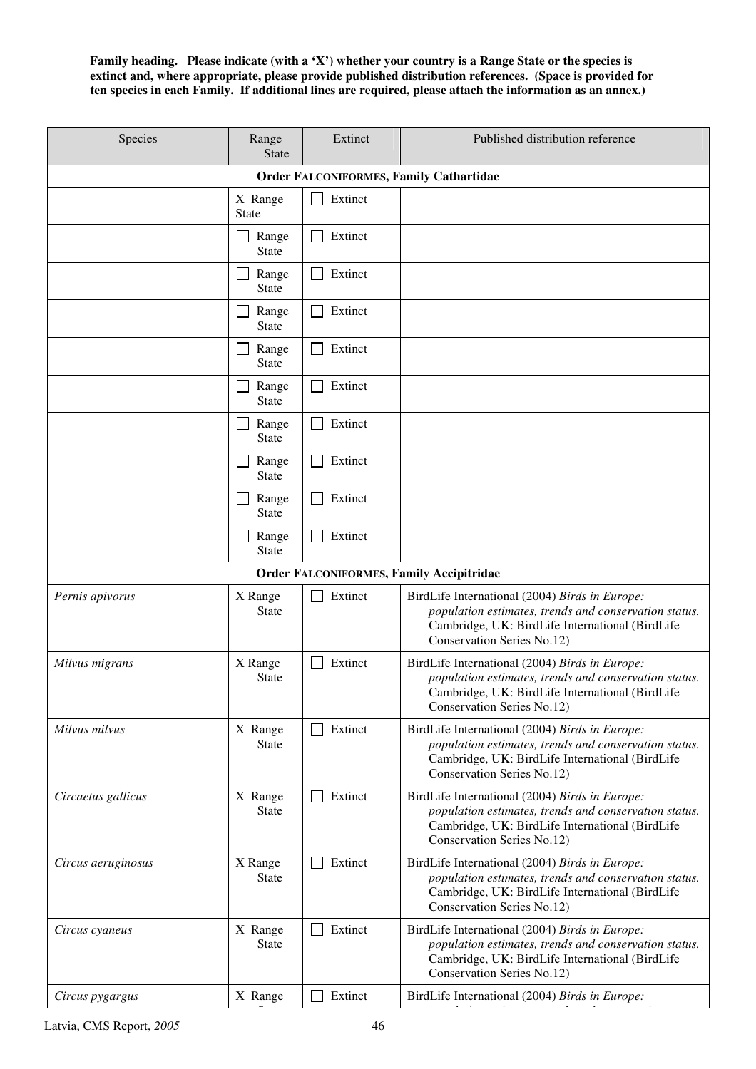**Family heading. Please indicate (with a 'X') whether your country is a Range State or the species is extinct and, where appropriate, please provide published distribution references. (Space is provided for ten species in each Family. If additional lines are required, please attach the information as an annex.)**

| Species | Range State | Extinct | Published distribution reference |
|---|---|---|---|
| **Order FALCONIFORMES, Family Cathartidae** | | | |
| | X Range State | ☐ Extinct | |
| | ☐ Range State | ☐ Extinct | |
| | ☐ Range State | ☐ Extinct | |
| | ☐ Range State | ☐ Extinct | |
| | ☐ Range State | ☐ Extinct | |
| | ☐ Range State | ☐ Extinct | |
| | ☐ Range State | ☐ Extinct | |
| | ☐ Range State | ☐ Extinct | |
| | ☐ Range State | ☐ Extinct | |
| | ☐ Range State | ☐ Extinct | |
| **Order FALCONIFORMES, Family Accipitridae** | | | |
| *Pernis apivorus* | X Range State | ☐ Extinct | BirdLife International (2004) *Birds in Europe: population estimates, trends and conservation status.* Cambridge, UK: BirdLife International (BirdLife Conservation Series No.12) |
| *Milvus migrans* | X Range State | ☐ Extinct | BirdLife International (2004) *Birds in Europe: population estimates, trends and conservation status.* Cambridge, UK: BirdLife International (BirdLife Conservation Series No.12) |
| *Milvus milvus* | X Range State | ☐ Extinct | BirdLife International (2004) *Birds in Europe: population estimates, trends and conservation status.* Cambridge, UK: BirdLife International (BirdLife Conservation Series No.12) |
| *Circaetus gallicus* | X Range State | ☐ Extinct | BirdLife International (2004) *Birds in Europe: population estimates, trends and conservation status.* Cambridge, UK: BirdLife International (BirdLife Conservation Series No.12) |
| *Circus aeruginosus* | X Range State | ☐ Extinct | BirdLife International (2004) *Birds in Europe: population estimates, trends and conservation status.* Cambridge, UK: BirdLife International (BirdLife Conservation Series No.12) |
| *Circus cyaneus* | X Range State | ☐ Extinct | BirdLife International (2004) *Birds in Europe: population estimates, trends and conservation status.* Cambridge, UK: BirdLife International (BirdLife Conservation Series No.12) |
| *Circus pygargus* | X Range | ☐ Extinct | BirdLife International (2004) *Birds in Europe:* |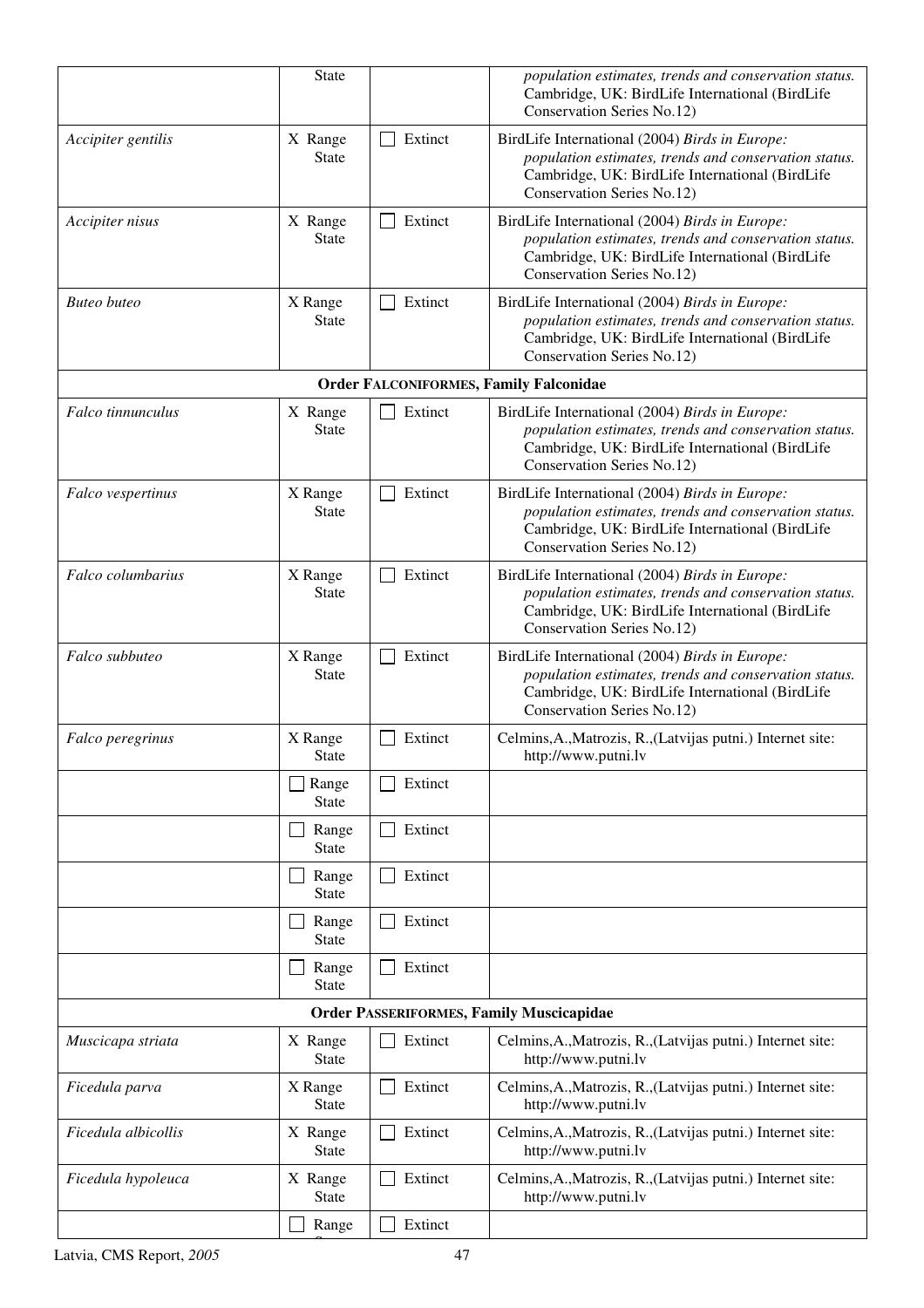| | | | |
|---|---|---|---|
| | State | | *population estimates, trends and conservation status.* Cambridge, UK: BirdLife International (BirdLife Conservation Series No.12) |
| *Accipiter gentilis* | X Range State | ☐ Extinct | BirdLife International (2004) *Birds in Europe: population estimates, trends and conservation status.* Cambridge, UK: BirdLife International (BirdLife Conservation Series No.12) |
| *Accipiter nisus* | X Range State | ☐ Extinct | BirdLife International (2004) *Birds in Europe: population estimates, trends and conservation status.* Cambridge, UK: BirdLife International (BirdLife Conservation Series No.12) |
| *Buteo buteo* | X Range State | ☐ Extinct | BirdLife International (2004) *Birds in Europe: population estimates, trends and conservation status.* Cambridge, UK: BirdLife International (BirdLife Conservation Series No.12) |
| **Order FALCONIFORMES, Family Falconidae** | | | |
| *Falco tinnunculus* | X Range State | ☐ Extinct | BirdLife International (2004) *Birds in Europe: population estimates, trends and conservation status.* Cambridge, UK: BirdLife International (BirdLife Conservation Series No.12) |
| *Falco vespertinus* | X Range State | ☐ Extinct | BirdLife International (2004) *Birds in Europe: population estimates, trends and conservation status.* Cambridge, UK: BirdLife International (BirdLife Conservation Series No.12) |
| *Falco columbarius* | X Range State | ☐ Extinct | BirdLife International (2004) *Birds in Europe: population estimates, trends and conservation status.* Cambridge, UK: BirdLife International (BirdLife Conservation Series No.12) |
| *Falco subbuteo* | X Range State | ☐ Extinct | BirdLife International (2004) *Birds in Europe: population estimates, trends and conservation status.* Cambridge, UK: BirdLife International (BirdLife Conservation Series No.12) |
| *Falco peregrinus* | X Range State | ☐ Extinct | Celmins,A.,Matrozis, R.,(Latvijas putni.) Internet site: http://www.putni.lv |
| | ☐ Range State | ☐ Extinct | |
| | ☐ Range State | ☐ Extinct | |
| | ☐ Range State | ☐ Extinct | |
| | ☐ Range State | ☐ Extinct | |
| | ☐ Range State | ☐ Extinct | |
| **Order PASSERIFORMES, Family Muscicapidae** | | | |
| *Muscicapa striata* | X Range State | ☐ Extinct | Celmins,A.,Matrozis, R.,(Latvijas putni.) Internet site: http://www.putni.lv |
| *Ficedula parva* | X Range State | ☐ Extinct | Celmins,A.,Matrozis, R.,(Latvijas putni.) Internet site: http://www.putni.lv |
| *Ficedula albicollis* | X Range State | ☐ Extinct | Celmins,A.,Matrozis, R.,(Latvijas putni.) Internet site: http://www.putni.lv |
| *Ficedula hypoleuca* | X Range State | ☐ Extinct | Celmins,A.,Matrozis, R.,(Latvijas putni.) Internet site: http://www.putni.lv |
| | ☐ Range | ☐ Extinct | |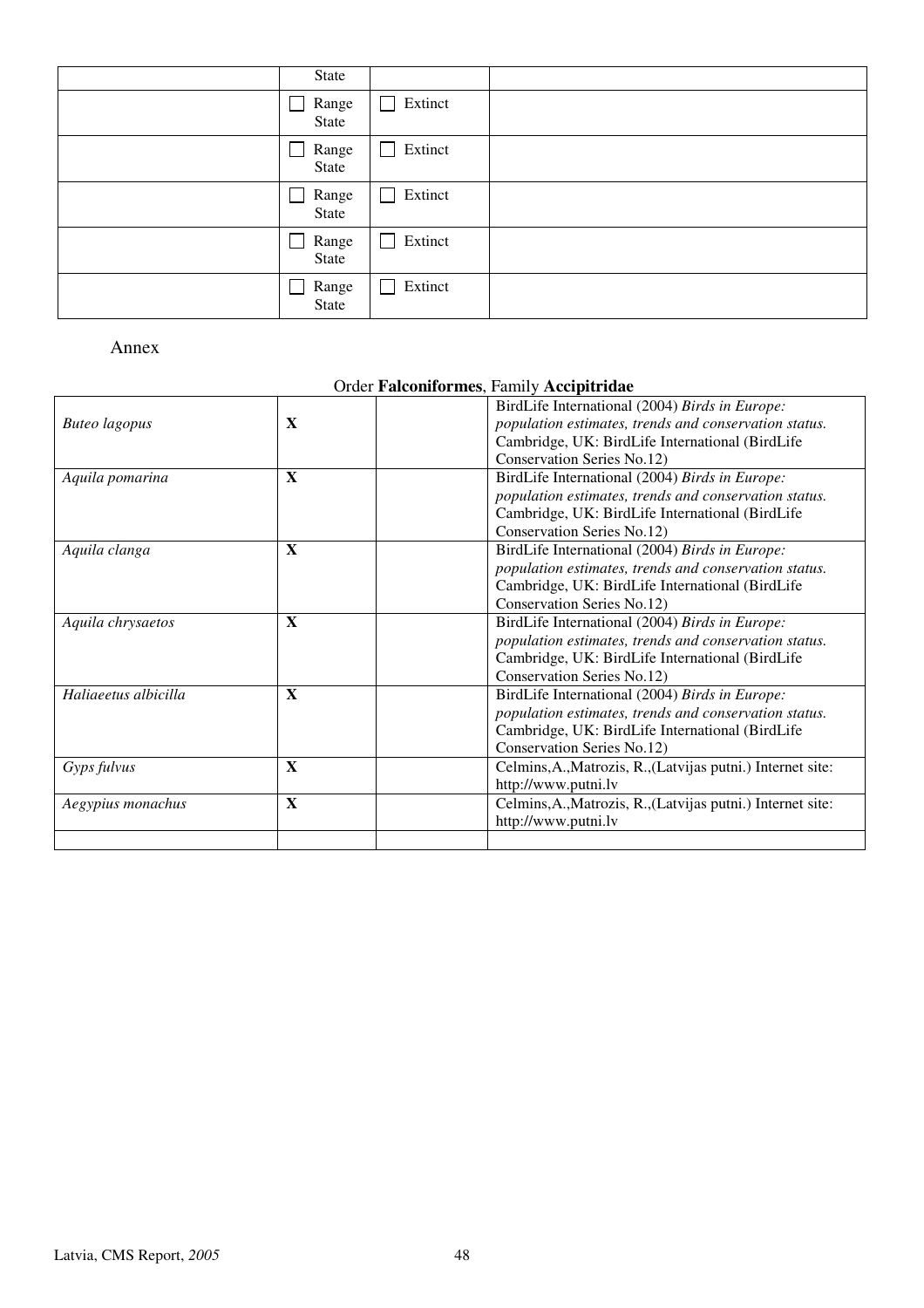| | | | |
|---|---|---|---|
| | State | | |
| | ☐ Range State | ☐ Extinct | |
| | ☐ Range State | ☐ Extinct | |
| | ☐ Range State | ☐ Extinct | |
| | ☐ Range State | ☐ Extinct | |
| | ☐ Range State | ☐ Extinct | |

Annex

Order **Falconiformes**, Family **Accipitridae**

| | | | |
|---|---|---|---|
| *Buteo lagopus* | **X** | | BirdLife International (2004) *Birds in Europe: population estimates, trends and conservation status.* Cambridge, UK: BirdLife International (BirdLife Conservation Series No.12) |
| *Aquila pomarina* | **X** | | BirdLife International (2004) *Birds in Europe: population estimates, trends and conservation status.* Cambridge, UK: BirdLife International (BirdLife Conservation Series No.12) |
| *Aquila clanga* | **X** | | BirdLife International (2004) *Birds in Europe: population estimates, trends and conservation status.* Cambridge, UK: BirdLife International (BirdLife Conservation Series No.12) |
| *Aquila chrysaetos* | **X** | | BirdLife International (2004) *Birds in Europe: population estimates, trends and conservation status.* Cambridge, UK: BirdLife International (BirdLife Conservation Series No.12) |
| *Haliaeetus albicilla* | **X** | | BirdLife International (2004) *Birds in Europe: population estimates, trends and conservation status.* Cambridge, UK: BirdLife International (BirdLife Conservation Series No.12) |
| *Gyps fulvus* | **X** | | Celmins,A.,Matrozis, R.,(Latvijas putni.) Internet site: http://www.putni.lv |
| *Aegypius monachus* | **X** | | Celmins,A.,Matrozis, R.,(Latvijas putni.) Internet site: http://www.putni.lv |
| | | | |